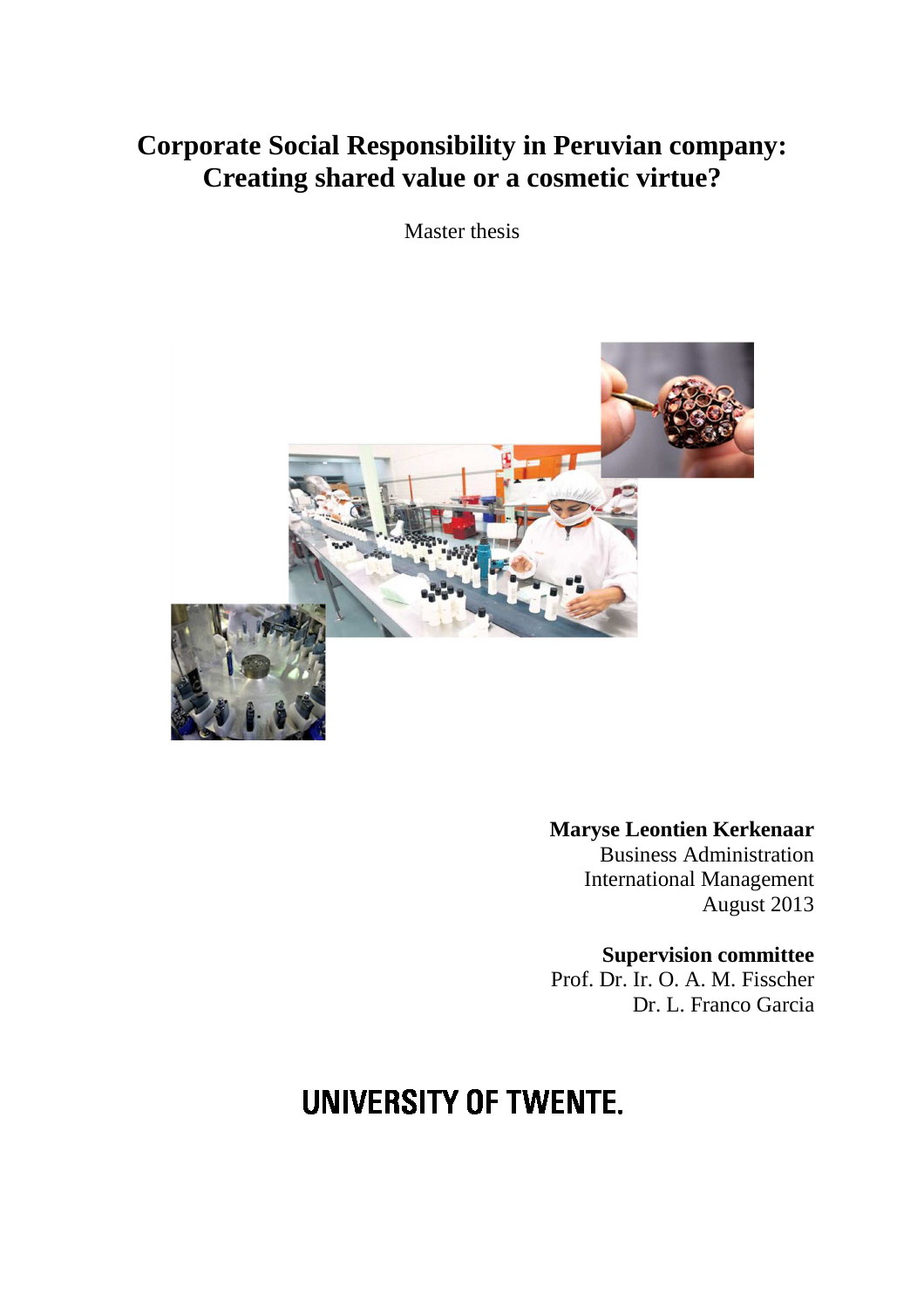# Corporate Social Responsibility in Peruvian company: Creating shared value or a cosmetic virtue?

Master thesis

**Maryse Leontien Kerkenaar**
Business Administration
International Management
August 2013

**Supervision committee**
Prof. Dr. Ir. O. A. M. Fisscher
Dr. L. Franco Garcia

UNIVERSITY OF TWENTE.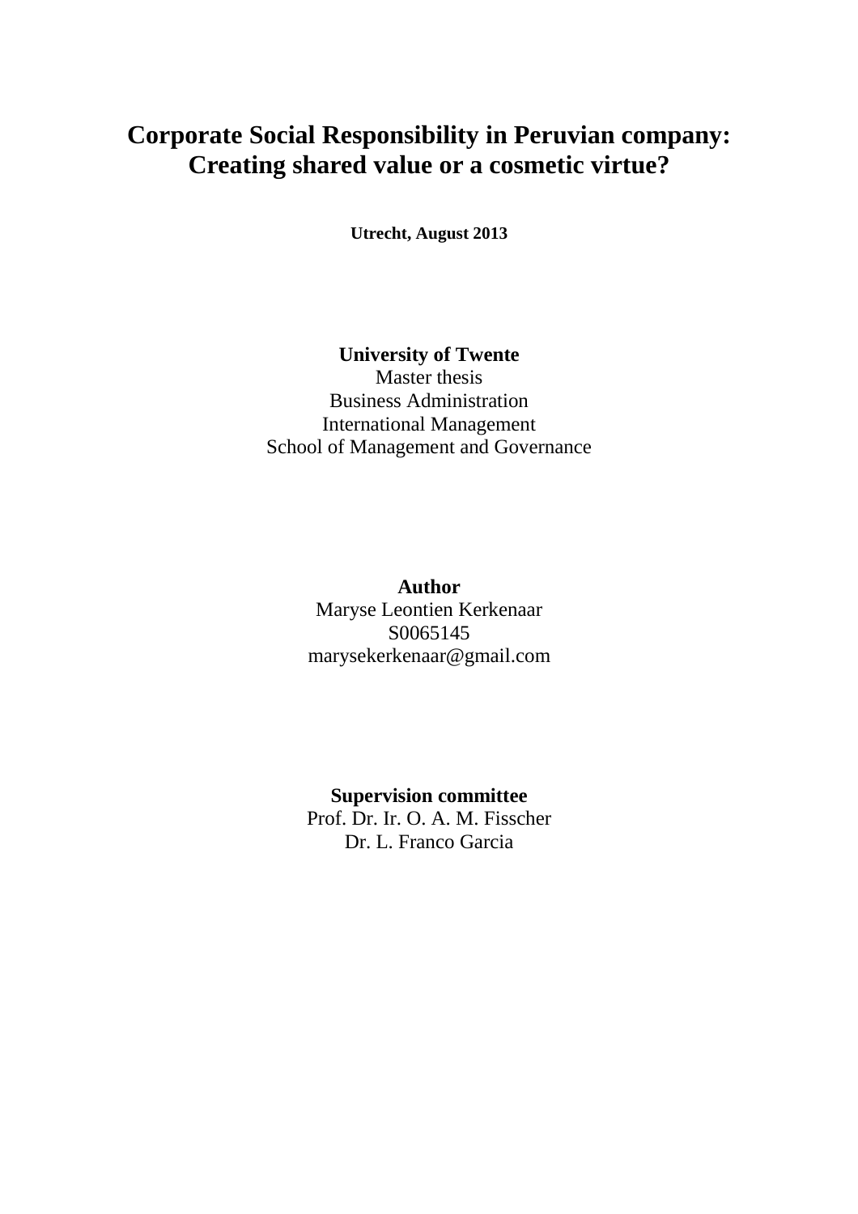# Corporate Social Responsibility in Peruvian company: Creating shared value or a cosmetic virtue?

**Utrecht, August 2013**

**University of Twente**
Master thesis
Business Administration
International Management
School of Management and Governance

**Author**
Maryse Leontien Kerkenaar
S0065145
marysekerkenaar@gmail.com

**Supervision committee**
Prof. Dr. Ir. O. A. M. Fisscher
Dr. L. Franco Garcia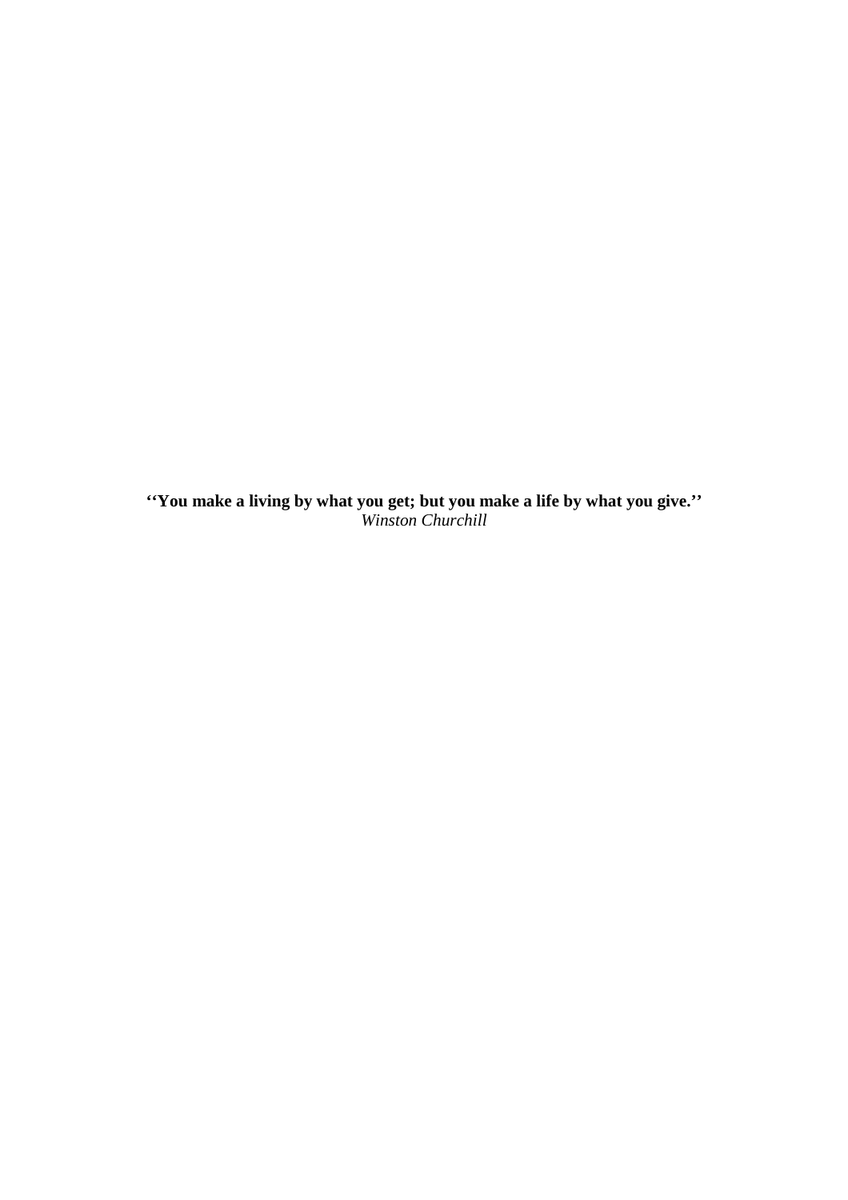**''You make a living by what you get; but you make a life by what you give.''**
*Winston Churchill*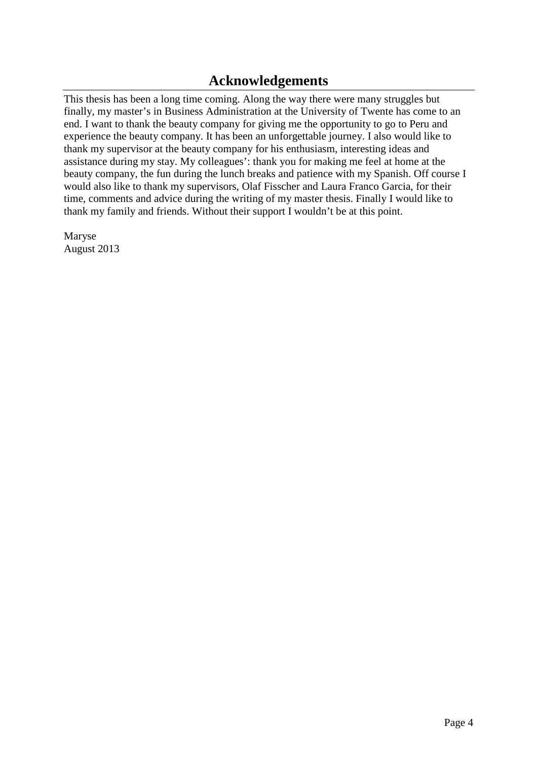# Acknowledgements

This thesis has been a long time coming. Along the way there were many struggles but finally, my master's in Business Administration at the University of Twente has come to an end. I want to thank the beauty company for giving me the opportunity to go to Peru and experience the beauty company. It has been an unforgettable journey. I also would like to thank my supervisor at the beauty company for his enthusiasm, interesting ideas and assistance during my stay. My colleagues': thank you for making me feel at home at the beauty company, the fun during the lunch breaks and patience with my Spanish. Off course I would also like to thank my supervisors, Olaf Fisscher and Laura Franco Garcia, for their time, comments and advice during the writing of my master thesis. Finally I would like to thank my family and friends. Without their support I wouldn't be at this point.

Maryse
August 2013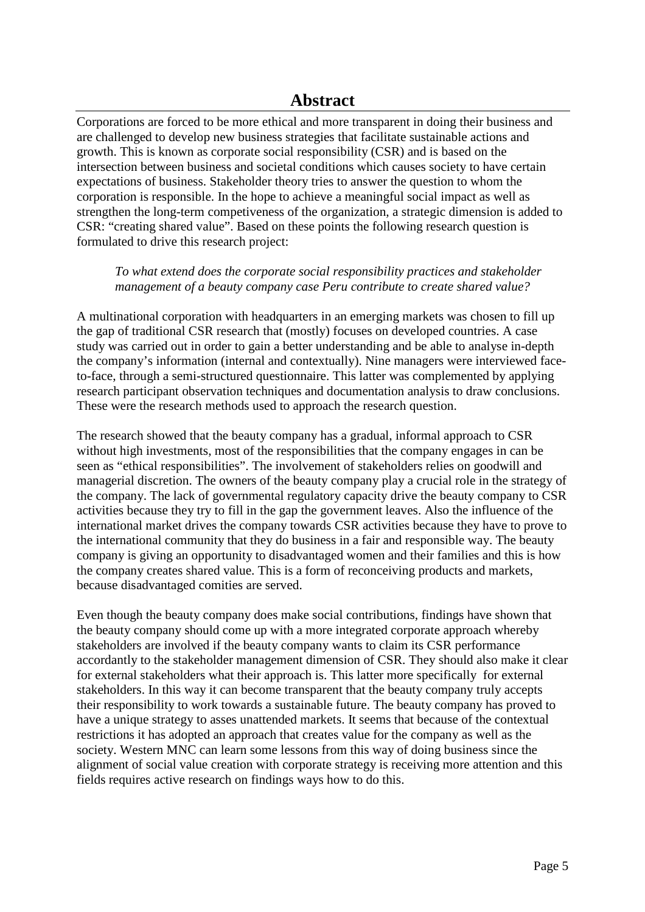# Abstract

Corporations are forced to be more ethical and more transparent in doing their business and are challenged to develop new business strategies that facilitate sustainable actions and growth. This is known as corporate social responsibility (CSR) and is based on the intersection between business and societal conditions which causes society to have certain expectations of business. Stakeholder theory tries to answer the question to whom the corporation is responsible. In the hope to achieve a meaningful social impact as well as strengthen the long-term competiveness of the organization, a strategic dimension is added to CSR: "creating shared value". Based on these points the following research question is formulated to drive this research project:

> *To what extend does the corporate social responsibility practices and stakeholder management of a beauty company case Peru contribute to create shared value?*

A multinational corporation with headquarters in an emerging markets was chosen to fill up the gap of traditional CSR research that (mostly) focuses on developed countries. A case study was carried out in order to gain a better understanding and be able to analyse in-depth the company's information (internal and contextually). Nine managers were interviewed face-to-face, through a semi-structured questionnaire. This latter was complemented by applying research participant observation techniques and documentation analysis to draw conclusions. These were the research methods used to approach the research question.

The research showed that the beauty company has a gradual, informal approach to CSR without high investments, most of the responsibilities that the company engages in can be seen as "ethical responsibilities". The involvement of stakeholders relies on goodwill and managerial discretion. The owners of the beauty company play a crucial role in the strategy of the company. The lack of governmental regulatory capacity drive the beauty company to CSR activities because they try to fill in the gap the government leaves. Also the influence of the international market drives the company towards CSR activities because they have to prove to the international community that they do business in a fair and responsible way. The beauty company is giving an opportunity to disadvantaged women and their families and this is how the company creates shared value. This is a form of reconceiving products and markets, because disadvantaged comities are served.

Even though the beauty company does make social contributions, findings have shown that the beauty company should come up with a more integrated corporate approach whereby stakeholders are involved if the beauty company wants to claim its CSR performance accordantly to the stakeholder management dimension of CSR. They should also make it clear for external stakeholders what their approach is. This latter more specifically for external stakeholders. In this way it can become transparent that the beauty company truly accepts their responsibility to work towards a sustainable future. The beauty company has proved to have a unique strategy to asses unattended markets. It seems that because of the contextual restrictions it has adopted an approach that creates value for the company as well as the society. Western MNC can learn some lessons from this way of doing business since the alignment of social value creation with corporate strategy is receiving more attention and this fields requires active research on findings ways how to do this.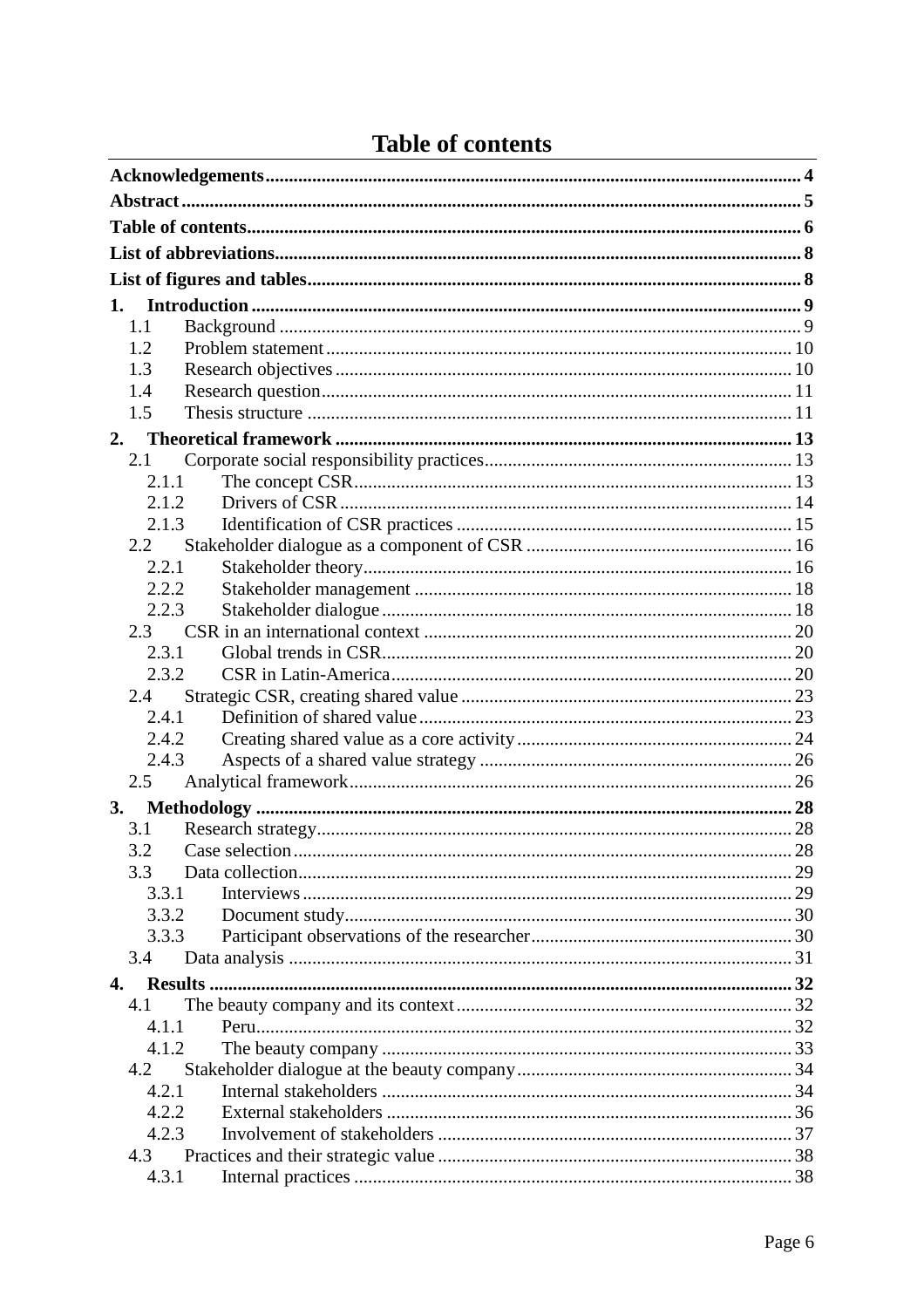# Table of contents

| | |
|---|---|
| **Acknowledgements** | **4** |
| **Abstract** | **5** |
| **Table of contents** | **6** |
| **List of abbreviations** | **8** |
| **List of figures and tables** | **8** |
| **1. Introduction** | **9** |
| 1.1 Background | 9 |
| 1.2 Problem statement | 10 |
| 1.3 Research objectives | 10 |
| 1.4 Research question | 11 |
| 1.5 Thesis structure | 11 |
| **2. Theoretical framework** | **13** |
| 2.1 Corporate social responsibility practices | 13 |
| 2.1.1 The concept CSR | 13 |
| 2.1.2 Drivers of CSR | 14 |
| 2.1.3 Identification of CSR practices | 15 |
| 2.2 Stakeholder dialogue as a component of CSR | 16 |
| 2.2.1 Stakeholder theory | 16 |
| 2.2.2 Stakeholder management | 18 |
| 2.2.3 Stakeholder dialogue | 18 |
| 2.3 CSR in an international context | 20 |
| 2.3.1 Global trends in CSR | 20 |
| 2.3.2 CSR in Latin-America | 20 |
| 2.4 Strategic CSR, creating shared value | 23 |
| 2.4.1 Definition of shared value | 23 |
| 2.4.2 Creating shared value as a core activity | 24 |
| 2.4.3 Aspects of a shared value strategy | 26 |
| 2.5 Analytical framework | 26 |
| **3. Methodology** | **28** |
| 3.1 Research strategy | 28 |
| 3.2 Case selection | 28 |
| 3.3 Data collection | 29 |
| 3.3.1 Interviews | 29 |
| 3.3.2 Document study | 30 |
| 3.3.3 Participant observations of the researcher | 30 |
| 3.4 Data analysis | 31 |
| **4. Results** | **32** |
| 4.1 The beauty company and its context | 32 |
| 4.1.1 Peru | 32 |
| 4.1.2 The beauty company | 33 |
| 4.2 Stakeholder dialogue at the beauty company | 34 |
| 4.2.1 Internal stakeholders | 34 |
| 4.2.2 External stakeholders | 36 |
| 4.2.3 Involvement of stakeholders | 37 |
| 4.3 Practices and their strategic value | 38 |
| 4.3.1 Internal practices | 38 |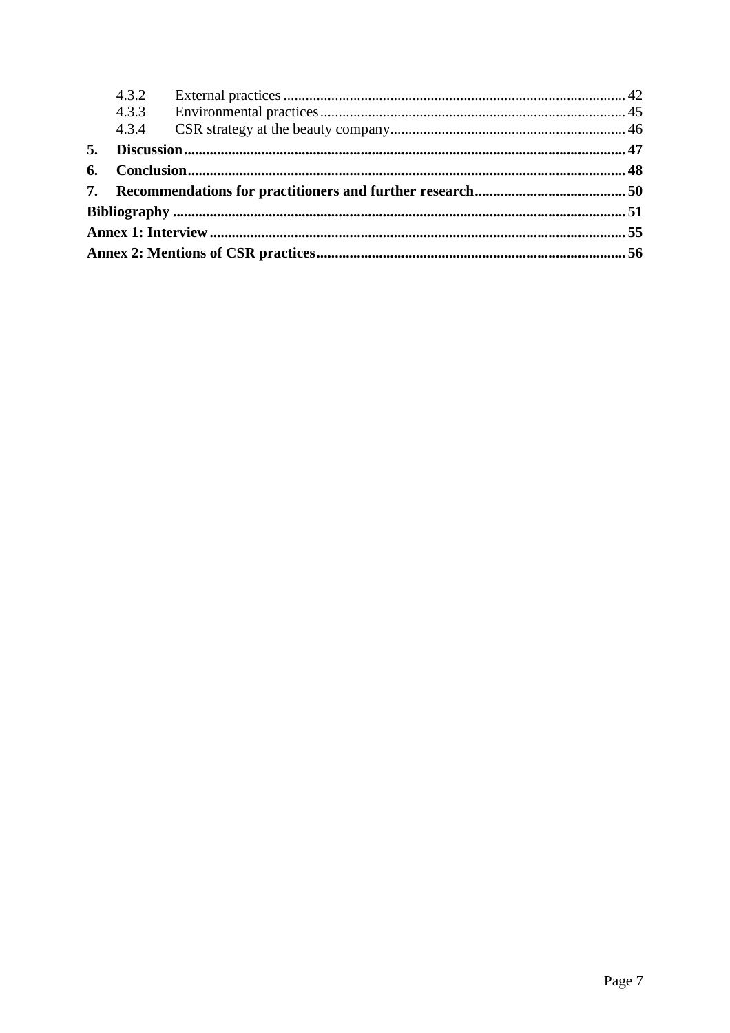4.3.2 External practices ........................................................................................... 42
4.3.3 Environmental practices ...................................................................................... 45
4.3.4 CSR strategy at the beauty company ................................................................. 46

**5. Discussion ........................................................................................................ 47**

**6. Conclusion ....................................................................................................... 48**

**7. Recommendations for practitioners and further research ................................ 50**

**Bibliography ......................................................................................................... 51**

**Annex 1: Interview ............................................................................................... 55**

**Annex 2: Mentions of CSR practices .................................................................... 56**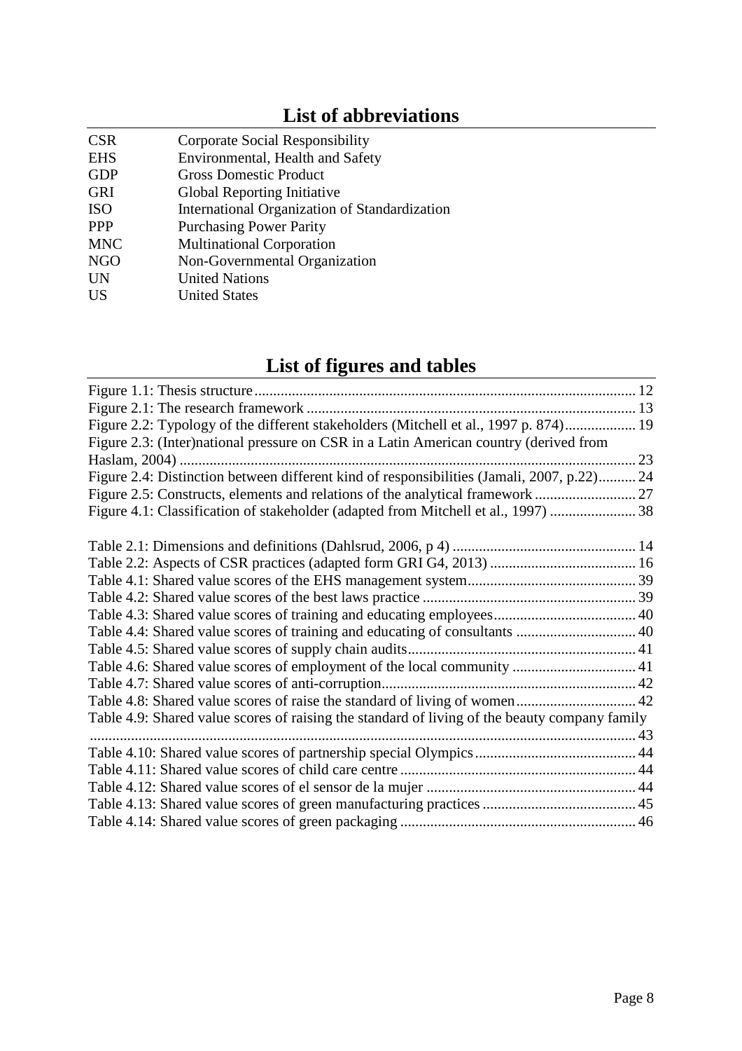# List of abbreviations

| | |
|---|---|
| CSR | Corporate Social Responsibility |
| EHS | Environmental, Health and Safety |
| GDP | Gross Domestic Product |
| GRI | Global Reporting Initiative |
| ISO | International Organization of Standardization |
| PPP | Purchasing Power Parity |
| MNC | Multinational Corporation |
| NGO | Non-Governmental Organization |
| UN | United Nations |
| US | United States |

# List of figures and tables

Figure 1.1: Thesis structure ..... 12
Figure 2.1: The research framework ..... 13
Figure 2.2: Typology of the different stakeholders (Mitchell et al., 1997 p. 874) ..... 19
Figure 2.3: (Inter)national pressure on CSR in a Latin American country (derived from Haslam, 2004) ..... 23
Figure 2.4: Distinction between different kind of responsibilities (Jamali, 2007, p.22) ..... 24
Figure 2.5: Constructs, elements and relations of the analytical framework ..... 27
Figure 4.1: Classification of stakeholder (adapted from Mitchell et al., 1997) ..... 38

Table 2.1: Dimensions and definitions (Dahlsrud, 2006, p 4) ..... 14
Table 2.2: Aspects of CSR practices (adapted form GRI G4, 2013) ..... 16
Table 4.1: Shared value scores of the EHS management system ..... 39
Table 4.2: Shared value scores of the best laws practice ..... 39
Table 4.3: Shared value scores of training and educating employees ..... 40
Table 4.4: Shared value scores of training and educating of consultants ..... 40
Table 4.5: Shared value scores of supply chain audits ..... 41
Table 4.6: Shared value scores of employment of the local community ..... 41
Table 4.7: Shared value scores of anti-corruption ..... 42
Table 4.8: Shared value scores of raise the standard of living of women ..... 42
Table 4.9: Shared value scores of raising the standard of living of the beauty company family ..... 43
Table 4.10: Shared value scores of partnership special Olympics ..... 44
Table 4.11: Shared value scores of child care centre ..... 44
Table 4.12: Shared value scores of el sensor de la mujer ..... 44
Table 4.13: Shared value scores of green manufacturing practices ..... 45
Table 4.14: Shared value scores of green packaging ..... 46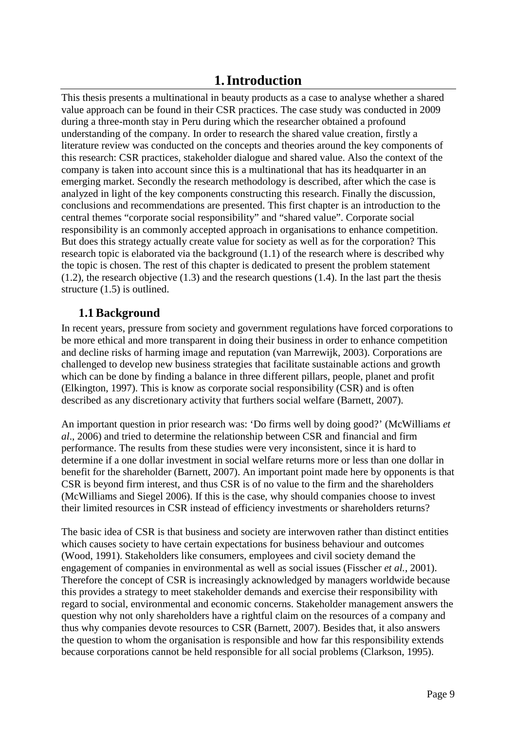# 1. Introduction

This thesis presents a multinational in beauty products as a case to analyse whether a shared value approach can be found in their CSR practices. The case study was conducted in 2009 during a three-month stay in Peru during which the researcher obtained a profound understanding of the company. In order to research the shared value creation, firstly a literature review was conducted on the concepts and theories around the key components of this research: CSR practices, stakeholder dialogue and shared value. Also the context of the company is taken into account since this is a multinational that has its headquarter in an emerging market. Secondly the research methodology is described, after which the case is analyzed in light of the key components constructing this research. Finally the discussion, conclusions and recommendations are presented. This first chapter is an introduction to the central themes "corporate social responsibility" and "shared value". Corporate social responsibility is an commonly accepted approach in organisations to enhance competition. But does this strategy actually create value for society as well as for the corporation? This research topic is elaborated via the background (1.1) of the research where is described why the topic is chosen. The rest of this chapter is dedicated to present the problem statement (1.2), the research objective (1.3) and the research questions (1.4). In the last part the thesis structure (1.5) is outlined.

## 1.1 Background

In recent years, pressure from society and government regulations have forced corporations to be more ethical and more transparent in doing their business in order to enhance competition and decline risks of harming image and reputation (van Marrewijk, 2003). Corporations are challenged to develop new business strategies that facilitate sustainable actions and growth which can be done by finding a balance in three different pillars, people, planet and profit (Elkington, 1997). This is know as corporate social responsibility (CSR) and is often described as any discretionary activity that furthers social welfare (Barnett, 2007).

An important question in prior research was: 'Do firms well by doing good?' (McWilliams *et al*., 2006) and tried to determine the relationship between CSR and financial and firm performance. The results from these studies were very inconsistent, since it is hard to determine if a one dollar investment in social welfare returns more or less than one dollar in benefit for the shareholder (Barnett, 2007). An important point made here by opponents is that CSR is beyond firm interest, and thus CSR is of no value to the firm and the shareholders (McWilliams and Siegel 2006). If this is the case, why should companies choose to invest their limited resources in CSR instead of efficiency investments or shareholders returns?

The basic idea of CSR is that business and society are interwoven rather than distinct entities which causes society to have certain expectations for business behaviour and outcomes (Wood, 1991). Stakeholders like consumers, employees and civil society demand the engagement of companies in environmental as well as social issues (Fisscher *et al.*, 2001). Therefore the concept of CSR is increasingly acknowledged by managers worldwide because this provides a strategy to meet stakeholder demands and exercise their responsibility with regard to social, environmental and economic concerns. Stakeholder management answers the question why not only shareholders have a rightful claim on the resources of a company and thus why companies devote resources to CSR (Barnett, 2007). Besides that, it also answers the question to whom the organisation is responsible and how far this responsibility extends because corporations cannot be held responsible for all social problems (Clarkson, 1995).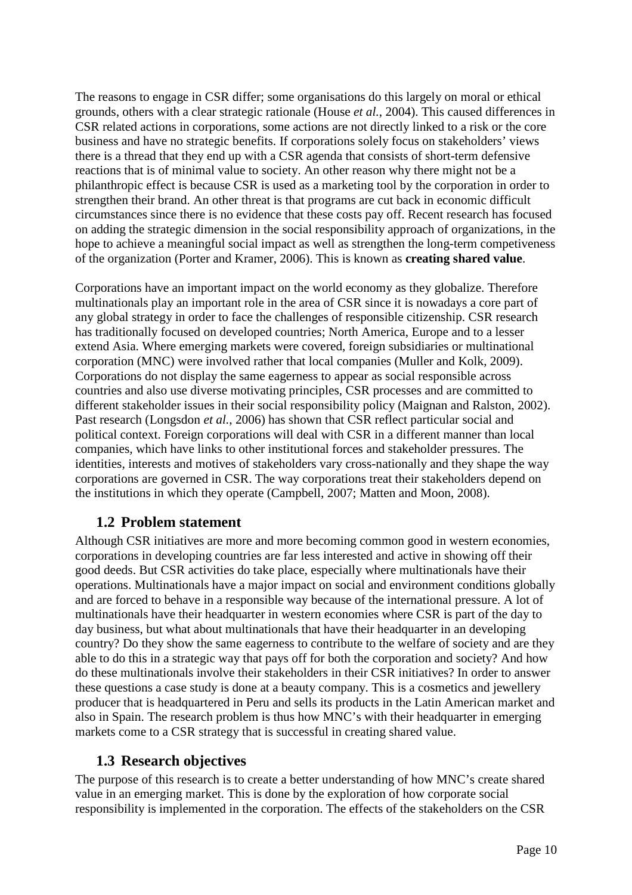The reasons to engage in CSR differ; some organisations do this largely on moral or ethical grounds, others with a clear strategic rationale (House *et al.*, 2004). This caused differences in CSR related actions in corporations, some actions are not directly linked to a risk or the core business and have no strategic benefits. If corporations solely focus on stakeholders' views there is a thread that they end up with a CSR agenda that consists of short-term defensive reactions that is of minimal value to society. An other reason why there might not be a philanthropic effect is because CSR is used as a marketing tool by the corporation in order to strengthen their brand. An other threat is that programs are cut back in economic difficult circumstances since there is no evidence that these costs pay off. Recent research has focused on adding the strategic dimension in the social responsibility approach of organizations, in the hope to achieve a meaningful social impact as well as strengthen the long-term competiveness of the organization (Porter and Kramer, 2006). This is known as **creating shared value**.

Corporations have an important impact on the world economy as they globalize. Therefore multinationals play an important role in the area of CSR since it is nowadays a core part of any global strategy in order to face the challenges of responsible citizenship. CSR research has traditionally focused on developed countries; North America, Europe and to a lesser extend Asia. Where emerging markets were covered, foreign subsidiaries or multinational corporation (MNC) were involved rather that local companies (Muller and Kolk, 2009). Corporations do not display the same eagerness to appear as social responsible across countries and also use diverse motivating principles, CSR processes and are committed to different stakeholder issues in their social responsibility policy (Maignan and Ralston, 2002). Past research (Longsdon *et al.*, 2006) has shown that CSR reflect particular social and political context. Foreign corporations will deal with CSR in a different manner than local companies, which have links to other institutional forces and stakeholder pressures. The identities, interests and motives of stakeholders vary cross-nationally and they shape the way corporations are governed in CSR. The way corporations treat their stakeholders depend on the institutions in which they operate (Campbell, 2007; Matten and Moon, 2008).

## 1.2 Problem statement

Although CSR initiatives are more and more becoming common good in western economies, corporations in developing countries are far less interested and active in showing off their good deeds. But CSR activities do take place, especially where multinationals have their operations. Multinationals have a major impact on social and environment conditions globally and are forced to behave in a responsible way because of the international pressure. A lot of multinationals have their headquarter in western economies where CSR is part of the day to day business, but what about multinationals that have their headquarter in an developing country? Do they show the same eagerness to contribute to the welfare of society and are they able to do this in a strategic way that pays off for both the corporation and society? And how do these multinationals involve their stakeholders in their CSR initiatives? In order to answer these questions a case study is done at a beauty company. This is a cosmetics and jewellery producer that is headquartered in Peru and sells its products in the Latin American market and also in Spain. The research problem is thus how MNC's with their headquarter in emerging markets come to a CSR strategy that is successful in creating shared value.

## 1.3 Research objectives

The purpose of this research is to create a better understanding of how MNC's create shared value in an emerging market. This is done by the exploration of how corporate social responsibility is implemented in the corporation. The effects of the stakeholders on the CSR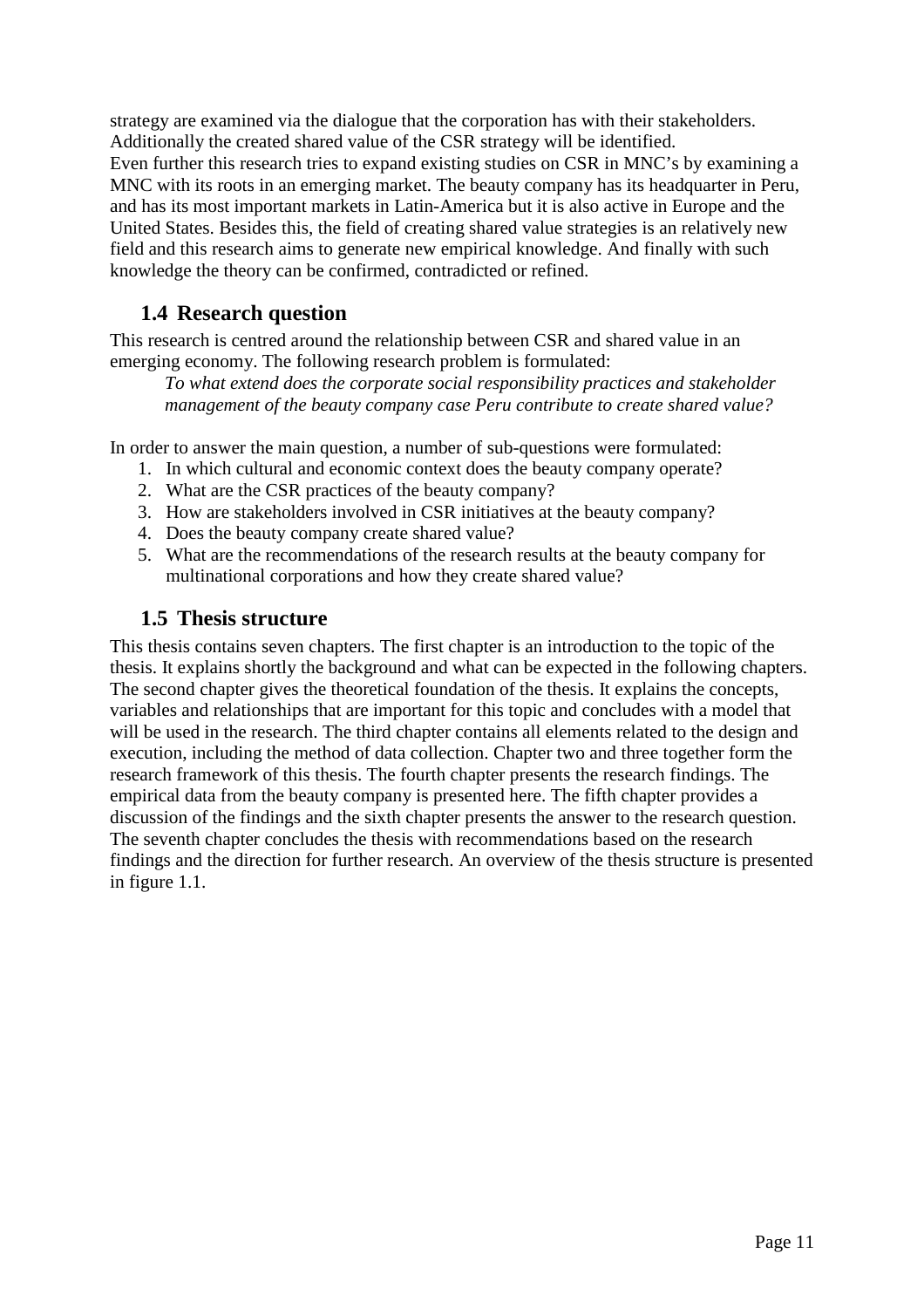strategy are examined via the dialogue that the corporation has with their stakeholders. Additionally the created shared value of the CSR strategy will be identified.
Even further this research tries to expand existing studies on CSR in MNC's by examining a MNC with its roots in an emerging market. The beauty company has its headquarter in Peru, and has its most important markets in Latin-America but it is also active in Europe and the United States. Besides this, the field of creating shared value strategies is an relatively new field and this research aims to generate new empirical knowledge. And finally with such knowledge the theory can be confirmed, contradicted or refined.

## 1.4 Research question

This research is centred around the relationship between CSR and shared value in an emerging economy. The following research problem is formulated:

> *To what extend does the corporate social responsibility practices and stakeholder management of the beauty company case Peru contribute to create shared value?*

In order to answer the main question, a number of sub-questions were formulated:

1. In which cultural and economic context does the beauty company operate?
2. What are the CSR practices of the beauty company?
3. How are stakeholders involved in CSR initiatives at the beauty company?
4. Does the beauty company create shared value?
5. What are the recommendations of the research results at the beauty company for multinational corporations and how they create shared value?

## 1.5 Thesis structure

This thesis contains seven chapters. The first chapter is an introduction to the topic of the thesis. It explains shortly the background and what can be expected in the following chapters. The second chapter gives the theoretical foundation of the thesis. It explains the concepts, variables and relationships that are important for this topic and concludes with a model that will be used in the research. The third chapter contains all elements related to the design and execution, including the method of data collection. Chapter two and three together form the research framework of this thesis. The fourth chapter presents the research findings. The empirical data from the beauty company is presented here. The fifth chapter provides a discussion of the findings and the sixth chapter presents the answer to the research question. The seventh chapter concludes the thesis with recommendations based on the research findings and the direction for further research. An overview of the thesis structure is presented in figure 1.1.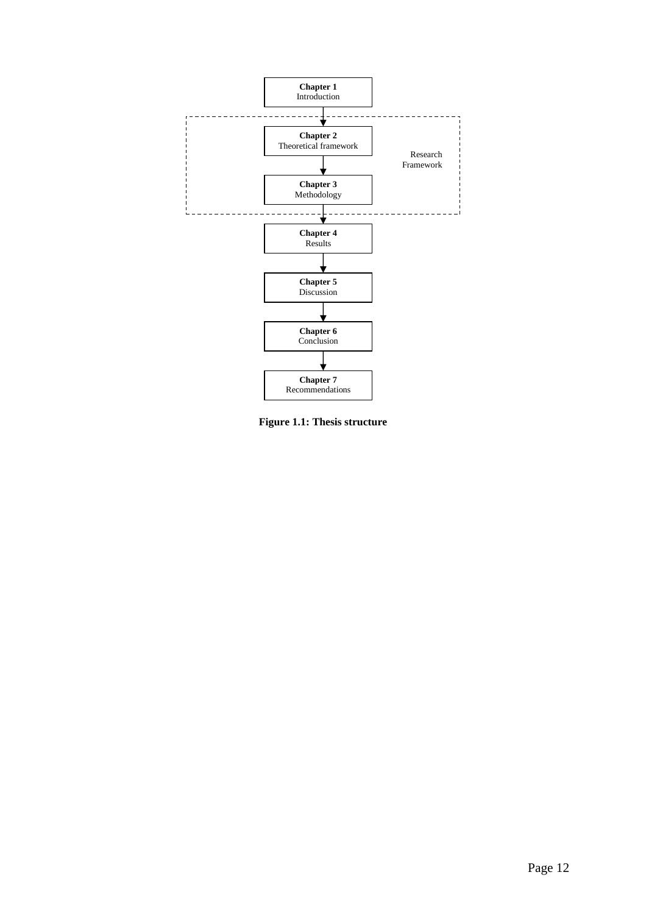**Chapter 1**
Introduction

**Chapter 2**
Theoretical framework

**Chapter 3**
Methodology

Research Framework

**Chapter 4**
Results

**Chapter 5**
Discussion

**Chapter 6**
Conclusion

**Chapter 7**
Recommendations

**Figure 1.1: Thesis structure**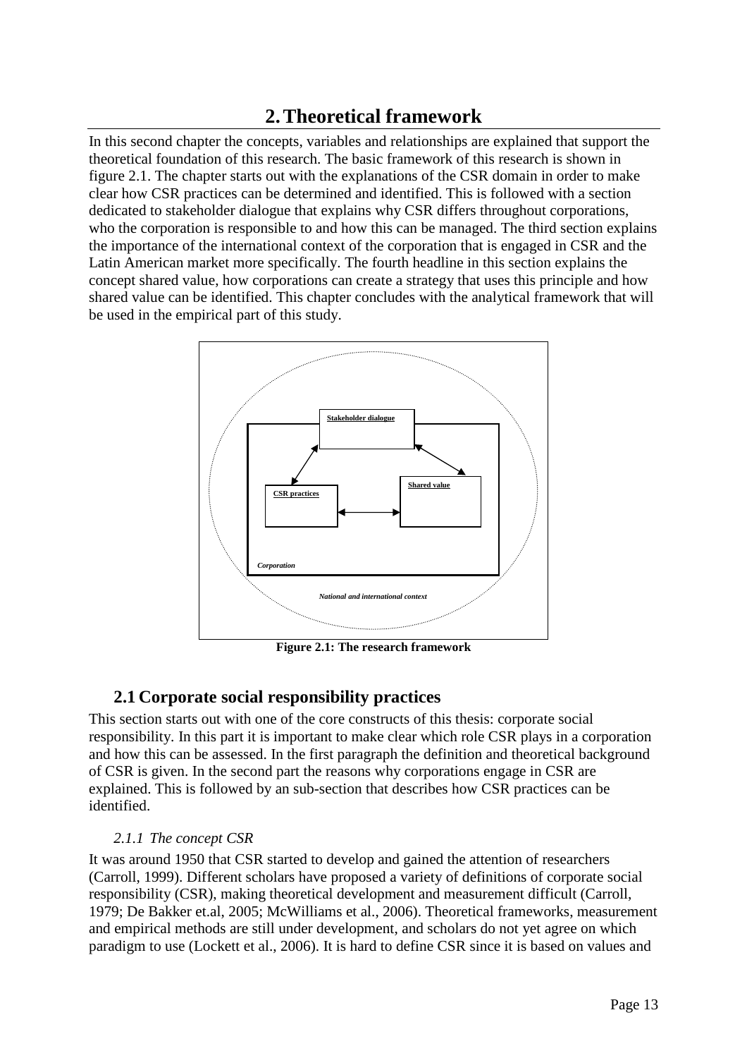# 2. Theoretical framework

In this second chapter the concepts, variables and relationships are explained that support the theoretical foundation of this research. The basic framework of this research is shown in figure 2.1. The chapter starts out with the explanations of the CSR domain in order to make clear how CSR practices can be determined and identified. This is followed with a section dedicated to stakeholder dialogue that explains why CSR differs throughout corporations, who the corporation is responsible to and how this can be managed. The third section explains the importance of the international context of the corporation that is engaged in CSR and the Latin American market more specifically. The fourth headline in this section explains the concept shared value, how corporations can create a strategy that uses this principle and how shared value can be identified. This chapter concludes with the analytical framework that will be used in the empirical part of this study.

**Figure 2.1: The research framework**

## 2.1 Corporate social responsibility practices

This section starts out with one of the core constructs of this thesis: corporate social responsibility. In this part it is important to make clear which role CSR plays in a corporation and how this can be assessed. In the first paragraph the definition and theoretical background of CSR is given. In the second part the reasons why corporations engage in CSR are explained. This is followed by an sub-section that describes how CSR practices can be identified.

### *2.1.1 The concept CSR*

It was around 1950 that CSR started to develop and gained the attention of researchers (Carroll, 1999). Different scholars have proposed a variety of definitions of corporate social responsibility (CSR), making theoretical development and measurement difficult (Carroll, 1979; De Bakker et.al, 2005; McWilliams et al., 2006). Theoretical frameworks, measurement and empirical methods are still under development, and scholars do not yet agree on which paradigm to use (Lockett et al., 2006). It is hard to define CSR since it is based on values and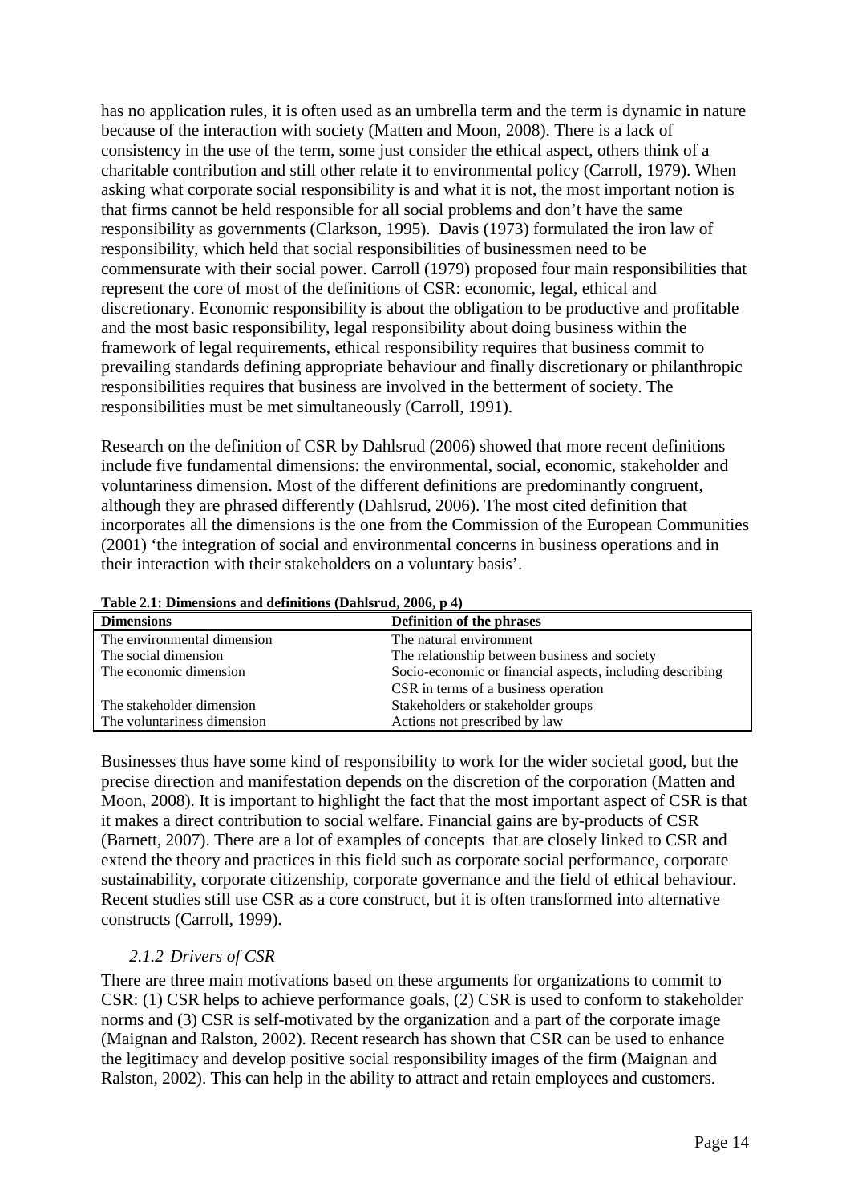has no application rules, it is often used as an umbrella term and the term is dynamic in nature because of the interaction with society (Matten and Moon, 2008). There is a lack of consistency in the use of the term, some just consider the ethical aspect, others think of a charitable contribution and still other relate it to environmental policy (Carroll, 1979). When asking what corporate social responsibility is and what it is not, the most important notion is that firms cannot be held responsible for all social problems and don't have the same responsibility as governments (Clarkson, 1995). Davis (1973) formulated the iron law of responsibility, which held that social responsibilities of businessmen need to be commensurate with their social power. Carroll (1979) proposed four main responsibilities that represent the core of most of the definitions of CSR: economic, legal, ethical and discretionary. Economic responsibility is about the obligation to be productive and profitable and the most basic responsibility, legal responsibility about doing business within the framework of legal requirements, ethical responsibility requires that business commit to prevailing standards defining appropriate behaviour and finally discretionary or philanthropic responsibilities requires that business are involved in the betterment of society. The responsibilities must be met simultaneously (Carroll, 1991).

Research on the definition of CSR by Dahlsrud (2006) showed that more recent definitions include five fundamental dimensions: the environmental, social, economic, stakeholder and voluntariness dimension. Most of the different definitions are predominantly congruent, although they are phrased differently (Dahlsrud, 2006). The most cited definition that incorporates all the dimensions is the one from the Commission of the European Communities (2001) 'the integration of social and environmental concerns in business operations and in their interaction with their stakeholders on a voluntary basis'.

**Table 2.1: Dimensions and definitions (Dahlsrud, 2006, p 4)**

| Dimensions | Definition of the phrases |
|---|---|
| The environmental dimension | The natural environment |
| The social dimension | The relationship between business and society |
| The economic dimension | Socio-economic or financial aspects, including describing CSR in terms of a business operation |
| The stakeholder dimension | Stakeholders or stakeholder groups |
| The voluntariness dimension | Actions not prescribed by law |

Businesses thus have some kind of responsibility to work for the wider societal good, but the precise direction and manifestation depends on the discretion of the corporation (Matten and Moon, 2008). It is important to highlight the fact that the most important aspect of CSR is that it makes a direct contribution to social welfare. Financial gains are by-products of CSR (Barnett, 2007). There are a lot of examples of concepts that are closely linked to CSR and extend the theory and practices in this field such as corporate social performance, corporate sustainability, corporate citizenship, corporate governance and the field of ethical behaviour. Recent studies still use CSR as a core construct, but it is often transformed into alternative constructs (Carroll, 1999).

### *2.1.2 Drivers of CSR*

There are three main motivations based on these arguments for organizations to commit to CSR: (1) CSR helps to achieve performance goals, (2) CSR is used to conform to stakeholder norms and (3) CSR is self-motivated by the organization and a part of the corporate image (Maignan and Ralston, 2002). Recent research has shown that CSR can be used to enhance the legitimacy and develop positive social responsibility images of the firm (Maignan and Ralston, 2002). This can help in the ability to attract and retain employees and customers.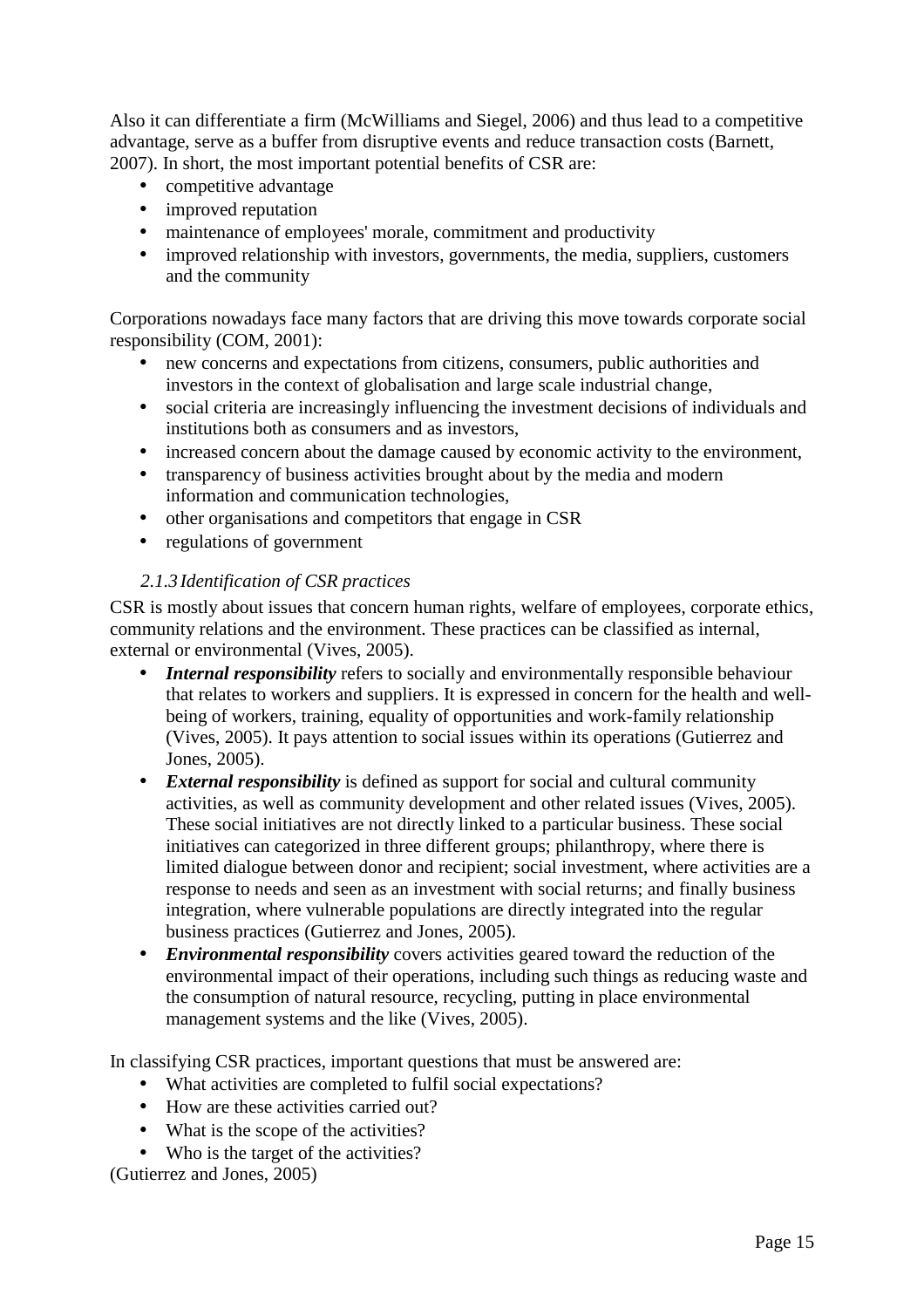Also it can differentiate a firm (McWilliams and Siegel, 2006) and thus lead to a competitive advantage, serve as a buffer from disruptive events and reduce transaction costs (Barnett, 2007). In short, the most important potential benefits of CSR are:

- competitive advantage
- improved reputation
- maintenance of employees' morale, commitment and productivity
- improved relationship with investors, governments, the media, suppliers, customers and the community

Corporations nowadays face many factors that are driving this move towards corporate social responsibility (COM, 2001):

- new concerns and expectations from citizens, consumers, public authorities and investors in the context of globalisation and large scale industrial change,
- social criteria are increasingly influencing the investment decisions of individuals and institutions both as consumers and as investors,
- increased concern about the damage caused by economic activity to the environment,
- transparency of business activities brought about by the media and modern information and communication technologies,
- other organisations and competitors that engage in CSR
- regulations of government

### *2.1.3 Identification of CSR practices*

CSR is mostly about issues that concern human rights, welfare of employees, corporate ethics, community relations and the environment. These practices can be classified as internal, external or environmental (Vives, 2005).

- ***Internal responsibility*** refers to socially and environmentally responsible behaviour that relates to workers and suppliers. It is expressed in concern for the health and well-being of workers, training, equality of opportunities and work-family relationship (Vives, 2005). It pays attention to social issues within its operations (Gutierrez and Jones, 2005).
- ***External responsibility*** is defined as support for social and cultural community activities, as well as community development and other related issues (Vives, 2005). These social initiatives are not directly linked to a particular business. These social initiatives can categorized in three different groups; philanthropy, where there is limited dialogue between donor and recipient; social investment, where activities are a response to needs and seen as an investment with social returns; and finally business integration, where vulnerable populations are directly integrated into the regular business practices (Gutierrez and Jones, 2005).
- ***Environmental responsibility*** covers activities geared toward the reduction of the environmental impact of their operations, including such things as reducing waste and the consumption of natural resource, recycling, putting in place environmental management systems and the like (Vives, 2005).

In classifying CSR practices, important questions that must be answered are:

- What activities are completed to fulfil social expectations?
- How are these activities carried out?
- What is the scope of the activities?
- Who is the target of the activities?

(Gutierrez and Jones, 2005)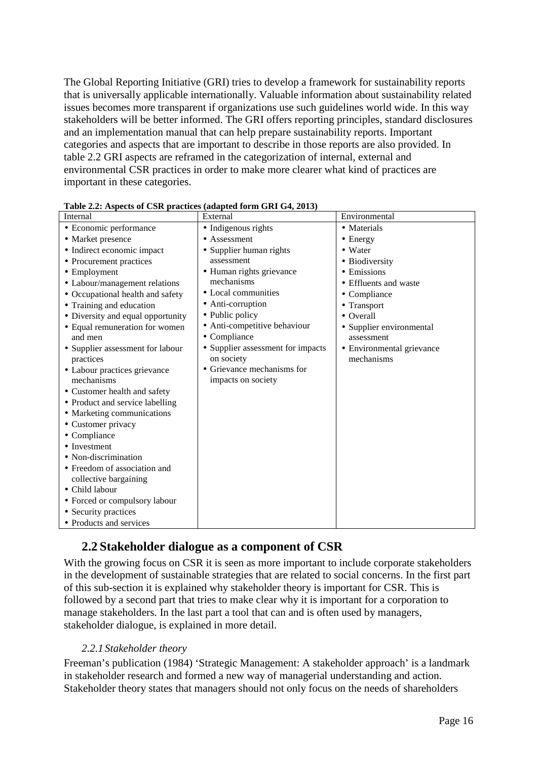The Global Reporting Initiative (GRI) tries to develop a framework for sustainability reports that is universally applicable internationally. Valuable information about sustainability related issues becomes more transparent if organizations use such guidelines world wide. In this way stakeholders will be better informed. The GRI offers reporting principles, standard disclosures and an implementation manual that can help prepare sustainability reports. Important categories and aspects that are important to describe in those reports are also provided. In table 2.2 GRI aspects are reframed in the categorization of internal, external and environmental CSR practices in order to make more clearer what kind of practices are important in these categories.

**Table 2.2: Aspects of CSR practices (adapted form GRI G4, 2013)**

| Internal | External | Environmental |
|---|---|---|
| • Economic performance<br>• Market presence<br>• Indirect economic impact<br>• Procurement practices<br>• Employment<br>• Labour/management relations<br>• Occupational health and safety<br>• Training and education<br>• Diversity and equal opportunity<br>• Equal remuneration for women and men<br>• Supplier assessment for labour practices<br>• Labour practices grievance mechanisms<br>• Customer health and safety<br>• Product and service labelling<br>• Marketing communications<br>• Customer privacy<br>• Compliance<br>• Investment<br>• Non-discrimination<br>• Freedom of association and collective bargaining<br>• Child labour<br>• Forced or compulsory labour<br>• Security practices<br>• Products and services | • Indigenous rights<br>• Assessment<br>• Supplier human rights assessment<br>• Human rights grievance mechanisms<br>• Local communities<br>• Anti-corruption<br>• Public policy<br>• Anti-competitive behaviour<br>• Compliance<br>• Supplier assessment for impacts on society<br>• Grievance mechanisms for impacts on society | • Materials<br>• Energy<br>• Water<br>• Biodiversity<br>• Emissions<br>• Effluents and waste<br>• Compliance<br>• Transport<br>• Overall<br>• Supplier environmental assessment<br>• Environmental grievance mechanisms |

## 2.2 Stakeholder dialogue as a component of CSR

With the growing focus on CSR it is seen as more important to include corporate stakeholders in the development of sustainable strategies that are related to social concerns. In the first part of this sub-section it is explained why stakeholder theory is important for CSR. This is followed by a second part that tries to make clear why it is important for a corporation to manage stakeholders. In the last part a tool that can and is often used by managers, stakeholder dialogue, is explained in more detail.

### *2.2.1 Stakeholder theory*

Freeman's publication (1984) 'Strategic Management: A stakeholder approach' is a landmark in stakeholder research and formed a new way of managerial understanding and action. Stakeholder theory states that managers should not only focus on the needs of shareholders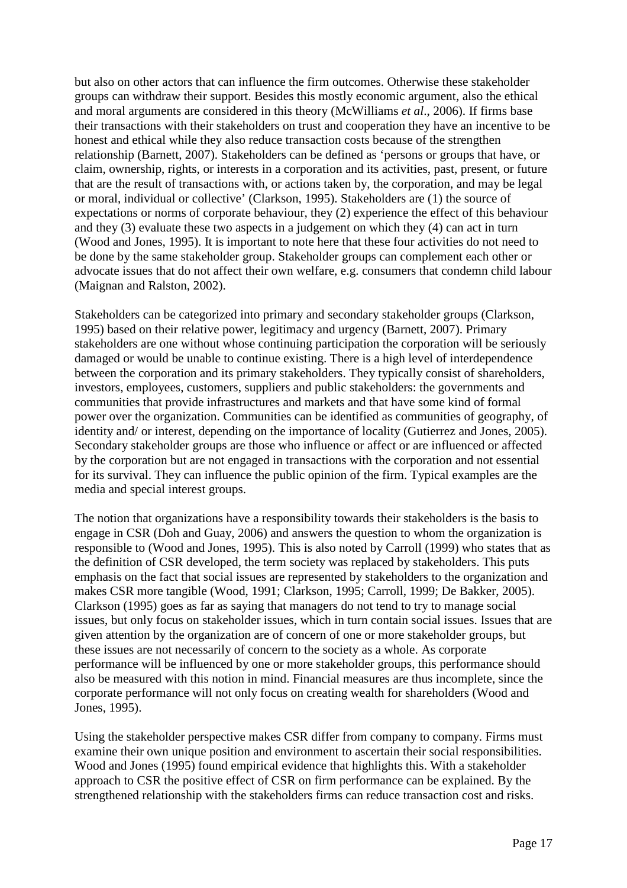but also on other actors that can influence the firm outcomes. Otherwise these stakeholder groups can withdraw their support. Besides this mostly economic argument, also the ethical and moral arguments are considered in this theory (McWilliams *et al*., 2006). If firms base their transactions with their stakeholders on trust and cooperation they have an incentive to be honest and ethical while they also reduce transaction costs because of the strengthen relationship (Barnett, 2007). Stakeholders can be defined as 'persons or groups that have, or claim, ownership, rights, or interests in a corporation and its activities, past, present, or future that are the result of transactions with, or actions taken by, the corporation, and may be legal or moral, individual or collective' (Clarkson, 1995). Stakeholders are (1) the source of expectations or norms of corporate behaviour, they (2) experience the effect of this behaviour and they (3) evaluate these two aspects in a judgement on which they (4) can act in turn (Wood and Jones, 1995). It is important to note here that these four activities do not need to be done by the same stakeholder group. Stakeholder groups can complement each other or advocate issues that do not affect their own welfare, e.g. consumers that condemn child labour (Maignan and Ralston, 2002).

Stakeholders can be categorized into primary and secondary stakeholder groups (Clarkson, 1995) based on their relative power, legitimacy and urgency (Barnett, 2007). Primary stakeholders are one without whose continuing participation the corporation will be seriously damaged or would be unable to continue existing. There is a high level of interdependence between the corporation and its primary stakeholders. They typically consist of shareholders, investors, employees, customers, suppliers and public stakeholders: the governments and communities that provide infrastructures and markets and that have some kind of formal power over the organization. Communities can be identified as communities of geography, of identity and/ or interest, depending on the importance of locality (Gutierrez and Jones, 2005). Secondary stakeholder groups are those who influence or affect or are influenced or affected by the corporation but are not engaged in transactions with the corporation and not essential for its survival. They can influence the public opinion of the firm. Typical examples are the media and special interest groups.

The notion that organizations have a responsibility towards their stakeholders is the basis to engage in CSR (Doh and Guay, 2006) and answers the question to whom the organization is responsible to (Wood and Jones, 1995). This is also noted by Carroll (1999) who states that as the definition of CSR developed, the term society was replaced by stakeholders. This puts emphasis on the fact that social issues are represented by stakeholders to the organization and makes CSR more tangible (Wood, 1991; Clarkson, 1995; Carroll, 1999; De Bakker, 2005). Clarkson (1995) goes as far as saying that managers do not tend to try to manage social issues, but only focus on stakeholder issues, which in turn contain social issues. Issues that are given attention by the organization are of concern of one or more stakeholder groups, but these issues are not necessarily of concern to the society as a whole. As corporate performance will be influenced by one or more stakeholder groups, this performance should also be measured with this notion in mind. Financial measures are thus incomplete, since the corporate performance will not only focus on creating wealth for shareholders (Wood and Jones, 1995).

Using the stakeholder perspective makes CSR differ from company to company. Firms must examine their own unique position and environment to ascertain their social responsibilities. Wood and Jones (1995) found empirical evidence that highlights this. With a stakeholder approach to CSR the positive effect of CSR on firm performance can be explained. By the strengthened relationship with the stakeholders firms can reduce transaction cost and risks.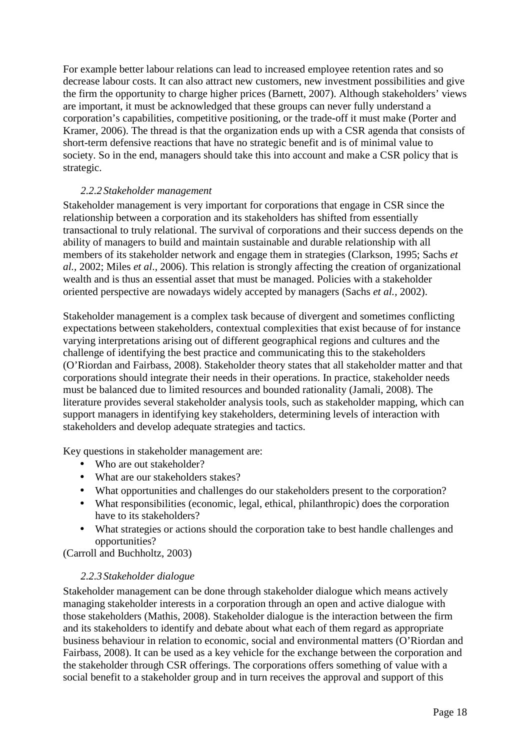For example better labour relations can lead to increased employee retention rates and so decrease labour costs. It can also attract new customers, new investment possibilities and give the firm the opportunity to charge higher prices (Barnett, 2007). Although stakeholders' views are important, it must be acknowledged that these groups can never fully understand a corporation's capabilities, competitive positioning, or the trade-off it must make (Porter and Kramer, 2006). The thread is that the organization ends up with a CSR agenda that consists of short-term defensive reactions that have no strategic benefit and is of minimal value to society. So in the end, managers should take this into account and make a CSR policy that is strategic.

### *2.2.2 Stakeholder management*

Stakeholder management is very important for corporations that engage in CSR since the relationship between a corporation and its stakeholders has shifted from essentially transactional to truly relational. The survival of corporations and their success depends on the ability of managers to build and maintain sustainable and durable relationship with all members of its stakeholder network and engage them in strategies (Clarkson, 1995; Sachs *et al.,* 2002; Miles *et al*., 2006). This relation is strongly affecting the creation of organizational wealth and is thus an essential asset that must be managed. Policies with a stakeholder oriented perspective are nowadays widely accepted by managers (Sachs *et al.,* 2002).

Stakeholder management is a complex task because of divergent and sometimes conflicting expectations between stakeholders, contextual complexities that exist because of for instance varying interpretations arising out of different geographical regions and cultures and the challenge of identifying the best practice and communicating this to the stakeholders (O'Riordan and Fairbass, 2008). Stakeholder theory states that all stakeholder matter and that corporations should integrate their needs in their operations. In practice, stakeholder needs must be balanced due to limited resources and bounded rationality (Jamali, 2008). The literature provides several stakeholder analysis tools, such as stakeholder mapping, which can support managers in identifying key stakeholders, determining levels of interaction with stakeholders and develop adequate strategies and tactics.

Key questions in stakeholder management are:

- Who are out stakeholder?
- What are our stakeholders stakes?
- What opportunities and challenges do our stakeholders present to the corporation?
- What responsibilities (economic, legal, ethical, philanthropic) does the corporation have to its stakeholders?
- What strategies or actions should the corporation take to best handle challenges and opportunities?

(Carroll and Buchholtz, 2003)

### *2.2.3 Stakeholder dialogue*

Stakeholder management can be done through stakeholder dialogue which means actively managing stakeholder interests in a corporation through an open and active dialogue with those stakeholders (Mathis, 2008). Stakeholder dialogue is the interaction between the firm and its stakeholders to identify and debate about what each of them regard as appropriate business behaviour in relation to economic, social and environmental matters (O'Riordan and Fairbass, 2008). It can be used as a key vehicle for the exchange between the corporation and the stakeholder through CSR offerings. The corporations offers something of value with a social benefit to a stakeholder group and in turn receives the approval and support of this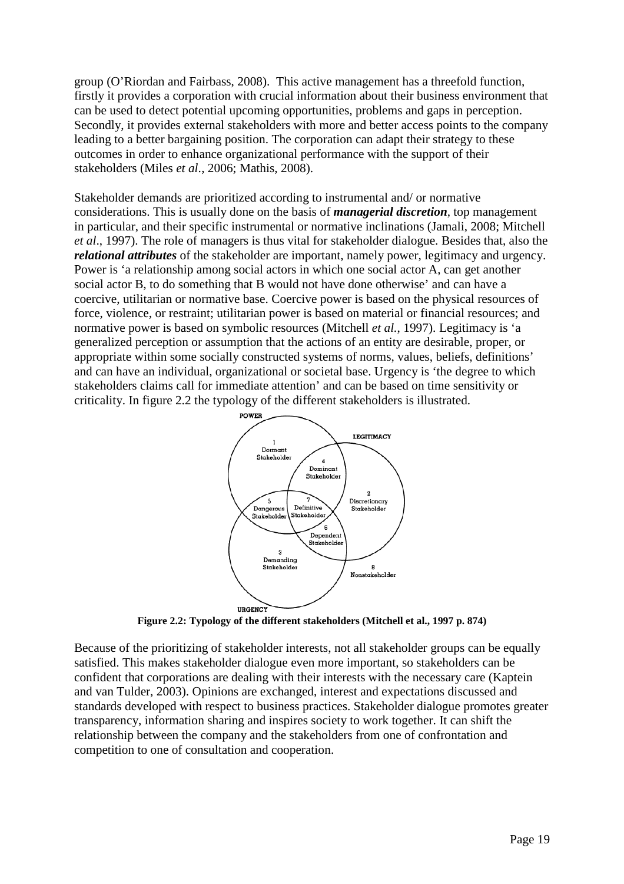group (O'Riordan and Fairbass, 2008). This active management has a threefold function, firstly it provides a corporation with crucial information about their business environment that can be used to detect potential upcoming opportunities, problems and gaps in perception. Secondly, it provides external stakeholders with more and better access points to the company leading to a better bargaining position. The corporation can adapt their strategy to these outcomes in order to enhance organizational performance with the support of their stakeholders (Miles *et al*., 2006; Mathis, 2008).

Stakeholder demands are prioritized according to instrumental and/ or normative considerations. This is usually done on the basis of ***managerial discretion***, top management in particular, and their specific instrumental or normative inclinations (Jamali, 2008; Mitchell *et al*., 1997). The role of managers is thus vital for stakeholder dialogue. Besides that, also the ***relational attributes*** of the stakeholder are important, namely power, legitimacy and urgency. Power is 'a relationship among social actors in which one social actor A, can get another social actor B, to do something that B would not have done otherwise' and can have a coercive, utilitarian or normative base. Coercive power is based on the physical resources of force, violence, or restraint; utilitarian power is based on material or financial resources; and normative power is based on symbolic resources (Mitchell *et al.*, 1997). Legitimacy is 'a generalized perception or assumption that the actions of an entity are desirable, proper, or appropriate within some socially constructed systems of norms, values, beliefs, definitions' and can have an individual, organizational or societal base. Urgency is 'the degree to which stakeholders claims call for immediate attention' and can be based on time sensitivity or criticality. In figure 2.2 the typology of the different stakeholders is illustrated.

**Figure 2.2: Typology of the different stakeholders (Mitchell et al., 1997 p. 874)**

Because of the prioritizing of stakeholder interests, not all stakeholder groups can be equally satisfied. This makes stakeholder dialogue even more important, so stakeholders can be confident that corporations are dealing with their interests with the necessary care (Kaptein and van Tulder, 2003). Opinions are exchanged, interest and expectations discussed and standards developed with respect to business practices. Stakeholder dialogue promotes greater transparency, information sharing and inspires society to work together. It can shift the relationship between the company and the stakeholders from one of confrontation and competition to one of consultation and cooperation.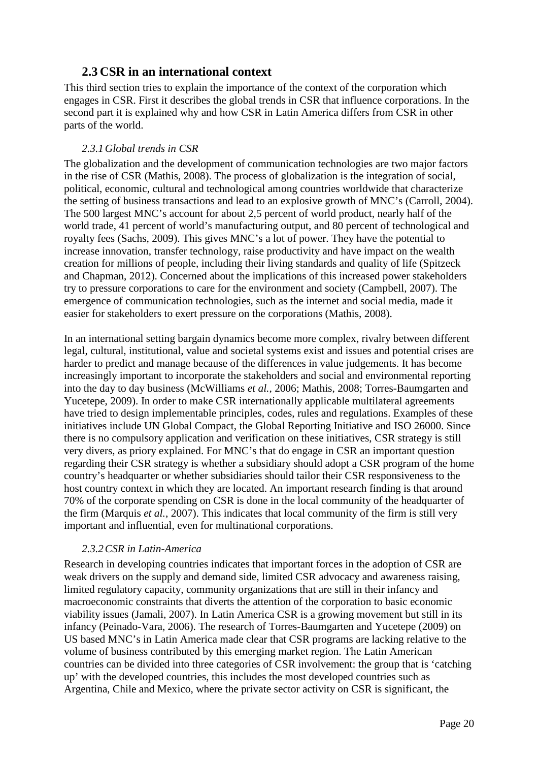## 2.3 CSR in an international context

This third section tries to explain the importance of the context of the corporation which engages in CSR. First it describes the global trends in CSR that influence corporations. In the second part it is explained why and how CSR in Latin America differs from CSR in other parts of the world.

### *2.3.1 Global trends in CSR*

The globalization and the development of communication technologies are two major factors in the rise of CSR (Mathis, 2008). The process of globalization is the integration of social, political, economic, cultural and technological among countries worldwide that characterize the setting of business transactions and lead to an explosive growth of MNC's (Carroll, 2004). The 500 largest MNC's account for about 2,5 percent of world product, nearly half of the world trade, 41 percent of world's manufacturing output, and 80 percent of technological and royalty fees (Sachs, 2009). This gives MNC's a lot of power. They have the potential to increase innovation, transfer technology, raise productivity and have impact on the wealth creation for millions of people, including their living standards and quality of life (Spitzeck and Chapman, 2012). Concerned about the implications of this increased power stakeholders try to pressure corporations to care for the environment and society (Campbell, 2007). The emergence of communication technologies, such as the internet and social media, made it easier for stakeholders to exert pressure on the corporations (Mathis, 2008).

In an international setting bargain dynamics become more complex, rivalry between different legal, cultural, institutional, value and societal systems exist and issues and potential crises are harder to predict and manage because of the differences in value judgements. It has become increasingly important to incorporate the stakeholders and social and environmental reporting into the day to day business (McWilliams *et al.*, 2006; Mathis, 2008; Torres-Baumgarten and Yucetepe, 2009). In order to make CSR internationally applicable multilateral agreements have tried to design implementable principles, codes, rules and regulations. Examples of these initiatives include UN Global Compact, the Global Reporting Initiative and ISO 26000. Since there is no compulsory application and verification on these initiatives, CSR strategy is still very divers, as priory explained. For MNC's that do engage in CSR an important question regarding their CSR strategy is whether a subsidiary should adopt a CSR program of the home country's headquarter or whether subsidiaries should tailor their CSR responsiveness to the host country context in which they are located. An important research finding is that around 70% of the corporate spending on CSR is done in the local community of the headquarter of the firm (Marquis *et al.*, 2007). This indicates that local community of the firm is still very important and influential, even for multinational corporations.

### *2.3.2 CSR in Latin-America*

Research in developing countries indicates that important forces in the adoption of CSR are weak drivers on the supply and demand side, limited CSR advocacy and awareness raising, limited regulatory capacity, community organizations that are still in their infancy and macroeconomic constraints that diverts the attention of the corporation to basic economic viability issues (Jamali, 2007). In Latin America CSR is a growing movement but still in its infancy (Peinado-Vara, 2006). The research of Torres-Baumgarten and Yucetepe (2009) on US based MNC's in Latin America made clear that CSR programs are lacking relative to the volume of business contributed by this emerging market region. The Latin American countries can be divided into three categories of CSR involvement: the group that is 'catching up' with the developed countries, this includes the most developed countries such as Argentina, Chile and Mexico, where the private sector activity on CSR is significant, the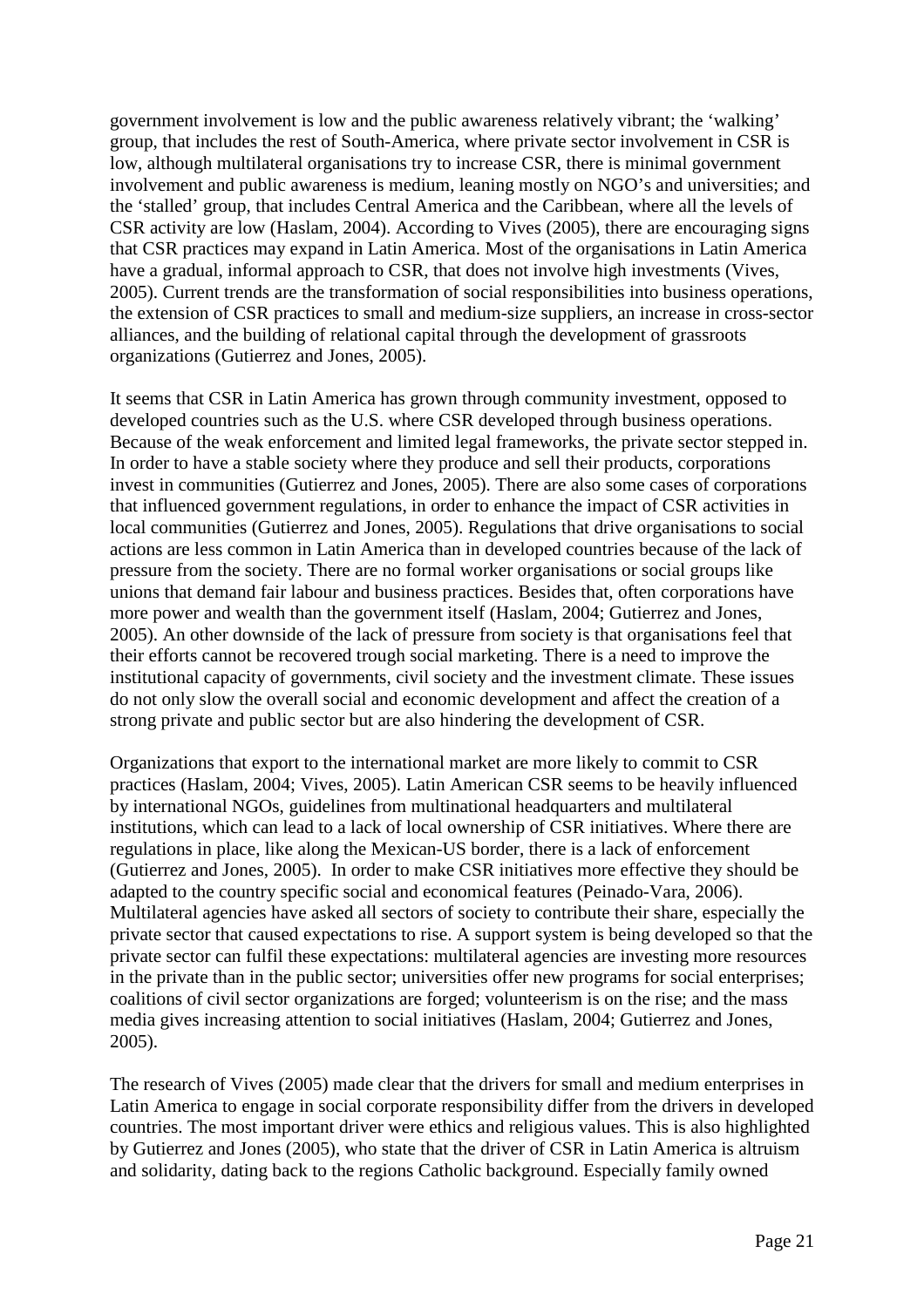government involvement is low and the public awareness relatively vibrant; the 'walking' group, that includes the rest of South-America, where private sector involvement in CSR is low, although multilateral organisations try to increase CSR, there is minimal government involvement and public awareness is medium, leaning mostly on NGO's and universities; and the 'stalled' group, that includes Central America and the Caribbean, where all the levels of CSR activity are low (Haslam, 2004). According to Vives (2005), there are encouraging signs that CSR practices may expand in Latin America. Most of the organisations in Latin America have a gradual, informal approach to CSR, that does not involve high investments (Vives, 2005). Current trends are the transformation of social responsibilities into business operations, the extension of CSR practices to small and medium-size suppliers, an increase in cross-sector alliances, and the building of relational capital through the development of grassroots organizations (Gutierrez and Jones, 2005).

It seems that CSR in Latin America has grown through community investment, opposed to developed countries such as the U.S. where CSR developed through business operations. Because of the weak enforcement and limited legal frameworks, the private sector stepped in. In order to have a stable society where they produce and sell their products, corporations invest in communities (Gutierrez and Jones, 2005). There are also some cases of corporations that influenced government regulations, in order to enhance the impact of CSR activities in local communities (Gutierrez and Jones, 2005). Regulations that drive organisations to social actions are less common in Latin America than in developed countries because of the lack of pressure from the society. There are no formal worker organisations or social groups like unions that demand fair labour and business practices. Besides that, often corporations have more power and wealth than the government itself (Haslam, 2004; Gutierrez and Jones, 2005). An other downside of the lack of pressure from society is that organisations feel that their efforts cannot be recovered trough social marketing. There is a need to improve the institutional capacity of governments, civil society and the investment climate. These issues do not only slow the overall social and economic development and affect the creation of a strong private and public sector but are also hindering the development of CSR.

Organizations that export to the international market are more likely to commit to CSR practices (Haslam, 2004; Vives, 2005). Latin American CSR seems to be heavily influenced by international NGOs, guidelines from multinational headquarters and multilateral institutions, which can lead to a lack of local ownership of CSR initiatives. Where there are regulations in place, like along the Mexican-US border, there is a lack of enforcement (Gutierrez and Jones, 2005). In order to make CSR initiatives more effective they should be adapted to the country specific social and economical features (Peinado-Vara, 2006). Multilateral agencies have asked all sectors of society to contribute their share, especially the private sector that caused expectations to rise. A support system is being developed so that the private sector can fulfil these expectations: multilateral agencies are investing more resources in the private than in the public sector; universities offer new programs for social enterprises; coalitions of civil sector organizations are forged; volunteerism is on the rise; and the mass media gives increasing attention to social initiatives (Haslam, 2004; Gutierrez and Jones, 2005).

The research of Vives (2005) made clear that the drivers for small and medium enterprises in Latin America to engage in social corporate responsibility differ from the drivers in developed countries. The most important driver were ethics and religious values. This is also highlighted by Gutierrez and Jones (2005), who state that the driver of CSR in Latin America is altruism and solidarity, dating back to the regions Catholic background. Especially family owned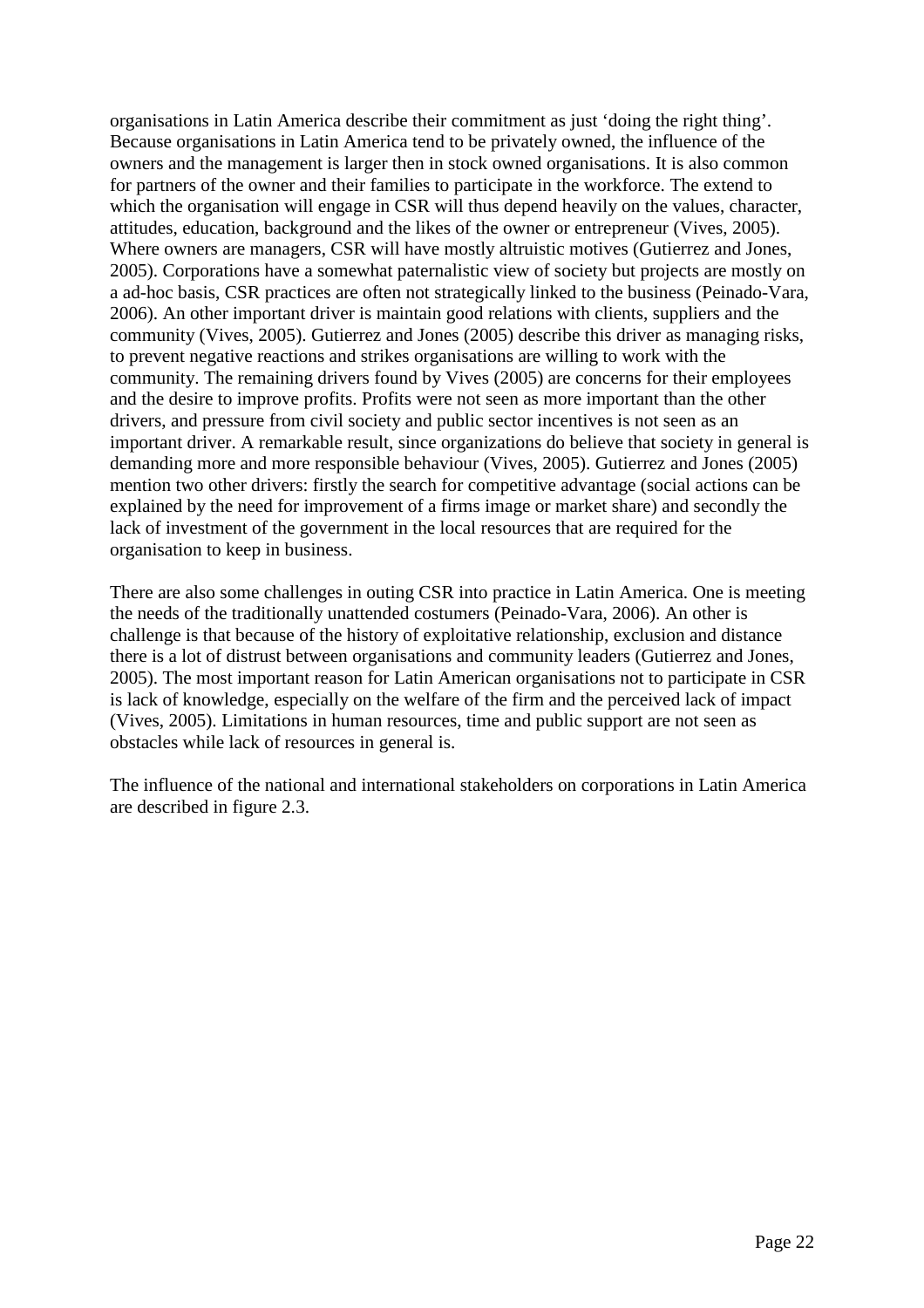organisations in Latin America describe their commitment as just 'doing the right thing'. Because organisations in Latin America tend to be privately owned, the influence of the owners and the management is larger then in stock owned organisations. It is also common for partners of the owner and their families to participate in the workforce. The extend to which the organisation will engage in CSR will thus depend heavily on the values, character, attitudes, education, background and the likes of the owner or entrepreneur (Vives, 2005). Where owners are managers, CSR will have mostly altruistic motives (Gutierrez and Jones, 2005). Corporations have a somewhat paternalistic view of society but projects are mostly on a ad-hoc basis, CSR practices are often not strategically linked to the business (Peinado-Vara, 2006). An other important driver is maintain good relations with clients, suppliers and the community (Vives, 2005). Gutierrez and Jones (2005) describe this driver as managing risks, to prevent negative reactions and strikes organisations are willing to work with the community. The remaining drivers found by Vives (2005) are concerns for their employees and the desire to improve profits. Profits were not seen as more important than the other drivers, and pressure from civil society and public sector incentives is not seen as an important driver. A remarkable result, since organizations do believe that society in general is demanding more and more responsible behaviour (Vives, 2005). Gutierrez and Jones (2005) mention two other drivers: firstly the search for competitive advantage (social actions can be explained by the need for improvement of a firms image or market share) and secondly the lack of investment of the government in the local resources that are required for the organisation to keep in business.

There are also some challenges in outing CSR into practice in Latin America. One is meeting the needs of the traditionally unattended costumers (Peinado-Vara, 2006). An other is challenge is that because of the history of exploitative relationship, exclusion and distance there is a lot of distrust between organisations and community leaders (Gutierrez and Jones, 2005). The most important reason for Latin American organisations not to participate in CSR is lack of knowledge, especially on the welfare of the firm and the perceived lack of impact (Vives, 2005). Limitations in human resources, time and public support are not seen as obstacles while lack of resources in general is.

The influence of the national and international stakeholders on corporations in Latin America are described in figure 2.3.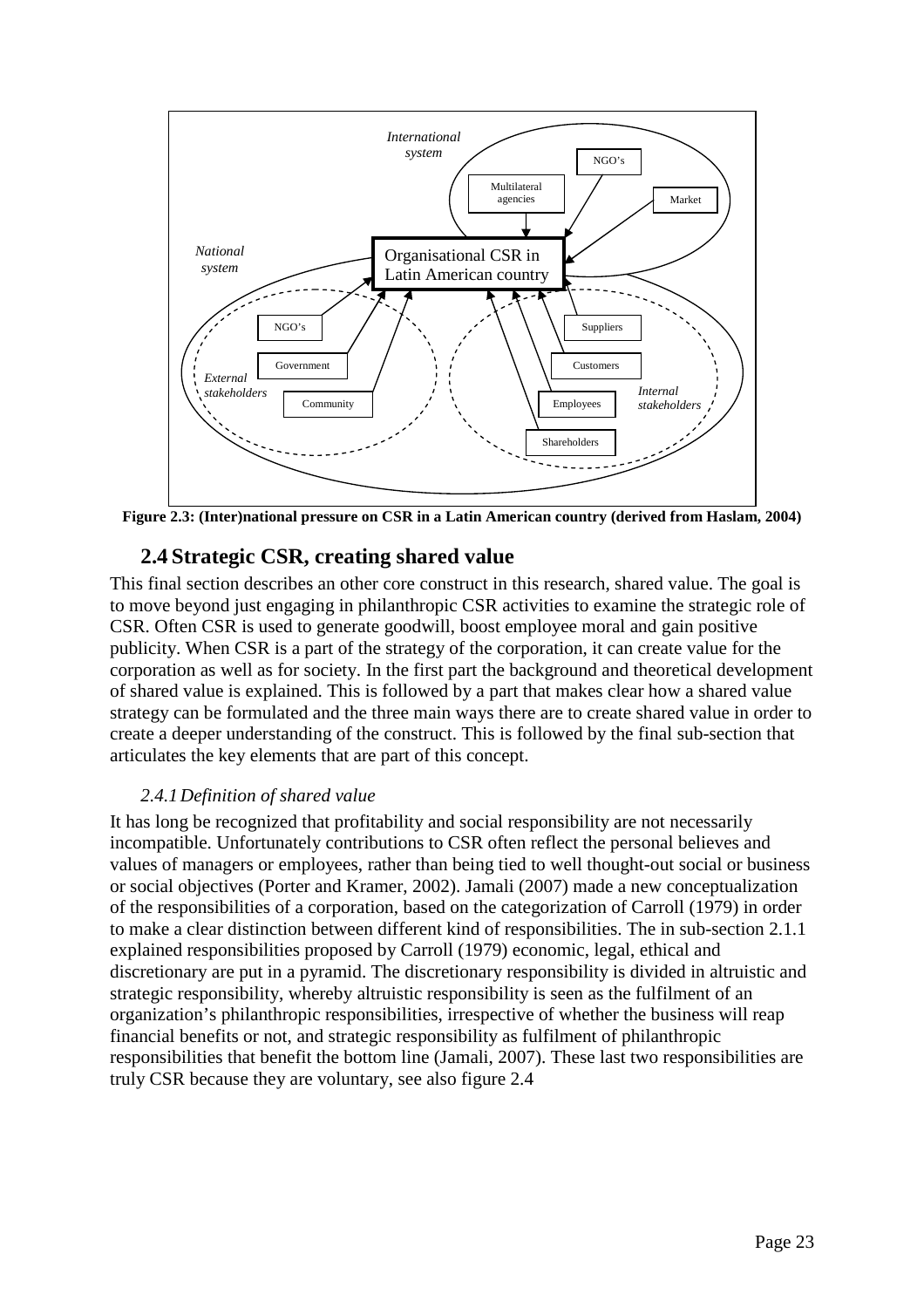**Figure 2.3: (Inter)national pressure on CSR in a Latin American country (derived from Haslam, 2004)**

## 2.4 Strategic CSR, creating shared value

This final section describes an other core construct in this research, shared value. The goal is to move beyond just engaging in philanthropic CSR activities to examine the strategic role of CSR. Often CSR is used to generate goodwill, boost employee moral and gain positive publicity. When CSR is a part of the strategy of the corporation, it can create value for the corporation as well as for society. In the first part the background and theoretical development of shared value is explained. This is followed by a part that makes clear how a shared value strategy can be formulated and the three main ways there are to create shared value in order to create a deeper understanding of the construct. This is followed by the final sub-section that articulates the key elements that are part of this concept.

### *2.4.1 Definition of shared value*

It has long be recognized that profitability and social responsibility are not necessarily incompatible. Unfortunately contributions to CSR often reflect the personal believes and values of managers or employees, rather than being tied to well thought-out social or business or social objectives (Porter and Kramer, 2002). Jamali (2007) made a new conceptualization of the responsibilities of a corporation, based on the categorization of Carroll (1979) in order to make a clear distinction between different kind of responsibilities. The in sub-section 2.1.1 explained responsibilities proposed by Carroll (1979) economic, legal, ethical and discretionary are put in a pyramid. The discretionary responsibility is divided in altruistic and strategic responsibility, whereby altruistic responsibility is seen as the fulfilment of an organization's philanthropic responsibilities, irrespective of whether the business will reap financial benefits or not, and strategic responsibility as fulfilment of philanthropic responsibilities that benefit the bottom line (Jamali, 2007). These last two responsibilities are truly CSR because they are voluntary, see also figure 2.4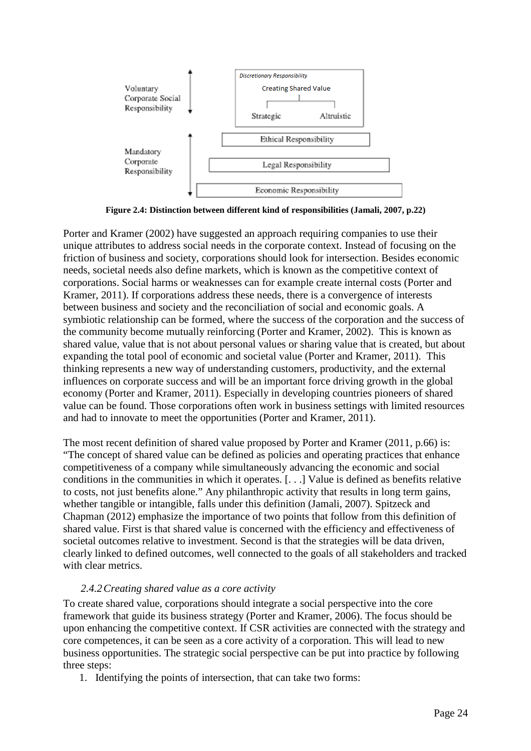Voluntary Corporate Social Responsibility

- Discretionary Responsibility
  - Creating Shared Value
    - Strategic
    - Altruistic

Mandatory Corporate Responsibility

- Ethical Responsibility
- Legal Responsibility
- Economic Responsibility

**Figure 2.4: Distinction between different kind of responsibilities (Jamali, 2007, p.22)**

Porter and Kramer (2002) have suggested an approach requiring companies to use their unique attributes to address social needs in the corporate context. Instead of focusing on the friction of business and society, corporations should look for intersection. Besides economic needs, societal needs also define markets, which is known as the competitive context of corporations. Social harms or weaknesses can for example create internal costs (Porter and Kramer, 2011). If corporations address these needs, there is a convergence of interests between business and society and the reconciliation of social and economic goals. A symbiotic relationship can be formed, where the success of the corporation and the success of the community become mutually reinforcing (Porter and Kramer, 2002). This is known as shared value, value that is not about personal values or sharing value that is created, but about expanding the total pool of economic and societal value (Porter and Kramer, 2011). This thinking represents a new way of understanding customers, productivity, and the external influences on corporate success and will be an important force driving growth in the global economy (Porter and Kramer, 2011). Especially in developing countries pioneers of shared value can be found. Those corporations often work in business settings with limited resources and had to innovate to meet the opportunities (Porter and Kramer, 2011).

The most recent definition of shared value proposed by Porter and Kramer (2011, p.66) is: "The concept of shared value can be defined as policies and operating practices that enhance competitiveness of a company while simultaneously advancing the economic and social conditions in the communities in which it operates. [. . .] Value is defined as benefits relative to costs, not just benefits alone." Any philanthropic activity that results in long term gains, whether tangible or intangible, falls under this definition (Jamali, 2007). Spitzeck and Chapman (2012) emphasize the importance of two points that follow from this definition of shared value. First is that shared value is concerned with the efficiency and effectiveness of societal outcomes relative to investment. Second is that the strategies will be data driven, clearly linked to defined outcomes, well connected to the goals of all stakeholders and tracked with clear metrics.

### *2.4.2 Creating shared value as a core activity*

To create shared value, corporations should integrate a social perspective into the core framework that guide its business strategy (Porter and Kramer, 2006). The focus should be upon enhancing the competitive context. If CSR activities are connected with the strategy and core competences, it can be seen as a core activity of a corporation. This will lead to new business opportunities. The strategic social perspective can be put into practice by following three steps:

1. Identifying the points of intersection, that can take two forms: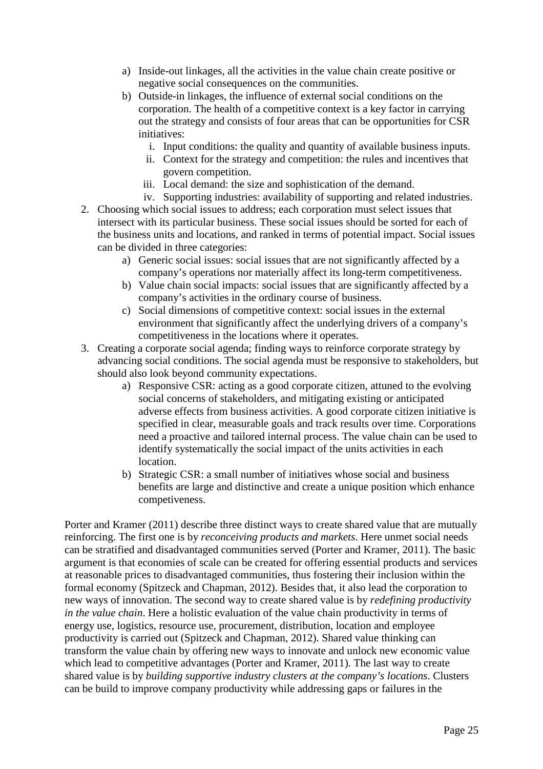a) Inside-out linkages, all the activities in the value chain create positive or negative social consequences on the communities.
   b) Outside-in linkages, the influence of external social conditions on the corporation. The health of a competitive context is a key factor in carrying out the strategy and consists of four areas that can be opportunities for CSR initiatives:
      i. Input conditions: the quality and quantity of available business inputs.
      ii. Context for the strategy and competition: the rules and incentives that govern competition.
      iii. Local demand: the size and sophistication of the demand.
      iv. Supporting industries: availability of supporting and related industries.
2. Choosing which social issues to address; each corporation must select issues that intersect with its particular business. These social issues should be sorted for each of the business units and locations, and ranked in terms of potential impact. Social issues can be divided in three categories:
   a) Generic social issues: social issues that are not significantly affected by a company's operations nor materially affect its long-term competitiveness.
   b) Value chain social impacts: social issues that are significantly affected by a company's activities in the ordinary course of business.
   c) Social dimensions of competitive context: social issues in the external environment that significantly affect the underlying drivers of a company's competitiveness in the locations where it operates.
3. Creating a corporate social agenda; finding ways to reinforce corporate strategy by advancing social conditions. The social agenda must be responsive to stakeholders, but should also look beyond community expectations.
   a) Responsive CSR: acting as a good corporate citizen, attuned to the evolving social concerns of stakeholders, and mitigating existing or anticipated adverse effects from business activities. A good corporate citizen initiative is specified in clear, measurable goals and track results over time. Corporations need a proactive and tailored internal process. The value chain can be used to identify systematically the social impact of the units activities in each location.
   b) Strategic CSR: a small number of initiatives whose social and business benefits are large and distinctive and create a unique position which enhance competiveness.

Porter and Kramer (2011) describe three distinct ways to create shared value that are mutually reinforcing. The first one is by *reconceiving products and markets*. Here unmet social needs can be stratified and disadvantaged communities served (Porter and Kramer, 2011). The basic argument is that economies of scale can be created for offering essential products and services at reasonable prices to disadvantaged communities, thus fostering their inclusion within the formal economy (Spitzeck and Chapman, 2012). Besides that, it also lead the corporation to new ways of innovation. The second way to create shared value is by *redefining productivity in the value chain*. Here a holistic evaluation of the value chain productivity in terms of energy use, logistics, resource use, procurement, distribution, location and employee productivity is carried out (Spitzeck and Chapman, 2012). Shared value thinking can transform the value chain by offering new ways to innovate and unlock new economic value which lead to competitive advantages (Porter and Kramer, 2011). The last way to create shared value is by *building supportive industry clusters at the company's locations*. Clusters can be build to improve company productivity while addressing gaps or failures in the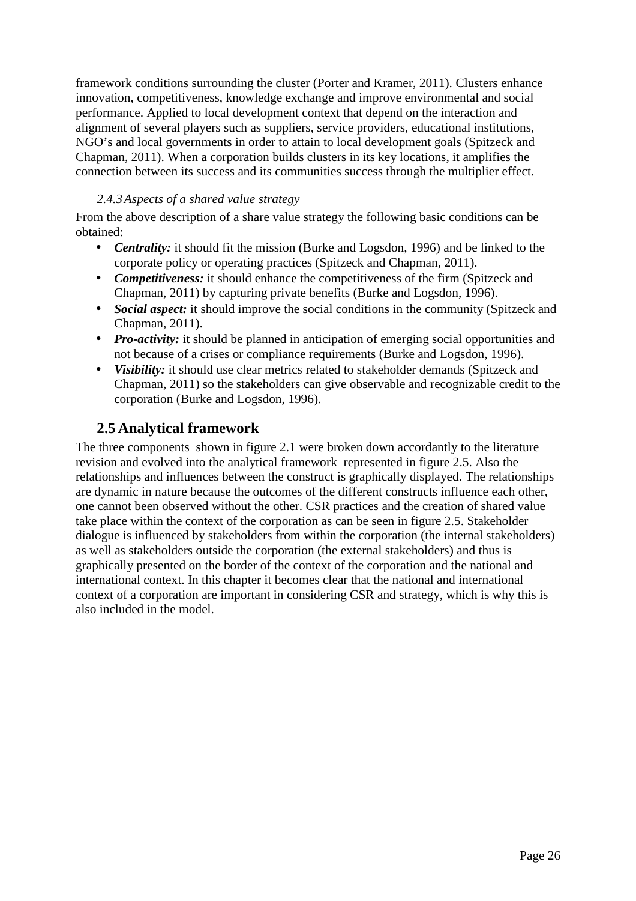framework conditions surrounding the cluster (Porter and Kramer, 2011). Clusters enhance innovation, competitiveness, knowledge exchange and improve environmental and social performance. Applied to local development context that depend on the interaction and alignment of several players such as suppliers, service providers, educational institutions, NGO's and local governments in order to attain to local development goals (Spitzeck and Chapman, 2011). When a corporation builds clusters in its key locations, it amplifies the connection between its success and its communities success through the multiplier effect.

### *2.4.3 Aspects of a shared value strategy*

From the above description of a share value strategy the following basic conditions can be obtained:

- ***Centrality:*** it should fit the mission (Burke and Logsdon, 1996) and be linked to the corporate policy or operating practices (Spitzeck and Chapman, 2011).
- ***Competitiveness:*** it should enhance the competitiveness of the firm (Spitzeck and Chapman, 2011) by capturing private benefits (Burke and Logsdon, 1996).
- ***Social aspect:*** it should improve the social conditions in the community (Spitzeck and Chapman, 2011).
- ***Pro-activity:*** it should be planned in anticipation of emerging social opportunities and not because of a crises or compliance requirements (Burke and Logsdon, 1996).
- ***Visibility:*** it should use clear metrics related to stakeholder demands (Spitzeck and Chapman, 2011) so the stakeholders can give observable and recognizable credit to the corporation (Burke and Logsdon, 1996).

## 2.5 Analytical framework

The three components shown in figure 2.1 were broken down accordantly to the literature revision and evolved into the analytical framework represented in figure 2.5. Also the relationships and influences between the construct is graphically displayed. The relationships are dynamic in nature because the outcomes of the different constructs influence each other, one cannot been observed without the other. CSR practices and the creation of shared value take place within the context of the corporation as can be seen in figure 2.5. Stakeholder dialogue is influenced by stakeholders from within the corporation (the internal stakeholders) as well as stakeholders outside the corporation (the external stakeholders) and thus is graphically presented on the border of the context of the corporation and the national and international context. In this chapter it becomes clear that the national and international context of a corporation are important in considering CSR and strategy, which is why this is also included in the model.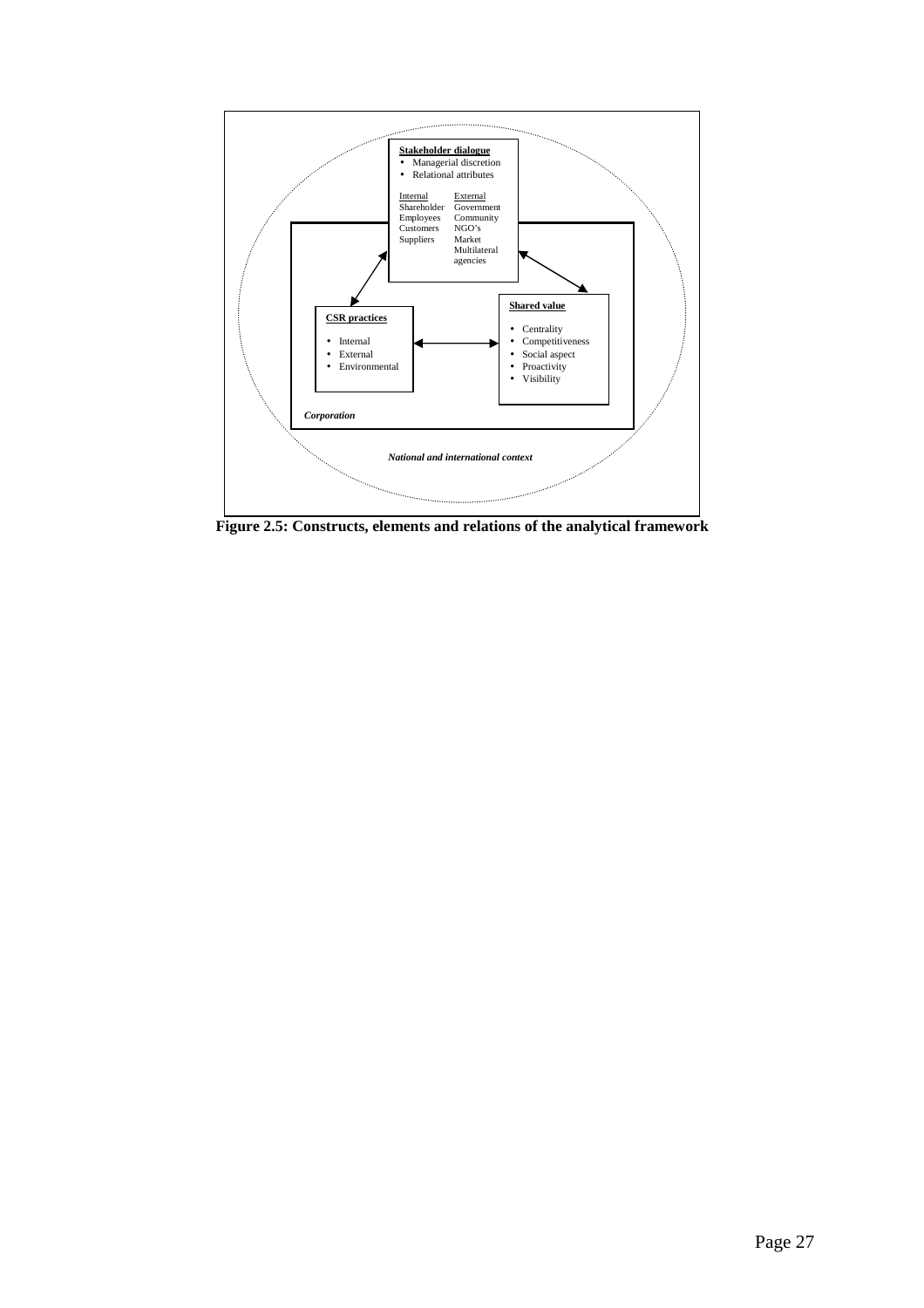**Stakeholder dialogue**

- Managerial discretion
- Relational attributes

| Internal | External |
| --- | --- |
| Shareholder | Government |
| Employees | Community |
| Customers | NGO's |
| Suppliers | Market |
| | Multilateral agencies |

**CSR practices**

- Internal
- External
- Environmental

**Shared value**

- Centrality
- Competitiveness
- Social aspect
- Proactivity
- Visibility

*Corporation*

*National and international context*

**Figure 2.5: Constructs, elements and relations of the analytical framework**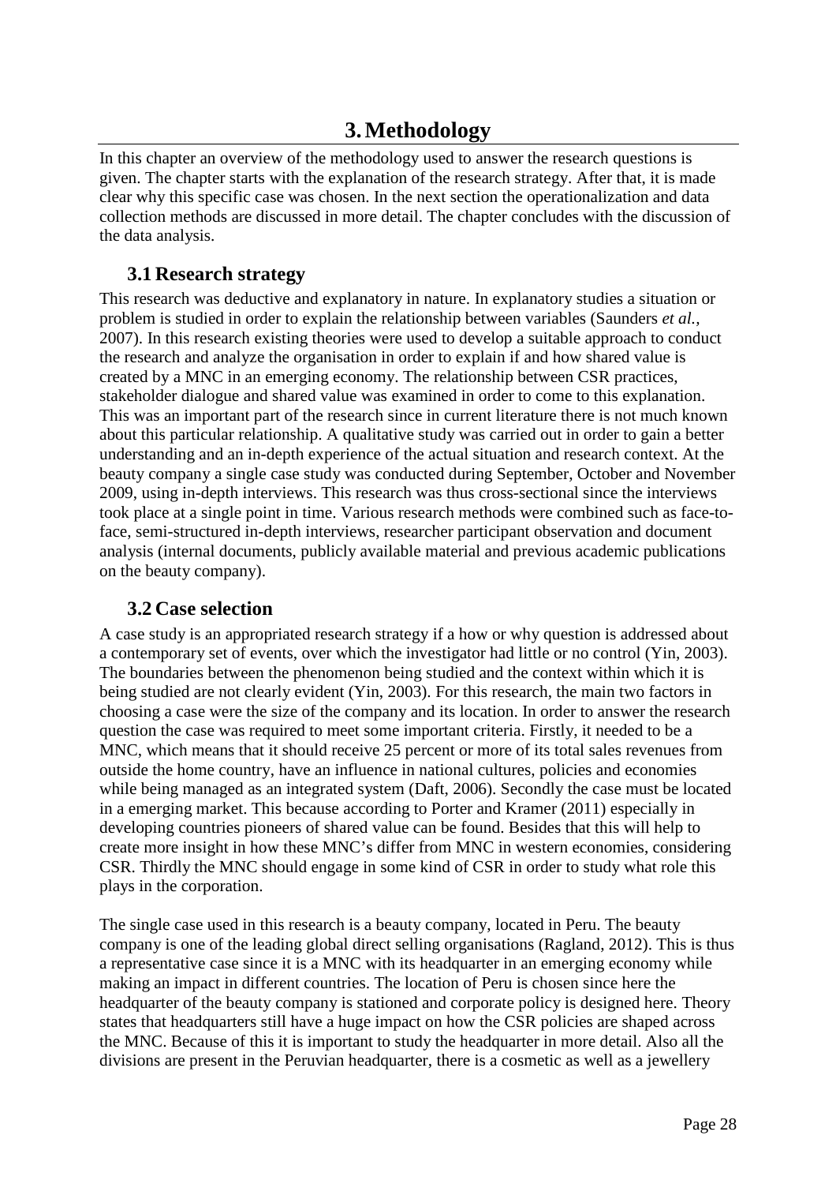# 3. Methodology

In this chapter an overview of the methodology used to answer the research questions is given. The chapter starts with the explanation of the research strategy. After that, it is made clear why this specific case was chosen. In the next section the operationalization and data collection methods are discussed in more detail. The chapter concludes with the discussion of the data analysis.

## 3.1 Research strategy

This research was deductive and explanatory in nature. In explanatory studies a situation or problem is studied in order to explain the relationship between variables (Saunders *et al.*, 2007). In this research existing theories were used to develop a suitable approach to conduct the research and analyze the organisation in order to explain if and how shared value is created by a MNC in an emerging economy. The relationship between CSR practices, stakeholder dialogue and shared value was examined in order to come to this explanation. This was an important part of the research since in current literature there is not much known about this particular relationship. A qualitative study was carried out in order to gain a better understanding and an in-depth experience of the actual situation and research context. At the beauty company a single case study was conducted during September, October and November 2009, using in-depth interviews. This research was thus cross-sectional since the interviews took place at a single point in time. Various research methods were combined such as face-to-face, semi-structured in-depth interviews, researcher participant observation and document analysis (internal documents, publicly available material and previous academic publications on the beauty company).

## 3.2 Case selection

A case study is an appropriated research strategy if a how or why question is addressed about a contemporary set of events, over which the investigator had little or no control (Yin, 2003). The boundaries between the phenomenon being studied and the context within which it is being studied are not clearly evident (Yin, 2003). For this research, the main two factors in choosing a case were the size of the company and its location. In order to answer the research question the case was required to meet some important criteria. Firstly, it needed to be a MNC, which means that it should receive 25 percent or more of its total sales revenues from outside the home country, have an influence in national cultures, policies and economies while being managed as an integrated system (Daft, 2006). Secondly the case must be located in a emerging market. This because according to Porter and Kramer (2011) especially in developing countries pioneers of shared value can be found. Besides that this will help to create more insight in how these MNC's differ from MNC in western economies, considering CSR. Thirdly the MNC should engage in some kind of CSR in order to study what role this plays in the corporation.

The single case used in this research is a beauty company, located in Peru. The beauty company is one of the leading global direct selling organisations (Ragland, 2012). This is thus a representative case since it is a MNC with its headquarter in an emerging economy while making an impact in different countries. The location of Peru is chosen since here the headquarter of the beauty company is stationed and corporate policy is designed here. Theory states that headquarters still have a huge impact on how the CSR policies are shaped across the MNC. Because of this it is important to study the headquarter in more detail. Also all the divisions are present in the Peruvian headquarter, there is a cosmetic as well as a jewellery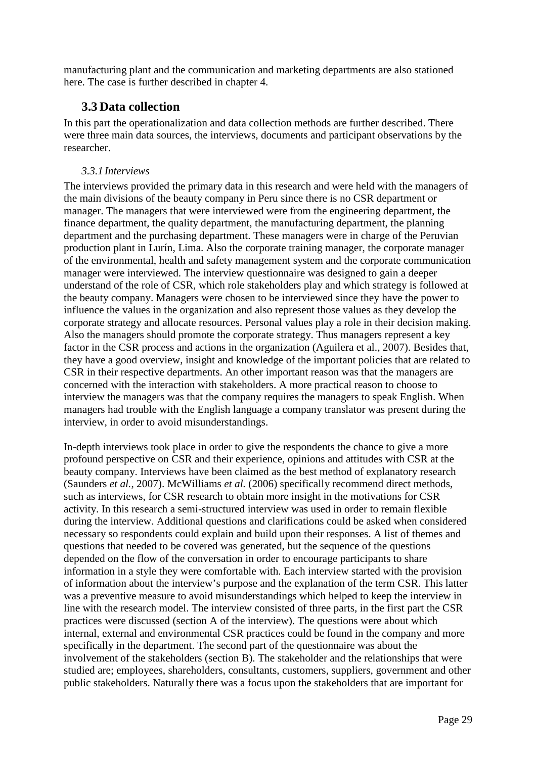manufacturing plant and the communication and marketing departments are also stationed here. The case is further described in chapter 4.

## 3.3 Data collection

In this part the operationalization and data collection methods are further described. There were three main data sources, the interviews, documents and participant observations by the researcher.

### *3.3.1 Interviews*

The interviews provided the primary data in this research and were held with the managers of the main divisions of the beauty company in Peru since there is no CSR department or manager. The managers that were interviewed were from the engineering department, the finance department, the quality department, the manufacturing department, the planning department and the purchasing department. These managers were in charge of the Peruvian production plant in Lurín, Lima. Also the corporate training manager, the corporate manager of the environmental, health and safety management system and the corporate communication manager were interviewed. The interview questionnaire was designed to gain a deeper understand of the role of CSR, which role stakeholders play and which strategy is followed at the beauty company. Managers were chosen to be interviewed since they have the power to influence the values in the organization and also represent those values as they develop the corporate strategy and allocate resources. Personal values play a role in their decision making. Also the managers should promote the corporate strategy. Thus managers represent a key factor in the CSR process and actions in the organization (Aguilera et al., 2007). Besides that, they have a good overview, insight and knowledge of the important policies that are related to CSR in their respective departments. An other important reason was that the managers are concerned with the interaction with stakeholders. A more practical reason to choose to interview the managers was that the company requires the managers to speak English. When managers had trouble with the English language a company translator was present during the interview, in order to avoid misunderstandings.

In-depth interviews took place in order to give the respondents the chance to give a more profound perspective on CSR and their experience, opinions and attitudes with CSR at the beauty company. Interviews have been claimed as the best method of explanatory research (Saunders *et al.*, 2007). McWilliams *et al.* (2006) specifically recommend direct methods, such as interviews, for CSR research to obtain more insight in the motivations for CSR activity. In this research a semi-structured interview was used in order to remain flexible during the interview. Additional questions and clarifications could be asked when considered necessary so respondents could explain and build upon their responses. A list of themes and questions that needed to be covered was generated, but the sequence of the questions depended on the flow of the conversation in order to encourage participants to share information in a style they were comfortable with. Each interview started with the provision of information about the interview's purpose and the explanation of the term CSR. This latter was a preventive measure to avoid misunderstandings which helped to keep the interview in line with the research model. The interview consisted of three parts, in the first part the CSR practices were discussed (section A of the interview). The questions were about which internal, external and environmental CSR practices could be found in the company and more specifically in the department. The second part of the questionnaire was about the involvement of the stakeholders (section B). The stakeholder and the relationships that were studied are; employees, shareholders, consultants, customers, suppliers, government and other public stakeholders. Naturally there was a focus upon the stakeholders that are important for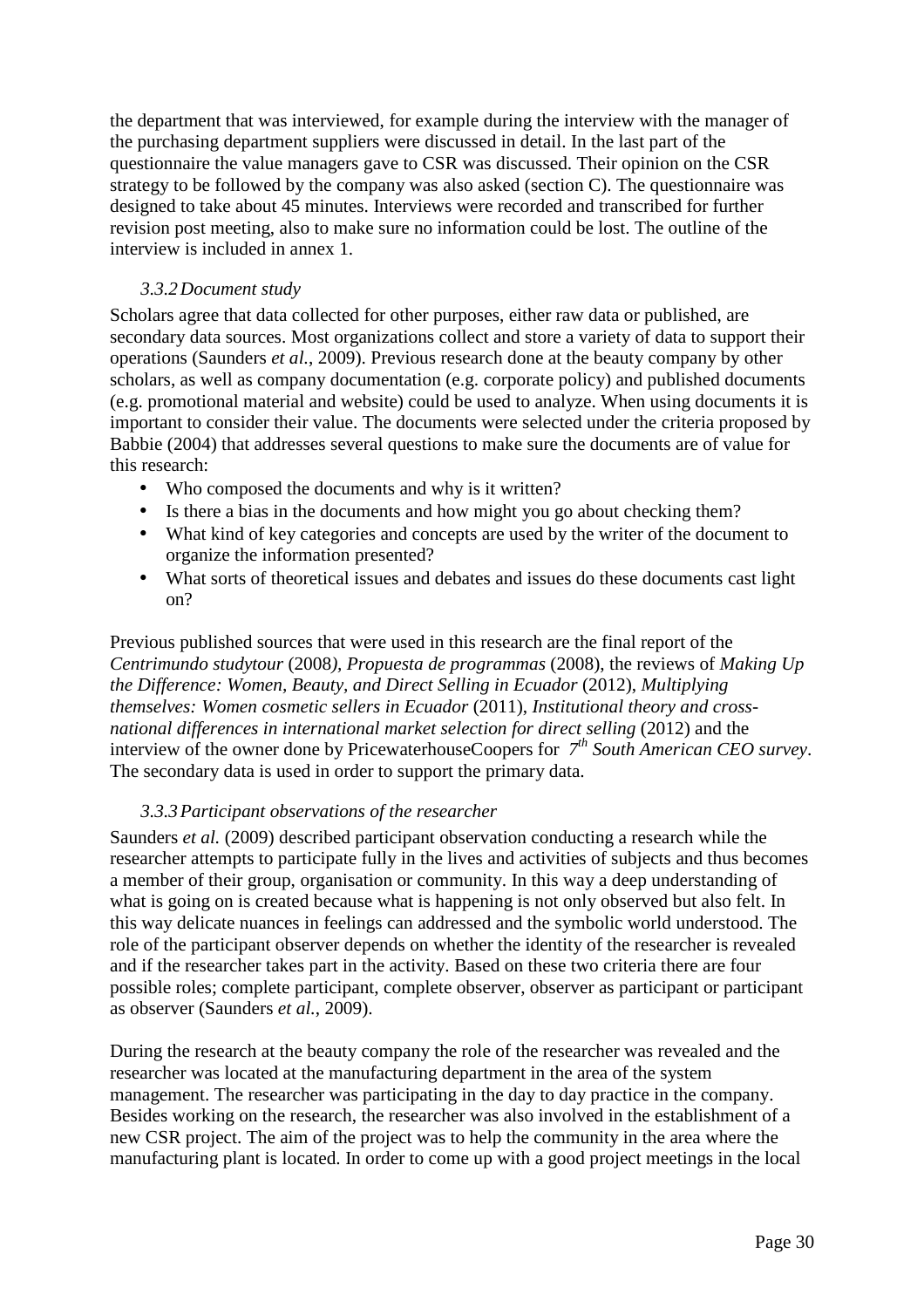the department that was interviewed, for example during the interview with the manager of the purchasing department suppliers were discussed in detail. In the last part of the questionnaire the value managers gave to CSR was discussed. Their opinion on the CSR strategy to be followed by the company was also asked (section C). The questionnaire was designed to take about 45 minutes. Interviews were recorded and transcribed for further revision post meeting, also to make sure no information could be lost. The outline of the interview is included in annex 1.

### *3.3.2 Document study*

Scholars agree that data collected for other purposes, either raw data or published, are secondary data sources. Most organizations collect and store a variety of data to support their operations (Saunders *et al.*, 2009). Previous research done at the beauty company by other scholars, as well as company documentation (e.g. corporate policy) and published documents (e.g. promotional material and website) could be used to analyze. When using documents it is important to consider their value. The documents were selected under the criteria proposed by Babbie (2004) that addresses several questions to make sure the documents are of value for this research:

- Who composed the documents and why is it written?
- Is there a bias in the documents and how might you go about checking them?
- What kind of key categories and concepts are used by the writer of the document to organize the information presented?
- What sorts of theoretical issues and debates and issues do these documents cast light on?

Previous published sources that were used in this research are the final report of the *Centrimundo studytour* (2008*), Propuesta de programmas* (2008), the reviews of *Making Up the Difference: Women, Beauty, and Direct Selling in Ecuador* (2012), *Multiplying themselves: Women cosmetic sellers in Ecuador* (2011)*, Institutional theory and cross-national differences in international market selection for direct selling* (2012) and the interview of the owner done by PricewaterhouseCoopers for *7th South American CEO survey*. The secondary data is used in order to support the primary data.

### *3.3.3 Participant observations of the researcher*

Saunders *et al.* (2009) described participant observation conducting a research while the researcher attempts to participate fully in the lives and activities of subjects and thus becomes a member of their group, organisation or community. In this way a deep understanding of what is going on is created because what is happening is not only observed but also felt. In this way delicate nuances in feelings can addressed and the symbolic world understood. The role of the participant observer depends on whether the identity of the researcher is revealed and if the researcher takes part in the activity. Based on these two criteria there are four possible roles; complete participant, complete observer, observer as participant or participant as observer (Saunders *et al.*, 2009).

During the research at the beauty company the role of the researcher was revealed and the researcher was located at the manufacturing department in the area of the system management. The researcher was participating in the day to day practice in the company. Besides working on the research, the researcher was also involved in the establishment of a new CSR project. The aim of the project was to help the community in the area where the manufacturing plant is located. In order to come up with a good project meetings in the local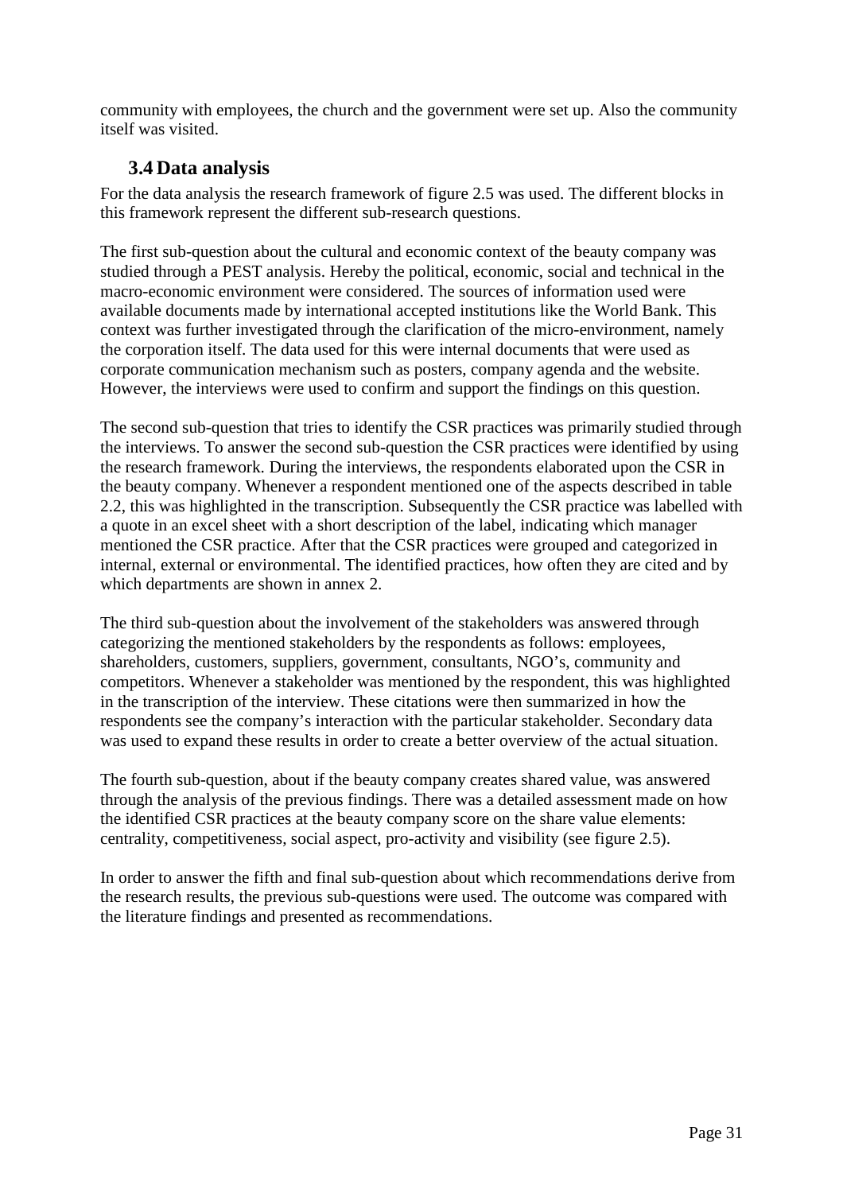community with employees, the church and the government were set up. Also the community itself was visited.

### 3.4 Data analysis

For the data analysis the research framework of figure 2.5 was used. The different blocks in this framework represent the different sub-research questions.

The first sub-question about the cultural and economic context of the beauty company was studied through a PEST analysis. Hereby the political, economic, social and technical in the macro-economic environment were considered. The sources of information used were available documents made by international accepted institutions like the World Bank. This context was further investigated through the clarification of the micro-environment, namely the corporation itself. The data used for this were internal documents that were used as corporate communication mechanism such as posters, company agenda and the website. However, the interviews were used to confirm and support the findings on this question.

The second sub-question that tries to identify the CSR practices was primarily studied through the interviews. To answer the second sub-question the CSR practices were identified by using the research framework. During the interviews, the respondents elaborated upon the CSR in the beauty company. Whenever a respondent mentioned one of the aspects described in table 2.2, this was highlighted in the transcription. Subsequently the CSR practice was labelled with a quote in an excel sheet with a short description of the label, indicating which manager mentioned the CSR practice. After that the CSR practices were grouped and categorized in internal, external or environmental. The identified practices, how often they are cited and by which departments are shown in annex 2.

The third sub-question about the involvement of the stakeholders was answered through categorizing the mentioned stakeholders by the respondents as follows: employees, shareholders, customers, suppliers, government, consultants, NGO's, community and competitors. Whenever a stakeholder was mentioned by the respondent, this was highlighted in the transcription of the interview. These citations were then summarized in how the respondents see the company's interaction with the particular stakeholder. Secondary data was used to expand these results in order to create a better overview of the actual situation.

The fourth sub-question, about if the beauty company creates shared value, was answered through the analysis of the previous findings. There was a detailed assessment made on how the identified CSR practices at the beauty company score on the share value elements: centrality, competitiveness, social aspect, pro-activity and visibility (see figure 2.5).

In order to answer the fifth and final sub-question about which recommendations derive from the research results, the previous sub-questions were used. The outcome was compared with the literature findings and presented as recommendations.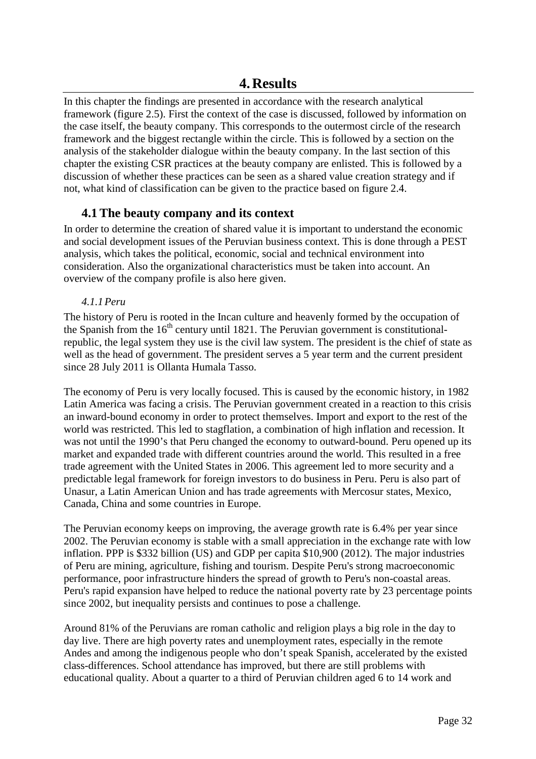# 4. Results

In this chapter the findings are presented in accordance with the research analytical framework (figure 2.5). First the context of the case is discussed, followed by information on the case itself, the beauty company. This corresponds to the outermost circle of the research framework and the biggest rectangle within the circle. This is followed by a section on the analysis of the stakeholder dialogue within the beauty company. In the last section of this chapter the existing CSR practices at the beauty company are enlisted. This is followed by a discussion of whether these practices can be seen as a shared value creation strategy and if not, what kind of classification can be given to the practice based on figure 2.4.

## 4.1 The beauty company and its context

In order to determine the creation of shared value it is important to understand the economic and social development issues of the Peruvian business context. This is done through a PEST analysis, which takes the political, economic, social and technical environment into consideration. Also the organizational characteristics must be taken into account. An overview of the company profile is also here given.

### *4.1.1 Peru*

The history of Peru is rooted in the Incan culture and heavenly formed by the occupation of the Spanish from the 16th century until 1821. The Peruvian government is constitutional-republic, the legal system they use is the civil law system. The president is the chief of state as well as the head of government. The president serves a 5 year term and the current president since 28 July 2011 is Ollanta Humala Tasso.

The economy of Peru is very locally focused. This is caused by the economic history, in 1982 Latin America was facing a crisis. The Peruvian government created in a reaction to this crisis an inward-bound economy in order to protect themselves. Import and export to the rest of the world was restricted. This led to stagflation, a combination of high inflation and recession. It was not until the 1990's that Peru changed the economy to outward-bound. Peru opened up its market and expanded trade with different countries around the world. This resulted in a free trade agreement with the United States in 2006. This agreement led to more security and a predictable legal framework for foreign investors to do business in Peru. Peru is also part of Unasur, a Latin American Union and has trade agreements with Mercosur states, Mexico, Canada, China and some countries in Europe.

The Peruvian economy keeps on improving, the average growth rate is 6.4% per year since 2002. The Peruvian economy is stable with a small appreciation in the exchange rate with low inflation. PPP is $332 billion (US) and GDP per capita $10,900 (2012). The major industries of Peru are mining, agriculture, fishing and tourism. Despite Peru's strong macroeconomic performance, poor infrastructure hinders the spread of growth to Peru's non-coastal areas. Peru's rapid expansion have helped to reduce the national poverty rate by 23 percentage points since 2002, but inequality persists and continues to pose a challenge.

Around 81% of the Peruvians are roman catholic and religion plays a big role in the day to day live. There are high poverty rates and unemployment rates, especially in the remote Andes and among the indigenous people who don't speak Spanish, accelerated by the existed class-differences. School attendance has improved, but there are still problems with educational quality. About a quarter to a third of Peruvian children aged 6 to 14 work and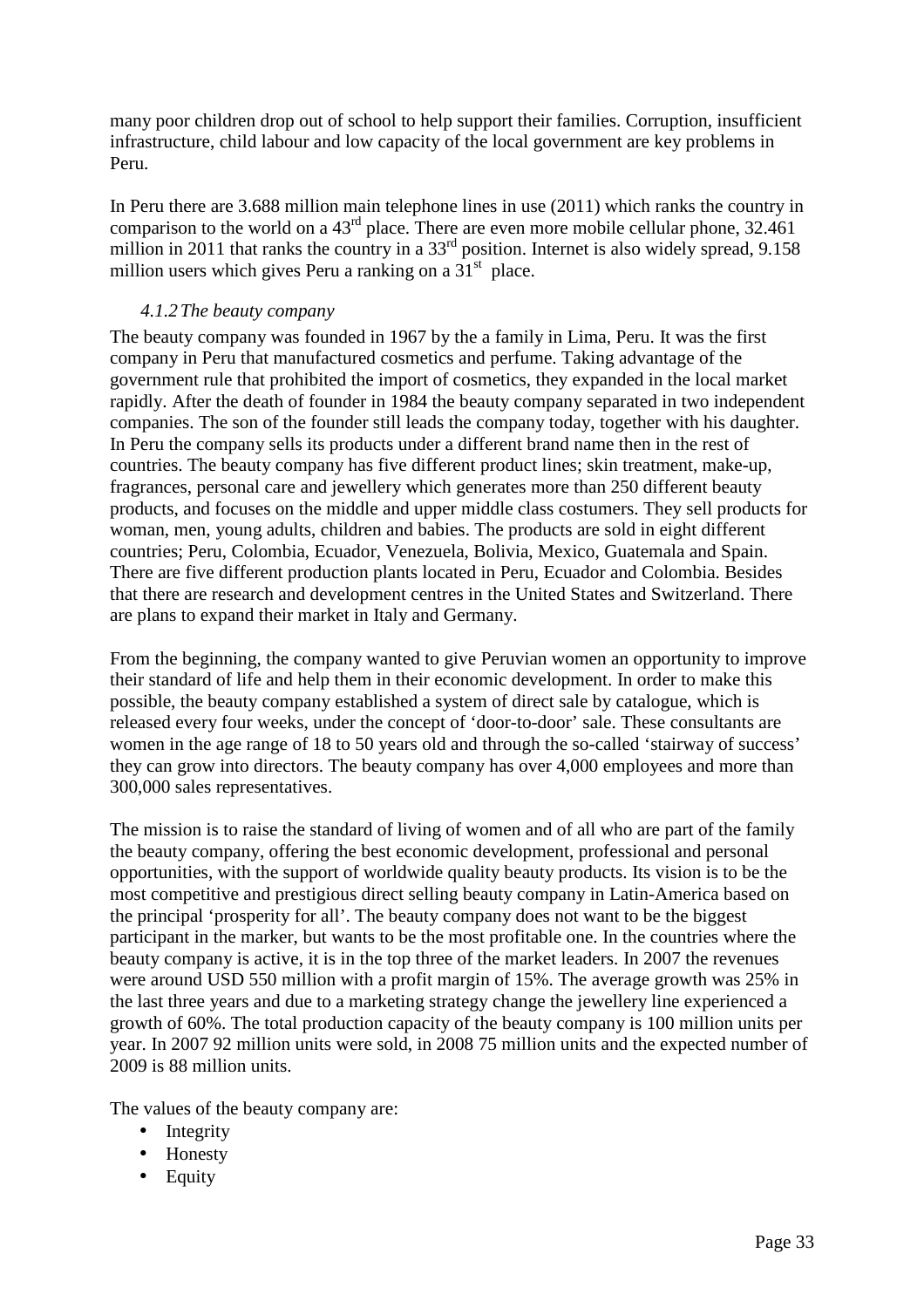many poor children drop out of school to help support their families. Corruption, insufficient infrastructure, child labour and low capacity of the local government are key problems in Peru.

In Peru there are 3.688 million main telephone lines in use (2011) which ranks the country in comparison to the world on a 43rd place. There are even more mobile cellular phone, 32.461 million in 2011 that ranks the country in a 33rd position. Internet is also widely spread, 9.158 million users which gives Peru a ranking on a 31st place.

### *4.1.2 The beauty company*

The beauty company was founded in 1967 by the a family in Lima, Peru. It was the first company in Peru that manufactured cosmetics and perfume. Taking advantage of the government rule that prohibited the import of cosmetics, they expanded in the local market rapidly. After the death of founder in 1984 the beauty company separated in two independent companies. The son of the founder still leads the company today, together with his daughter. In Peru the company sells its products under a different brand name then in the rest of countries. The beauty company has five different product lines; skin treatment, make-up, fragrances, personal care and jewellery which generates more than 250 different beauty products, and focuses on the middle and upper middle class costumers. They sell products for woman, men, young adults, children and babies. The products are sold in eight different countries; Peru, Colombia, Ecuador, Venezuela, Bolivia, Mexico, Guatemala and Spain. There are five different production plants located in Peru, Ecuador and Colombia. Besides that there are research and development centres in the United States and Switzerland. There are plans to expand their market in Italy and Germany.

From the beginning, the company wanted to give Peruvian women an opportunity to improve their standard of life and help them in their economic development. In order to make this possible, the beauty company established a system of direct sale by catalogue, which is released every four weeks, under the concept of 'door-to-door' sale. These consultants are women in the age range of 18 to 50 years old and through the so-called 'stairway of success' they can grow into directors. The beauty company has over 4,000 employees and more than 300,000 sales representatives.

The mission is to raise the standard of living of women and of all who are part of the family the beauty company, offering the best economic development, professional and personal opportunities, with the support of worldwide quality beauty products. Its vision is to be the most competitive and prestigious direct selling beauty company in Latin-America based on the principal 'prosperity for all'. The beauty company does not want to be the biggest participant in the marker, but wants to be the most profitable one. In the countries where the beauty company is active, it is in the top three of the market leaders. In 2007 the revenues were around USD 550 million with a profit margin of 15%. The average growth was 25% in the last three years and due to a marketing strategy change the jewellery line experienced a growth of 60%. The total production capacity of the beauty company is 100 million units per year. In 2007 92 million units were sold, in 2008 75 million units and the expected number of 2009 is 88 million units.

The values of the beauty company are:

- Integrity
- Honesty
- Equity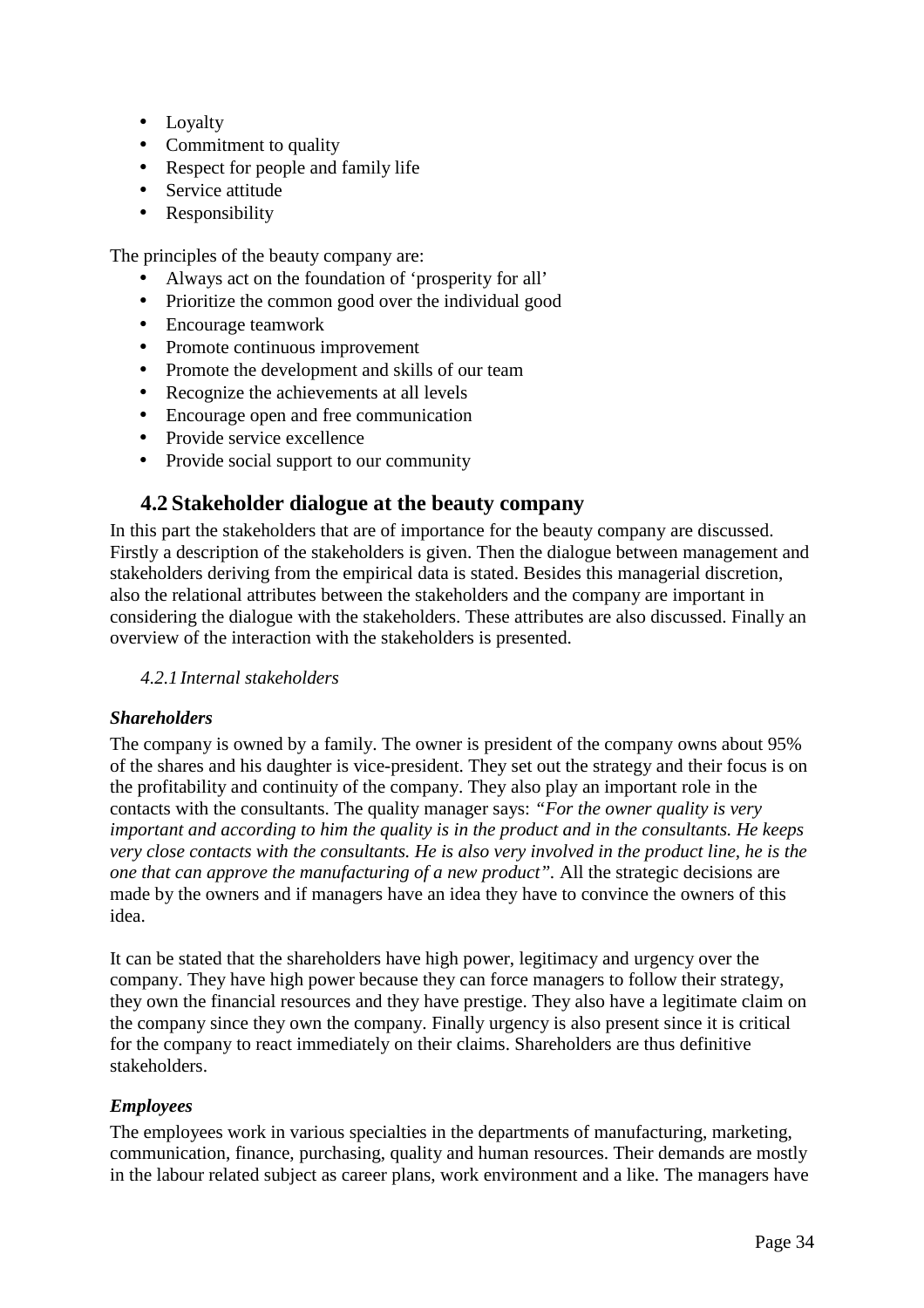- Loyalty
- Commitment to quality
- Respect for people and family life
- Service attitude
- Responsibility

The principles of the beauty company are:

- Always act on the foundation of 'prosperity for all'
- Prioritize the common good over the individual good
- Encourage teamwork
- Promote continuous improvement
- Promote the development and skills of our team
- Recognize the achievements at all levels
- Encourage open and free communication
- Provide service excellence
- Provide social support to our community

## 4.2 Stakeholder dialogue at the beauty company

In this part the stakeholders that are of importance for the beauty company are discussed. Firstly a description of the stakeholders is given. Then the dialogue between management and stakeholders deriving from the empirical data is stated. Besides this managerial discretion, also the relational attributes between the stakeholders and the company are important in considering the dialogue with the stakeholders. These attributes are also discussed. Finally an overview of the interaction with the stakeholders is presented.

### *4.2.1 Internal stakeholders*

***Shareholders***

The company is owned by a family. The owner is president of the company owns about 95% of the shares and his daughter is vice-president. They set out the strategy and their focus is on the profitability and continuity of the company. They also play an important role in the contacts with the consultants. The quality manager says: *"For the owner quality is very important and according to him the quality is in the product and in the consultants. He keeps very close contacts with the consultants. He is also very involved in the product line, he is the one that can approve the manufacturing of a new product".* All the strategic decisions are made by the owners and if managers have an idea they have to convince the owners of this idea.

It can be stated that the shareholders have high power, legitimacy and urgency over the company. They have high power because they can force managers to follow their strategy, they own the financial resources and they have prestige. They also have a legitimate claim on the company since they own the company. Finally urgency is also present since it is critical for the company to react immediately on their claims. Shareholders are thus definitive stakeholders.

***Employees***

The employees work in various specialties in the departments of manufacturing, marketing, communication, finance, purchasing, quality and human resources. Their demands are mostly in the labour related subject as career plans, work environment and a like. The managers have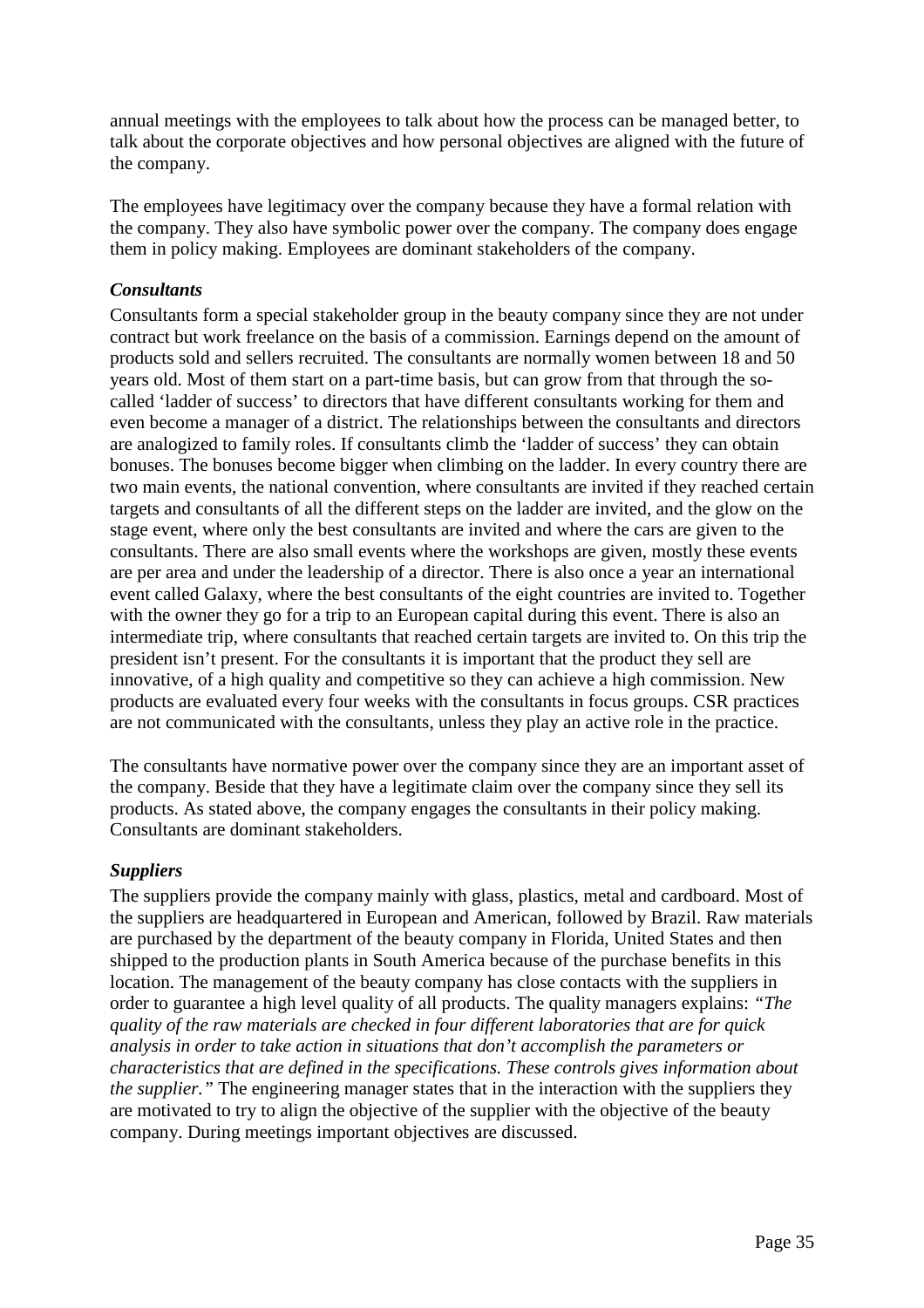annual meetings with the employees to talk about how the process can be managed better, to talk about the corporate objectives and how personal objectives are aligned with the future of the company.

The employees have legitimacy over the company because they have a formal relation with the company. They also have symbolic power over the company. The company does engage them in policy making. Employees are dominant stakeholders of the company.

### *Consultants*

Consultants form a special stakeholder group in the beauty company since they are not under contract but work freelance on the basis of a commission. Earnings depend on the amount of products sold and sellers recruited. The consultants are normally women between 18 and 50 years old. Most of them start on a part-time basis, but can grow from that through the so-called 'ladder of success' to directors that have different consultants working for them and even become a manager of a district. The relationships between the consultants and directors are analogized to family roles. If consultants climb the 'ladder of success' they can obtain bonuses. The bonuses become bigger when climbing on the ladder. In every country there are two main events, the national convention, where consultants are invited if they reached certain targets and consultants of all the different steps on the ladder are invited, and the glow on the stage event, where only the best consultants are invited and where the cars are given to the consultants. There are also small events where the workshops are given, mostly these events are per area and under the leadership of a director. There is also once a year an international event called Galaxy, where the best consultants of the eight countries are invited to. Together with the owner they go for a trip to an European capital during this event. There is also an intermediate trip, where consultants that reached certain targets are invited to. On this trip the president isn't present. For the consultants it is important that the product they sell are innovative, of a high quality and competitive so they can achieve a high commission. New products are evaluated every four weeks with the consultants in focus groups. CSR practices are not communicated with the consultants, unless they play an active role in the practice.

The consultants have normative power over the company since they are an important asset of the company. Beside that they have a legitimate claim over the company since they sell its products. As stated above, the company engages the consultants in their policy making. Consultants are dominant stakeholders.

### *Suppliers*

The suppliers provide the company mainly with glass, plastics, metal and cardboard. Most of the suppliers are headquartered in European and American, followed by Brazil. Raw materials are purchased by the department of the beauty company in Florida, United States and then shipped to the production plants in South America because of the purchase benefits in this location. The management of the beauty company has close contacts with the suppliers in order to guarantee a high level quality of all products. The quality managers explains: *"The quality of the raw materials are checked in four different laboratories that are for quick analysis in order to take action in situations that don't accomplish the parameters or characteristics that are defined in the specifications. These controls gives information about the supplier."* The engineering manager states that in the interaction with the suppliers they are motivated to try to align the objective of the supplier with the objective of the beauty company. During meetings important objectives are discussed.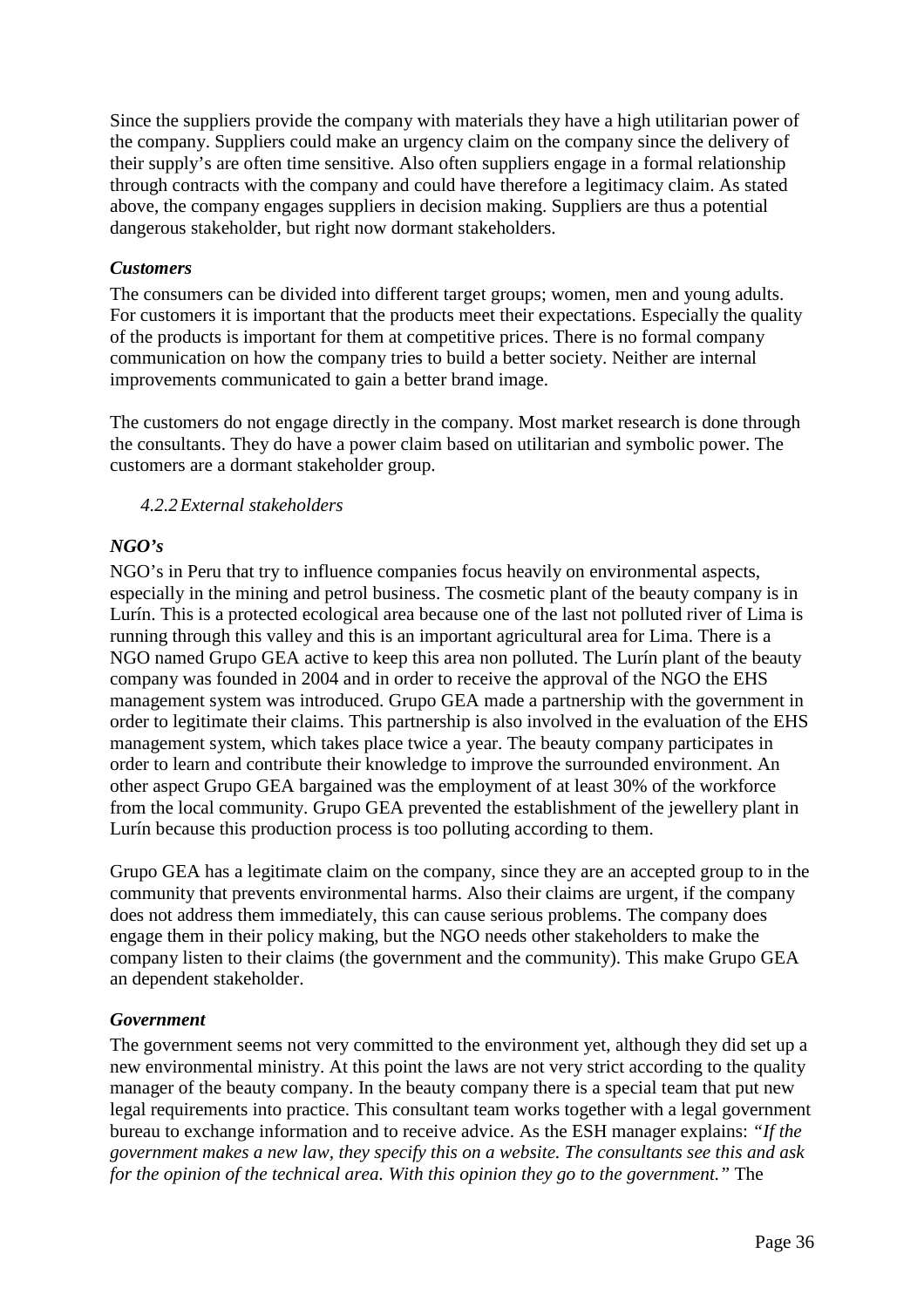Since the suppliers provide the company with materials they have a high utilitarian power of the company. Suppliers could make an urgency claim on the company since the delivery of their supply's are often time sensitive. Also often suppliers engage in a formal relationship through contracts with the company and could have therefore a legitimacy claim. As stated above, the company engages suppliers in decision making. Suppliers are thus a potential dangerous stakeholder, but right now dormant stakeholders.

***Customers***

The consumers can be divided into different target groups; women, men and young adults. For customers it is important that the products meet their expectations. Especially the quality of the products is important for them at competitive prices. There is no formal company communication on how the company tries to build a better society. Neither are internal improvements communicated to gain a better brand image.

The customers do not engage directly in the company. Most market research is done through the consultants. They do have a power claim based on utilitarian and symbolic power. The customers are a dormant stakeholder group.

### *4.2.2 External stakeholders*

***NGO's***

NGO's in Peru that try to influence companies focus heavily on environmental aspects, especially in the mining and petrol business. The cosmetic plant of the beauty company is in Lurín. This is a protected ecological area because one of the last not polluted river of Lima is running through this valley and this is an important agricultural area for Lima. There is a NGO named Grupo GEA active to keep this area non polluted. The Lurín plant of the beauty company was founded in 2004 and in order to receive the approval of the NGO the EHS management system was introduced. Grupo GEA made a partnership with the government in order to legitimate their claims. This partnership is also involved in the evaluation of the EHS management system, which takes place twice a year. The beauty company participates in order to learn and contribute their knowledge to improve the surrounded environment. An other aspect Grupo GEA bargained was the employment of at least 30% of the workforce from the local community. Grupo GEA prevented the establishment of the jewellery plant in Lurín because this production process is too polluting according to them.

Grupo GEA has a legitimate claim on the company, since they are an accepted group to in the community that prevents environmental harms. Also their claims are urgent, if the company does not address them immediately, this can cause serious problems. The company does engage them in their policy making, but the NGO needs other stakeholders to make the company listen to their claims (the government and the community). This make Grupo GEA an dependent stakeholder.

***Government***

The government seems not very committed to the environment yet, although they did set up a new environmental ministry. At this point the laws are not very strict according to the quality manager of the beauty company. In the beauty company there is a special team that put new legal requirements into practice. This consultant team works together with a legal government bureau to exchange information and to receive advice. As the ESH manager explains: *"If the government makes a new law, they specify this on a website. The consultants see this and ask for the opinion of the technical area. With this opinion they go to the government."* The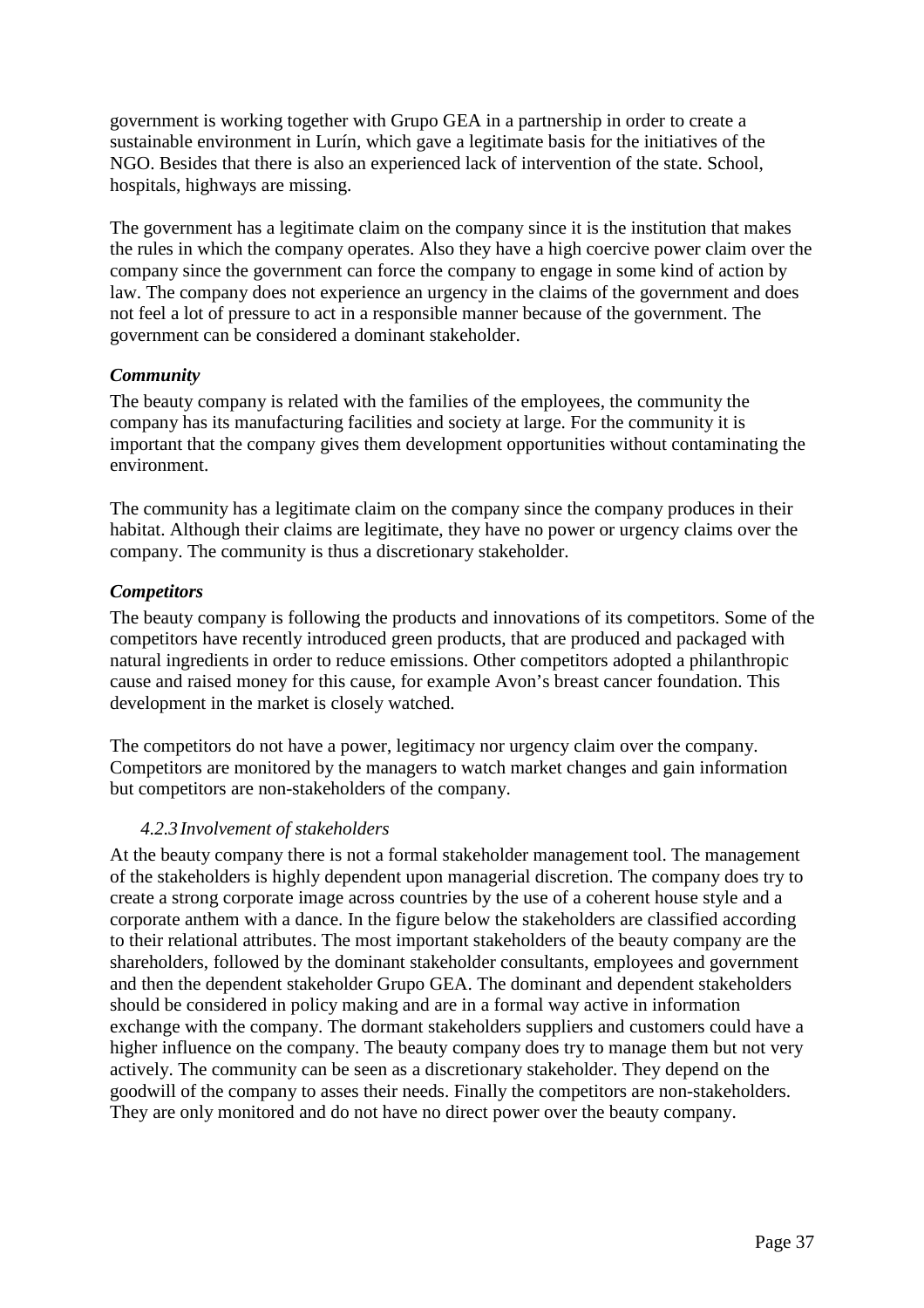government is working together with Grupo GEA in a partnership in order to create a sustainable environment in Lurín, which gave a legitimate basis for the initiatives of the NGO. Besides that there is also an experienced lack of intervention of the state. School, hospitals, highways are missing.

The government has a legitimate claim on the company since it is the institution that makes the rules in which the company operates. Also they have a high coercive power claim over the company since the government can force the company to engage in some kind of action by law. The company does not experience an urgency in the claims of the government and does not feel a lot of pressure to act in a responsible manner because of the government. The government can be considered a dominant stakeholder.

***Community***

The beauty company is related with the families of the employees, the community the company has its manufacturing facilities and society at large. For the community it is important that the company gives them development opportunities without contaminating the environment.

The community has a legitimate claim on the company since the company produces in their habitat. Although their claims are legitimate, they have no power or urgency claims over the company. The community is thus a discretionary stakeholder.

***Competitors***

The beauty company is following the products and innovations of its competitors. Some of the competitors have recently introduced green products, that are produced and packaged with natural ingredients in order to reduce emissions. Other competitors adopted a philanthropic cause and raised money for this cause, for example Avon's breast cancer foundation. This development in the market is closely watched.

The competitors do not have a power, legitimacy nor urgency claim over the company. Competitors are monitored by the managers to watch market changes and gain information but competitors are non-stakeholders of the company.

### *4.2.3 Involvement of stakeholders*

At the beauty company there is not a formal stakeholder management tool. The management of the stakeholders is highly dependent upon managerial discretion. The company does try to create a strong corporate image across countries by the use of a coherent house style and a corporate anthem with a dance. In the figure below the stakeholders are classified according to their relational attributes. The most important stakeholders of the beauty company are the shareholders, followed by the dominant stakeholder consultants, employees and government and then the dependent stakeholder Grupo GEA. The dominant and dependent stakeholders should be considered in policy making and are in a formal way active in information exchange with the company. The dormant stakeholders suppliers and customers could have a higher influence on the company. The beauty company does try to manage them but not very actively. The community can be seen as a discretionary stakeholder. They depend on the goodwill of the company to asses their needs. Finally the competitors are non-stakeholders. They are only monitored and do not have no direct power over the beauty company.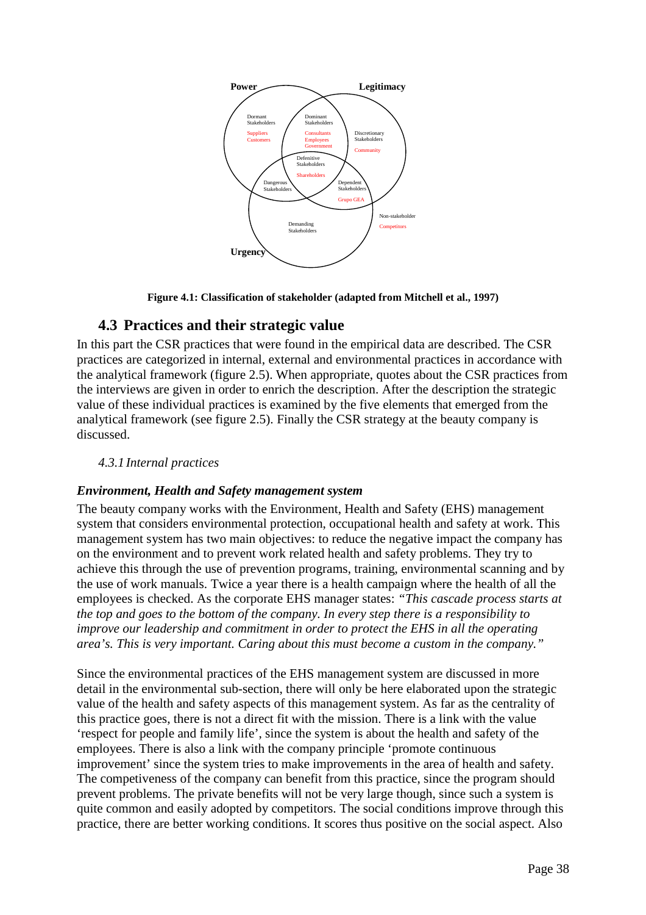**Figure 4.1: Classification of stakeholder (adapted from Mitchell et al., 1997)**

## 4.3 Practices and their strategic value

In this part the CSR practices that were found in the empirical data are described. The CSR practices are categorized in internal, external and environmental practices in accordance with the analytical framework (figure 2.5). When appropriate, quotes about the CSR practices from the interviews are given in order to enrich the description. After the description the strategic value of these individual practices is examined by the five elements that emerged from the analytical framework (see figure 2.5). Finally the CSR strategy at the beauty company is discussed.

### *4.3.1 Internal practices*

***Environment, Health and Safety management system***

The beauty company works with the Environment, Health and Safety (EHS) management system that considers environmental protection, occupational health and safety at work. This management system has two main objectives: to reduce the negative impact the company has on the environment and to prevent work related health and safety problems. They try to achieve this through the use of prevention programs, training, environmental scanning and by the use of work manuals. Twice a year there is a health campaign where the health of all the employees is checked. As the corporate EHS manager states: *"This cascade process starts at the top and goes to the bottom of the company. In every step there is a responsibility to improve our leadership and commitment in order to protect the EHS in all the operating area's. This is very important. Caring about this must become a custom in the company."*

Since the environmental practices of the EHS management system are discussed in more detail in the environmental sub-section, there will only be here elaborated upon the strategic value of the health and safety aspects of this management system. As far as the centrality of this practice goes, there is not a direct fit with the mission. There is a link with the value 'respect for people and family life', since the system is about the health and safety of the employees. There is also a link with the company principle 'promote continuous improvement' since the system tries to make improvements in the area of health and safety. The competiveness of the company can benefit from this practice, since the program should prevent problems. The private benefits will not be very large though, since such a system is quite common and easily adopted by competitors. The social conditions improve through this practice, there are better working conditions. It scores thus positive on the social aspect. Also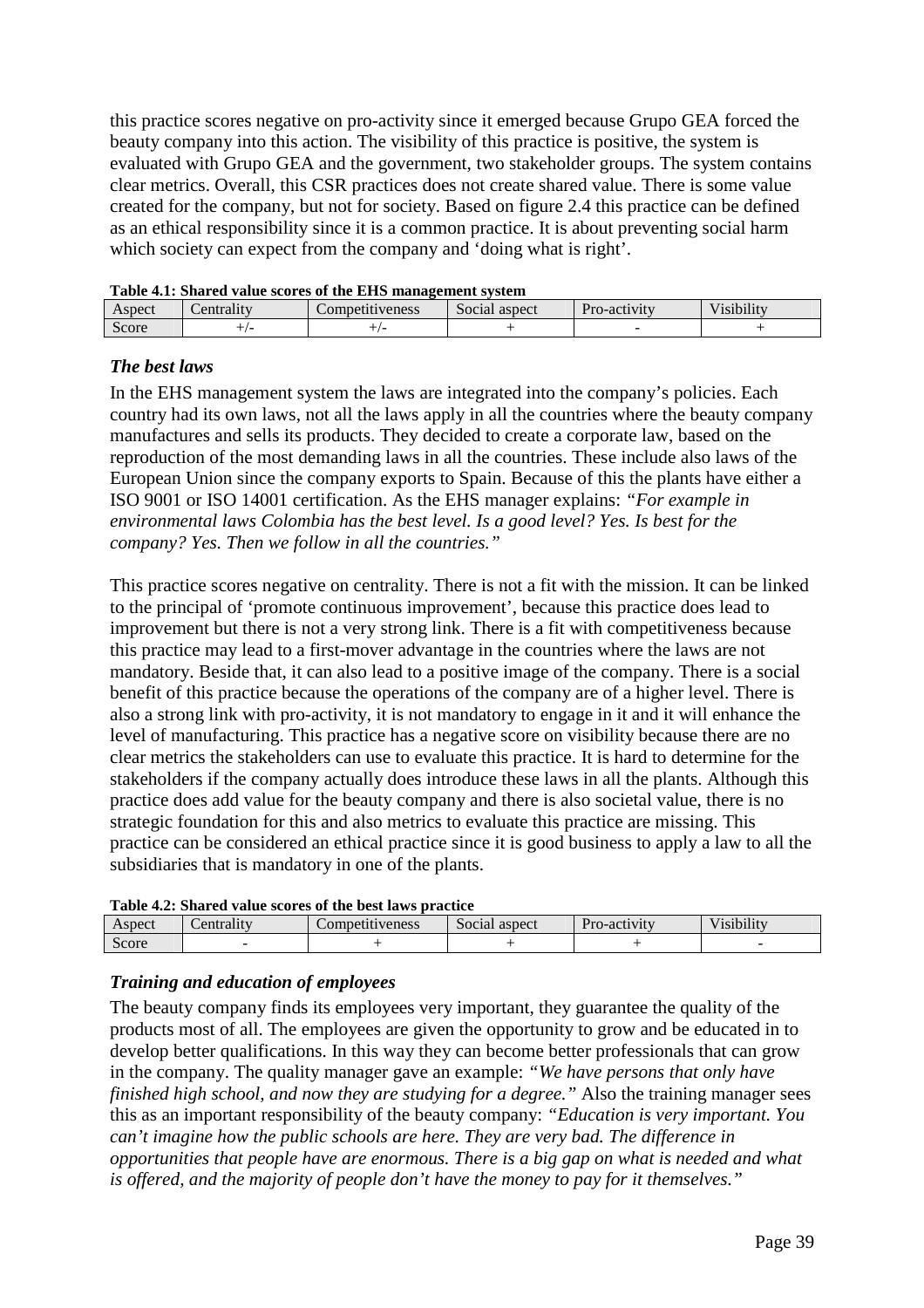this practice scores negative on pro-activity since it emerged because Grupo GEA forced the beauty company into this action. The visibility of this practice is positive, the system is evaluated with Grupo GEA and the government, two stakeholder groups. The system contains clear metrics. Overall, this CSR practices does not create shared value. There is some value created for the company, but not for society. Based on figure 2.4 this practice can be defined as an ethical responsibility since it is a common practice. It is about preventing social harm which society can expect from the company and 'doing what is right'.

**Table 4.1: Shared value scores of the EHS management system**

| Aspect | Centrality | Competitiveness | Social aspect | Pro-activity | Visibility |
|---|---|---|---|---|---|
| Score | +/- | +/- | + | - | + |

### *The best laws*

In the EHS management system the laws are integrated into the company's policies. Each country had its own laws, not all the laws apply in all the countries where the beauty company manufactures and sells its products. They decided to create a corporate law, based on the reproduction of the most demanding laws in all the countries. These include also laws of the European Union since the company exports to Spain. Because of this the plants have either a ISO 9001 or ISO 14001 certification. As the EHS manager explains: *"For example in environmental laws Colombia has the best level. Is a good level? Yes. Is best for the company? Yes. Then we follow in all the countries."*

This practice scores negative on centrality. There is not a fit with the mission. It can be linked to the principal of 'promote continuous improvement', because this practice does lead to improvement but there is not a very strong link. There is a fit with competitiveness because this practice may lead to a first-mover advantage in the countries where the laws are not mandatory. Beside that, it can also lead to a positive image of the company. There is a social benefit of this practice because the operations of the company are of a higher level. There is also a strong link with pro-activity, it is not mandatory to engage in it and it will enhance the level of manufacturing. This practice has a negative score on visibility because there are no clear metrics the stakeholders can use to evaluate this practice. It is hard to determine for the stakeholders if the company actually does introduce these laws in all the plants. Although this practice does add value for the beauty company and there is also societal value, there is no strategic foundation for this and also metrics to evaluate this practice are missing. This practice can be considered an ethical practice since it is good business to apply a law to all the subsidiaries that is mandatory in one of the plants.

**Table 4.2: Shared value scores of the best laws practice**

| Aspect | Centrality | Competitiveness | Social aspect | Pro-activity | Visibility |
|---|---|---|---|---|---|
| Score | - | + | + | + | - |

### *Training and education of employees*

The beauty company finds its employees very important, they guarantee the quality of the products most of all. The employees are given the opportunity to grow and be educated in to develop better qualifications. In this way they can become better professionals that can grow in the company. The quality manager gave an example: *"We have persons that only have finished high school, and now they are studying for a degree."* Also the training manager sees this as an important responsibility of the beauty company: *"Education is very important. You can't imagine how the public schools are here. They are very bad. The difference in opportunities that people have are enormous. There is a big gap on what is needed and what is offered, and the majority of people don't have the money to pay for it themselves."*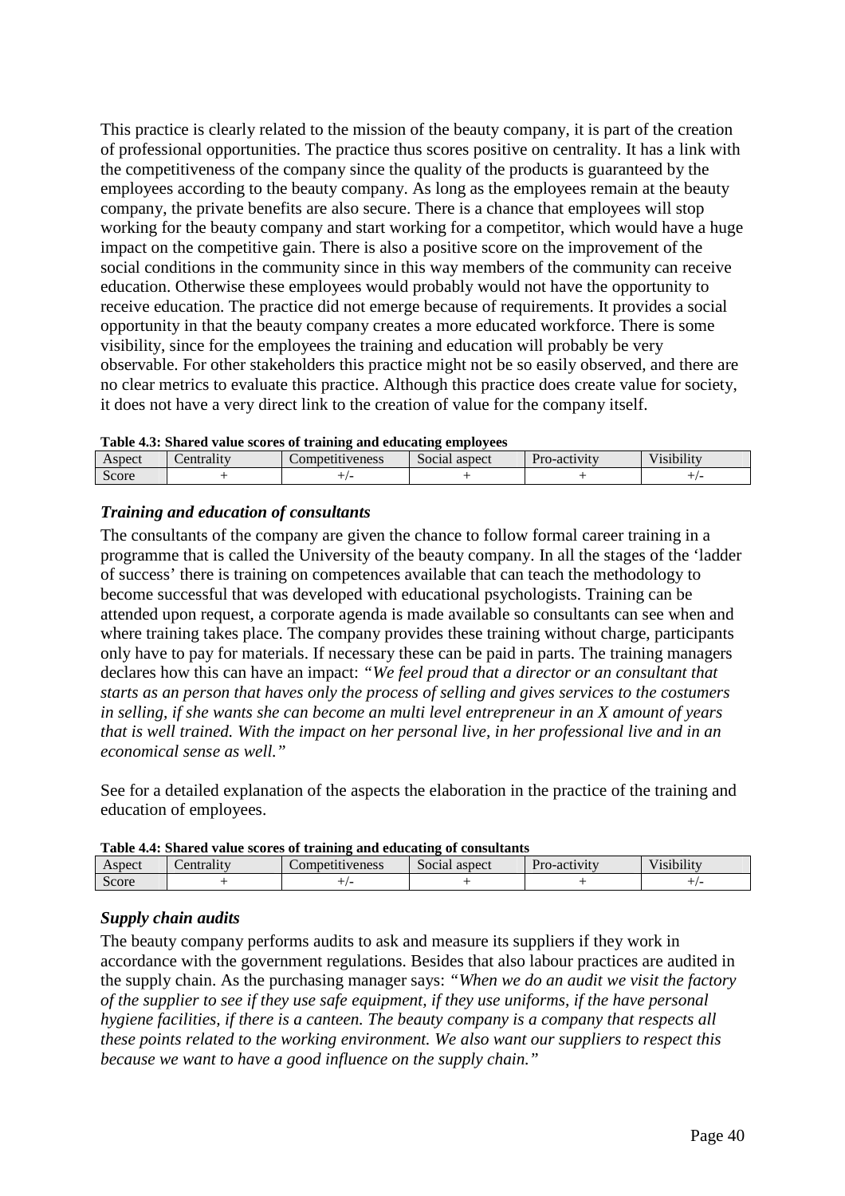This practice is clearly related to the mission of the beauty company, it is part of the creation of professional opportunities. The practice thus scores positive on centrality. It has a link with the competitiveness of the company since the quality of the products is guaranteed by the employees according to the beauty company. As long as the employees remain at the beauty company, the private benefits are also secure. There is a chance that employees will stop working for the beauty company and start working for a competitor, which would have a huge impact on the competitive gain. There is also a positive score on the improvement of the social conditions in the community since in this way members of the community can receive education. Otherwise these employees would probably would not have the opportunity to receive education. The practice did not emerge because of requirements. It provides a social opportunity in that the beauty company creates a more educated workforce. There is some visibility, since for the employees the training and education will probably be very observable. For other stakeholders this practice might not be so easily observed, and there are no clear metrics to evaluate this practice. Although this practice does create value for society, it does not have a very direct link to the creation of value for the company itself.

**Table 4.3: Shared value scores of training and educating employees**

| Aspect | Centrality | Competitiveness | Social aspect | Pro-activity | Visibility |
|---|---|---|---|---|---|
| Score | + | +/- | + | + | +/- |

### *Training and education of consultants*

The consultants of the company are given the chance to follow formal career training in a programme that is called the University of the beauty company. In all the stages of the 'ladder of success' there is training on competences available that can teach the methodology to become successful that was developed with educational psychologists. Training can be attended upon request, a corporate agenda is made available so consultants can see when and where training takes place. The company provides these training without charge, participants only have to pay for materials. If necessary these can be paid in parts. The training managers declares how this can have an impact: *"We feel proud that a director or an consultant that starts as an person that haves only the process of selling and gives services to the costumers in selling, if she wants she can become an multi level entrepreneur in an X amount of years that is well trained. With the impact on her personal live, in her professional live and in an economical sense as well."*

See for a detailed explanation of the aspects the elaboration in the practice of the training and education of employees.

**Table 4.4: Shared value scores of training and educating of consultants**

| Aspect | Centrality | Competitiveness | Social aspect | Pro-activity | Visibility |
|---|---|---|---|---|---|
| Score | + | +/- | + | + | +/- |

### *Supply chain audits*

The beauty company performs audits to ask and measure its suppliers if they work in accordance with the government regulations. Besides that also labour practices are audited in the supply chain. As the purchasing manager says: *"When we do an audit we visit the factory of the supplier to see if they use safe equipment, if they use uniforms, if the have personal hygiene facilities, if there is a canteen. The beauty company is a company that respects all these points related to the working environment. We also want our suppliers to respect this because we want to have a good influence on the supply chain."*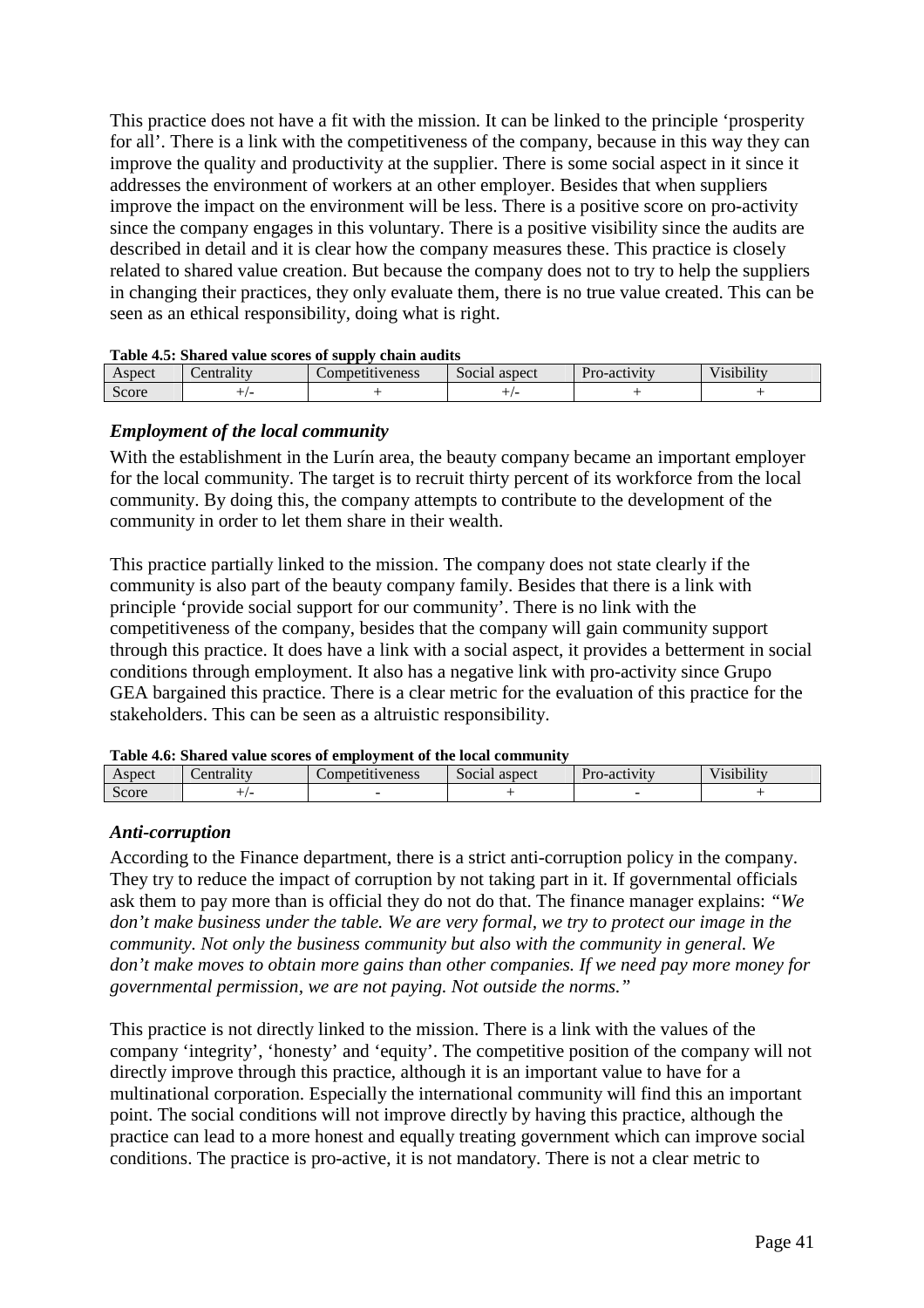This practice does not have a fit with the mission. It can be linked to the principle 'prosperity for all'. There is a link with the competitiveness of the company, because in this way they can improve the quality and productivity at the supplier. There is some social aspect in it since it addresses the environment of workers at an other employer. Besides that when suppliers improve the impact on the environment will be less. There is a positive score on pro-activity since the company engages in this voluntary. There is a positive visibility since the audits are described in detail and it is clear how the company measures these. This practice is closely related to shared value creation. But because the company does not to try to help the suppliers in changing their practices, they only evaluate them, there is no true value created. This can be seen as an ethical responsibility, doing what is right.

**Table 4.5: Shared value scores of supply chain audits**

| Aspect | Centrality | Competitiveness | Social aspect | Pro-activity | Visibility |
|---|---|---|---|---|---|
| Score | +/- | + | +/- | + | + |

### *Employment of the local community*

With the establishment in the Lurín area, the beauty company became an important employer for the local community. The target is to recruit thirty percent of its workforce from the local community. By doing this, the company attempts to contribute to the development of the community in order to let them share in their wealth.

This practice partially linked to the mission. The company does not state clearly if the community is also part of the beauty company family. Besides that there is a link with principle 'provide social support for our community'. There is no link with the competitiveness of the company, besides that the company will gain community support through this practice. It does have a link with a social aspect, it provides a betterment in social conditions through employment. It also has a negative link with pro-activity since Grupo GEA bargained this practice. There is a clear metric for the evaluation of this practice for the stakeholders. This can be seen as a altruistic responsibility.

**Table 4.6: Shared value scores of employment of the local community**

| Aspect | Centrality | Competitiveness | Social aspect | Pro-activity | Visibility |
|---|---|---|---|---|---|
| Score | +/- | - | + | - | + |

### *Anti-corruption*

According to the Finance department, there is a strict anti-corruption policy in the company. They try to reduce the impact of corruption by not taking part in it. If governmental officials ask them to pay more than is official they do not do that. The finance manager explains: *"We don't make business under the table. We are very formal, we try to protect our image in the community. Not only the business community but also with the community in general. We don't make moves to obtain more gains than other companies. If we need pay more money for governmental permission, we are not paying. Not outside the norms."*

This practice is not directly linked to the mission. There is a link with the values of the company 'integrity', 'honesty' and 'equity'. The competitive position of the company will not directly improve through this practice, although it is an important value to have for a multinational corporation. Especially the international community will find this an important point. The social conditions will not improve directly by having this practice, although the practice can lead to a more honest and equally treating government which can improve social conditions. The practice is pro-active, it is not mandatory. There is not a clear metric to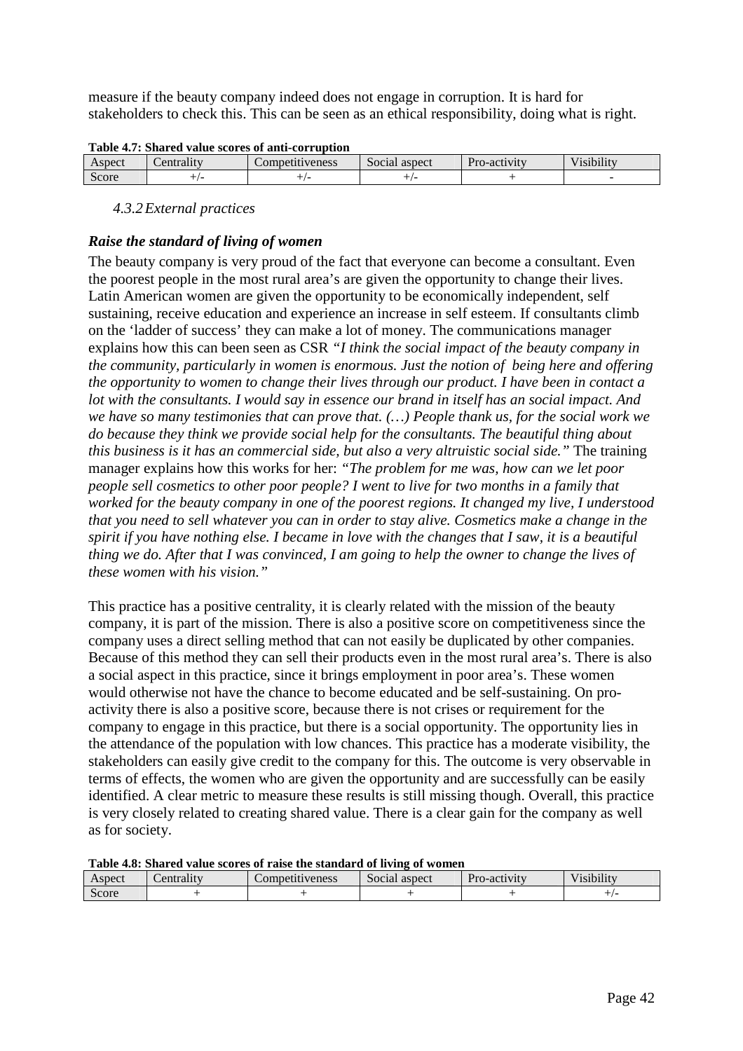measure if the beauty company indeed does not engage in corruption. It is hard for stakeholders to check this. This can be seen as an ethical responsibility, doing what is right.

**Table 4.7: Shared value scores of anti-corruption**

| Aspect | Centrality | Competitiveness | Social aspect | Pro-activity | Visibility |
|---|---|---|---|---|---|
| Score | +/- | +/- | +/- | + | - |

### *4.3.2 External practices*

***Raise the standard of living of women***

The beauty company is very proud of the fact that everyone can become a consultant. Even the poorest people in the most rural area's are given the opportunity to change their lives. Latin American women are given the opportunity to be economically independent, self sustaining, receive education and experience an increase in self esteem. If consultants climb on the 'ladder of success' they can make a lot of money. The communications manager explains how this can been seen as CSR *"I think the social impact of the beauty company in the community, particularly in women is enormous. Just the notion of being here and offering the opportunity to women to change their lives through our product. I have been in contact a lot with the consultants. I would say in essence our brand in itself has an social impact. And we have so many testimonies that can prove that. (…) People thank us, for the social work we do because they think we provide social help for the consultants. The beautiful thing about this business is it has an commercial side, but also a very altruistic social side."* The training manager explains how this works for her: *"The problem for me was, how can we let poor people sell cosmetics to other poor people? I went to live for two months in a family that worked for the beauty company in one of the poorest regions. It changed my live, I understood that you need to sell whatever you can in order to stay alive. Cosmetics make a change in the spirit if you have nothing else. I became in love with the changes that I saw, it is a beautiful thing we do. After that I was convinced, I am going to help the owner to change the lives of these women with his vision."*

This practice has a positive centrality, it is clearly related with the mission of the beauty company, it is part of the mission. There is also a positive score on competitiveness since the company uses a direct selling method that can not easily be duplicated by other companies. Because of this method they can sell their products even in the most rural area's. There is also a social aspect in this practice, since it brings employment in poor area's. These women would otherwise not have the chance to become educated and be self-sustaining. On pro-activity there is also a positive score, because there is not crises or requirement for the company to engage in this practice, but there is a social opportunity. The opportunity lies in the attendance of the population with low chances. This practice has a moderate visibility, the stakeholders can easily give credit to the company for this. The outcome is very observable in terms of effects, the women who are given the opportunity and are successfully can be easily identified. A clear metric to measure these results is still missing though. Overall, this practice is very closely related to creating shared value. There is a clear gain for the company as well as for society.

**Table 4.8: Shared value scores of raise the standard of living of women**

| Aspect | Centrality | Competitiveness | Social aspect | Pro-activity | Visibility |
|---|---|---|---|---|---|
| Score | + | + | + | + | +/- |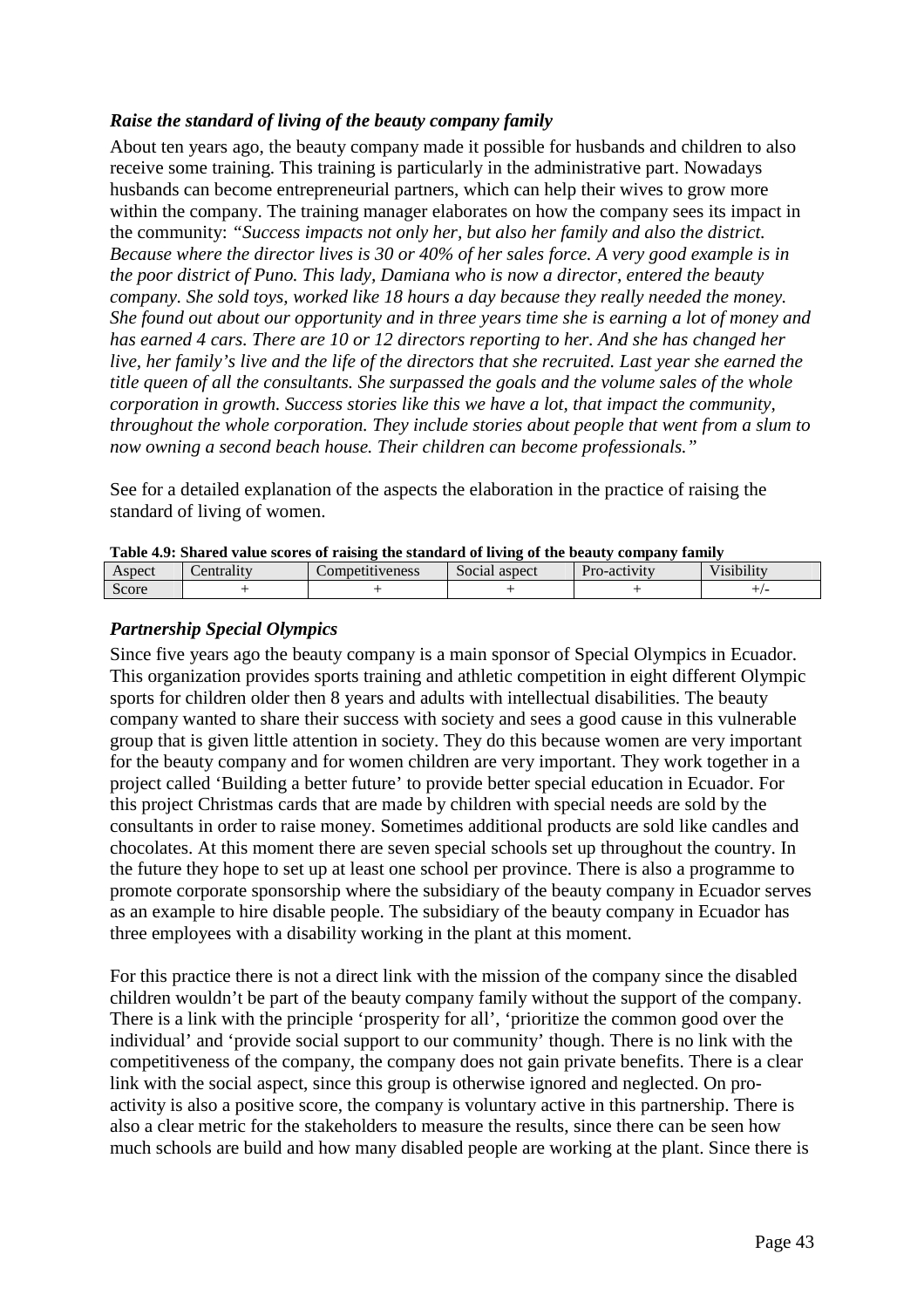### *Raise the standard of living of the beauty company family*

About ten years ago, the beauty company made it possible for husbands and children to also receive some training. This training is particularly in the administrative part. Nowadays husbands can become entrepreneurial partners, which can help their wives to grow more within the company. The training manager elaborates on how the company sees its impact in the community: *"Success impacts not only her, but also her family and also the district. Because where the director lives is 30 or 40% of her sales force. A very good example is in the poor district of Puno. This lady, Damiana who is now a director, entered the beauty company. She sold toys, worked like 18 hours a day because they really needed the money. She found out about our opportunity and in three years time she is earning a lot of money and has earned 4 cars. There are 10 or 12 directors reporting to her. And she has changed her live, her family's live and the life of the directors that she recruited. Last year she earned the title queen of all the consultants. She surpassed the goals and the volume sales of the whole corporation in growth. Success stories like this we have a lot, that impact the community, throughout the whole corporation. They include stories about people that went from a slum to now owning a second beach house. Their children can become professionals."*

See for a detailed explanation of the aspects the elaboration in the practice of raising the standard of living of women.

**Table 4.9: Shared value scores of raising the standard of living of the beauty company family**

| Aspect | Centrality | Competitiveness | Social aspect | Pro-activity | Visibility |
|---|---|---|---|---|---|
| Score | + | + | + | + | +/- |

### *Partnership Special Olympics*

Since five years ago the beauty company is a main sponsor of Special Olympics in Ecuador. This organization provides sports training and athletic competition in eight different Olympic sports for children older then 8 years and adults with intellectual disabilities. The beauty company wanted to share their success with society and sees a good cause in this vulnerable group that is given little attention in society. They do this because women are very important for the beauty company and for women children are very important. They work together in a project called 'Building a better future' to provide better special education in Ecuador. For this project Christmas cards that are made by children with special needs are sold by the consultants in order to raise money. Sometimes additional products are sold like candles and chocolates. At this moment there are seven special schools set up throughout the country. In the future they hope to set up at least one school per province. There is also a programme to promote corporate sponsorship where the subsidiary of the beauty company in Ecuador serves as an example to hire disable people. The subsidiary of the beauty company in Ecuador has three employees with a disability working in the plant at this moment.

For this practice there is not a direct link with the mission of the company since the disabled children wouldn't be part of the beauty company family without the support of the company. There is a link with the principle 'prosperity for all', 'prioritize the common good over the individual' and 'provide social support to our community' though. There is no link with the competitiveness of the company, the company does not gain private benefits. There is a clear link with the social aspect, since this group is otherwise ignored and neglected. On pro-activity is also a positive score, the company is voluntary active in this partnership. There is also a clear metric for the stakeholders to measure the results, since there can be seen how much schools are build and how many disabled people are working at the plant. Since there is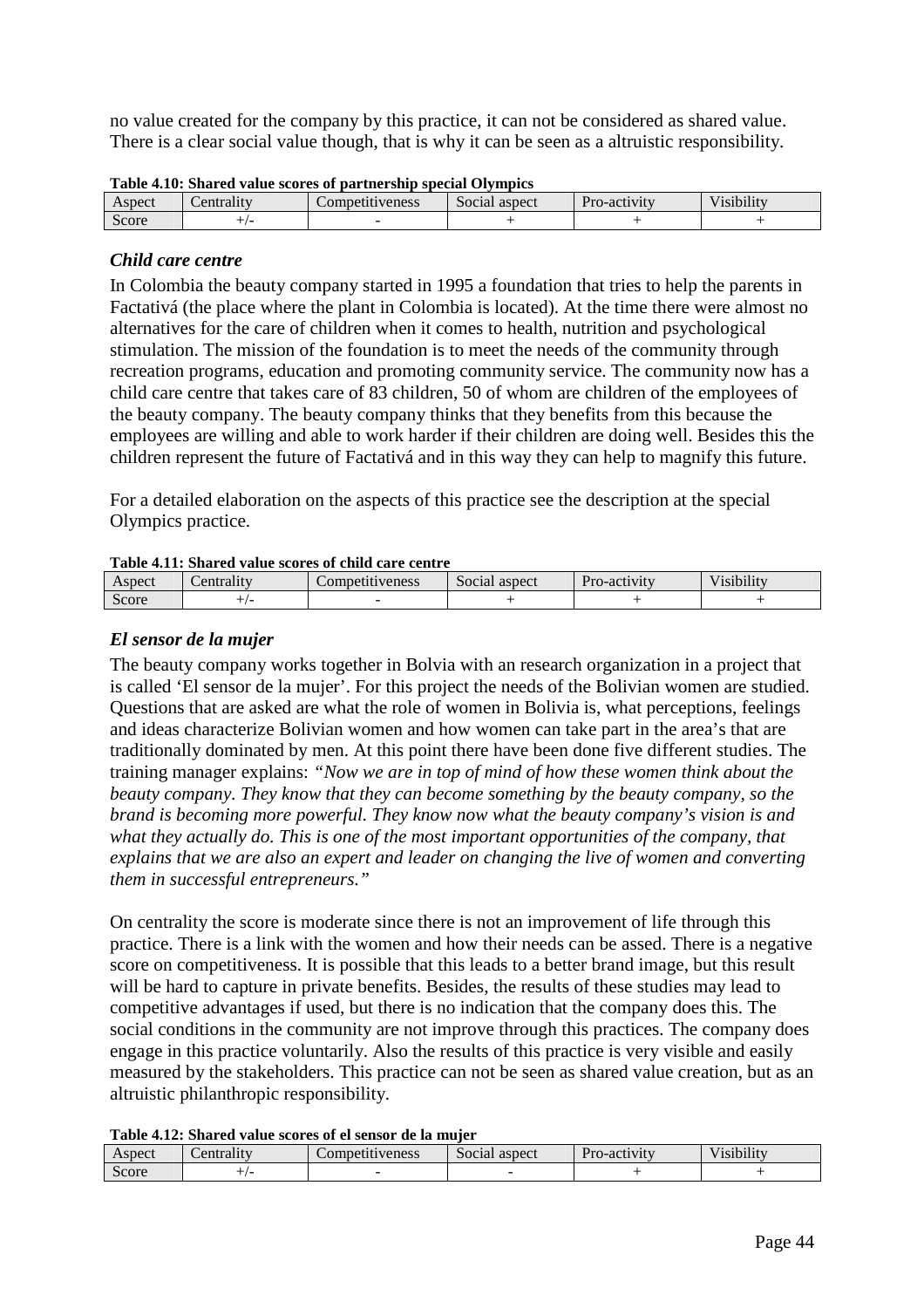no value created for the company by this practice, it can not be considered as shared value. There is a clear social value though, that is why it can be seen as a altruistic responsibility.

**Table 4.10: Shared value scores of partnership special Olympics**

| Aspect | Centrality | Competitiveness | Social aspect | Pro-activity | Visibility |
|---|---|---|---|---|---|
| Score | +/- | - | + | + | + |

### *Child care centre*

In Colombia the beauty company started in 1995 a foundation that tries to help the parents in Factativá (the place where the plant in Colombia is located). At the time there were almost no alternatives for the care of children when it comes to health, nutrition and psychological stimulation. The mission of the foundation is to meet the needs of the community through recreation programs, education and promoting community service. The community now has a child care centre that takes care of 83 children, 50 of whom are children of the employees of the beauty company. The beauty company thinks that they benefits from this because the employees are willing and able to work harder if their children are doing well. Besides this the children represent the future of Factativá and in this way they can help to magnify this future.

For a detailed elaboration on the aspects of this practice see the description at the special Olympics practice.

**Table 4.11: Shared value scores of child care centre**

| Aspect | Centrality | Competitiveness | Social aspect | Pro-activity | Visibility |
|---|---|---|---|---|---|
| Score | +/- | - | + | + | + |

### *El sensor de la mujer*

The beauty company works together in Bolvia with an research organization in a project that is called 'El sensor de la mujer'. For this project the needs of the Bolivian women are studied. Questions that are asked are what the role of women in Bolivia is, what perceptions, feelings and ideas characterize Bolivian women and how women can take part in the area's that are traditionally dominated by men. At this point there have been done five different studies. The training manager explains: *"Now we are in top of mind of how these women think about the beauty company. They know that they can become something by the beauty company, so the brand is becoming more powerful. They know now what the beauty company's vision is and what they actually do. This is one of the most important opportunities of the company, that explains that we are also an expert and leader on changing the live of women and converting them in successful entrepreneurs."*

On centrality the score is moderate since there is not an improvement of life through this practice. There is a link with the women and how their needs can be assed. There is a negative score on competitiveness. It is possible that this leads to a better brand image, but this result will be hard to capture in private benefits. Besides, the results of these studies may lead to competitive advantages if used, but there is no indication that the company does this. The social conditions in the community are not improve through this practices. The company does engage in this practice voluntarily. Also the results of this practice is very visible and easily measured by the stakeholders. This practice can not be seen as shared value creation, but as an altruistic philanthropic responsibility.

**Table 4.12: Shared value scores of el sensor de la mujer**

| Aspect | Centrality | Competitiveness | Social aspect | Pro-activity | Visibility |
|---|---|---|---|---|---|
| Score | +/- | - | - | + | + |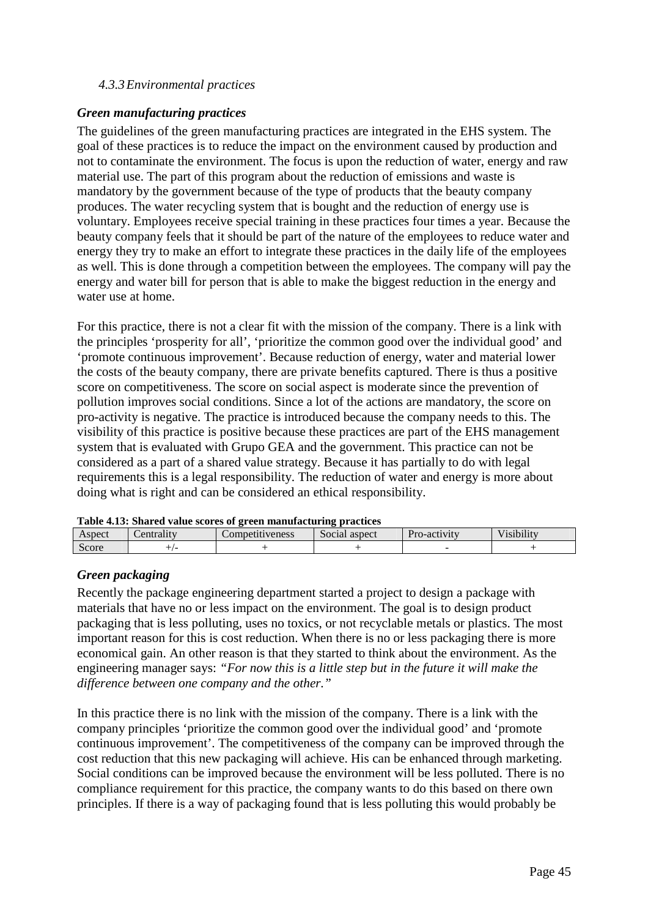### 4.3.3 Environmental practices

***Green manufacturing practices***

The guidelines of the green manufacturing practices are integrated in the EHS system. The goal of these practices is to reduce the impact on the environment caused by production and not to contaminate the environment. The focus is upon the reduction of water, energy and raw material use. The part of this program about the reduction of emissions and waste is mandatory by the government because of the type of products that the beauty company produces. The water recycling system that is bought and the reduction of energy use is voluntary. Employees receive special training in these practices four times a year. Because the beauty company feels that it should be part of the nature of the employees to reduce water and energy they try to make an effort to integrate these practices in the daily life of the employees as well. This is done through a competition between the employees. The company will pay the energy and water bill for person that is able to make the biggest reduction in the energy and water use at home.

For this practice, there is not a clear fit with the mission of the company. There is a link with the principles 'prosperity for all', 'prioritize the common good over the individual good' and 'promote continuous improvement'. Because reduction of energy, water and material lower the costs of the beauty company, there are private benefits captured. There is thus a positive score on competitiveness. The score on social aspect is moderate since the prevention of pollution improves social conditions. Since a lot of the actions are mandatory, the score on pro-activity is negative. The practice is introduced because the company needs to this. The visibility of this practice is positive because these practices are part of the EHS management system that is evaluated with Grupo GEA and the government. This practice can not be considered as a part of a shared value strategy. Because it has partially to do with legal requirements this is a legal responsibility. The reduction of water and energy is more about doing what is right and can be considered an ethical responsibility.

**Table 4.13: Shared value scores of green manufacturing practices**

| Aspect | Centrality | Competitiveness | Social aspect | Pro-activity | Visibility |
|---|---|---|---|---|---|
| Score | +/- | + | + | - | + |

***Green packaging***

Recently the package engineering department started a project to design a package with materials that have no or less impact on the environment. The goal is to design product packaging that is less polluting, uses no toxics, or not recyclable metals or plastics. The most important reason for this is cost reduction. When there is no or less packaging there is more economical gain. An other reason is that they started to think about the environment. As the engineering manager says: *"For now this is a little step but in the future it will make the difference between one company and the other."*

In this practice there is no link with the mission of the company. There is a link with the company principles 'prioritize the common good over the individual good' and 'promote continuous improvement'. The competitiveness of the company can be improved through the cost reduction that this new packaging will achieve. His can be enhanced through marketing. Social conditions can be improved because the environment will be less polluted. There is no compliance requirement for this practice, the company wants to do this based on there own principles. If there is a way of packaging found that is less polluting this would probably be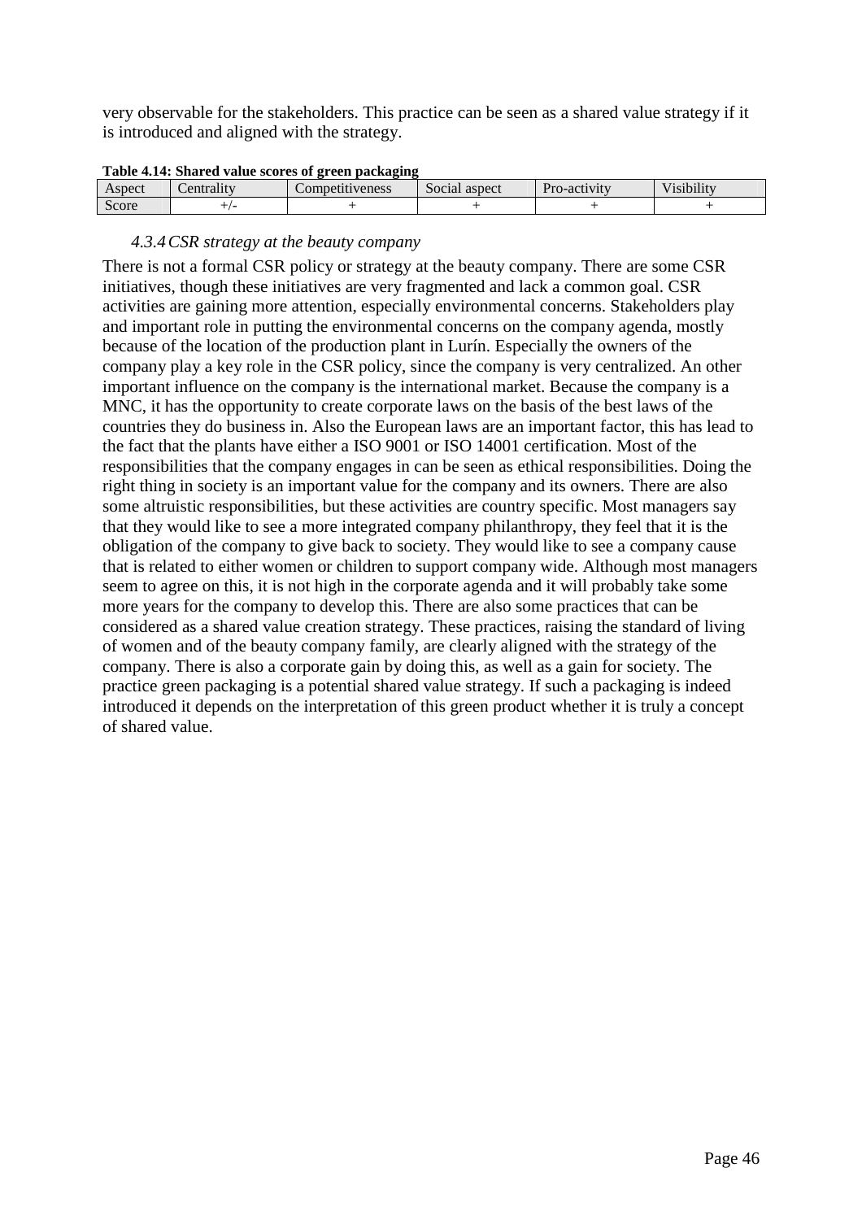very observable for the stakeholders. This practice can be seen as a shared value strategy if it is introduced and aligned with the strategy.

**Table 4.14: Shared value scores of green packaging**

| Aspect | Centrality | Competitiveness | Social aspect | Pro-activity | Visibility |
|---|---|---|---|---|---|
| Score | +/- | + | + | + | + |

### *4.3.4 CSR strategy at the beauty company*

There is not a formal CSR policy or strategy at the beauty company. There are some CSR initiatives, though these initiatives are very fragmented and lack a common goal. CSR activities are gaining more attention, especially environmental concerns. Stakeholders play and important role in putting the environmental concerns on the company agenda, mostly because of the location of the production plant in Lurín. Especially the owners of the company play a key role in the CSR policy, since the company is very centralized. An other important influence on the company is the international market. Because the company is a MNC, it has the opportunity to create corporate laws on the basis of the best laws of the countries they do business in. Also the European laws are an important factor, this has lead to the fact that the plants have either a ISO 9001 or ISO 14001 certification. Most of the responsibilities that the company engages in can be seen as ethical responsibilities. Doing the right thing in society is an important value for the company and its owners. There are also some altruistic responsibilities, but these activities are country specific. Most managers say that they would like to see a more integrated company philanthropy, they feel that it is the obligation of the company to give back to society. They would like to see a company cause that is related to either women or children to support company wide. Although most managers seem to agree on this, it is not high in the corporate agenda and it will probably take some more years for the company to develop this. There are also some practices that can be considered as a shared value creation strategy. These practices, raising the standard of living of women and of the beauty company family, are clearly aligned with the strategy of the company. There is also a corporate gain by doing this, as well as a gain for society. The practice green packaging is a potential shared value strategy. If such a packaging is indeed introduced it depends on the interpretation of this green product whether it is truly a concept of shared value.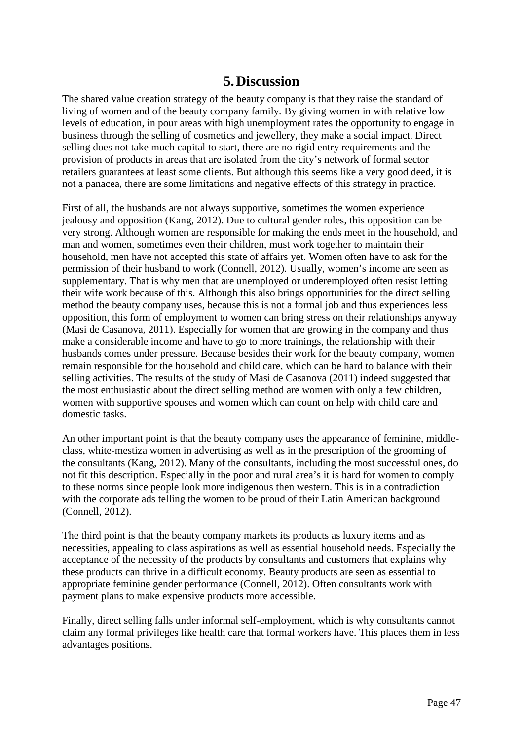# 5. Discussion

The shared value creation strategy of the beauty company is that they raise the standard of living of women and of the beauty company family. By giving women in with relative low levels of education, in pour areas with high unemployment rates the opportunity to engage in business through the selling of cosmetics and jewellery, they make a social impact. Direct selling does not take much capital to start, there are no rigid entry requirements and the provision of products in areas that are isolated from the city's network of formal sector retailers guarantees at least some clients. But although this seems like a very good deed, it is not a panacea, there are some limitations and negative effects of this strategy in practice.

First of all, the husbands are not always supportive, sometimes the women experience jealousy and opposition (Kang, 2012). Due to cultural gender roles, this opposition can be very strong. Although women are responsible for making the ends meet in the household, and man and women, sometimes even their children, must work together to maintain their household, men have not accepted this state of affairs yet. Women often have to ask for the permission of their husband to work (Connell, 2012). Usually, women's income are seen as supplementary. That is why men that are unemployed or underemployed often resist letting their wife work because of this. Although this also brings opportunities for the direct selling method the beauty company uses, because this is not a formal job and thus experiences less opposition, this form of employment to women can bring stress on their relationships anyway (Masi de Casanova, 2011). Especially for women that are growing in the company and thus make a considerable income and have to go to more trainings, the relationship with their husbands comes under pressure. Because besides their work for the beauty company, women remain responsible for the household and child care, which can be hard to balance with their selling activities. The results of the study of Masi de Casanova (2011) indeed suggested that the most enthusiastic about the direct selling method are women with only a few children, women with supportive spouses and women which can count on help with child care and domestic tasks.

An other important point is that the beauty company uses the appearance of feminine, middle-class, white-mestiza women in advertising as well as in the prescription of the grooming of the consultants (Kang, 2012). Many of the consultants, including the most successful ones, do not fit this description. Especially in the poor and rural area's it is hard for women to comply to these norms since people look more indigenous then western. This is in a contradiction with the corporate ads telling the women to be proud of their Latin American background (Connell, 2012).

The third point is that the beauty company markets its products as luxury items and as necessities, appealing to class aspirations as well as essential household needs. Especially the acceptance of the necessity of the products by consultants and customers that explains why these products can thrive in a difficult economy. Beauty products are seen as essential to appropriate feminine gender performance (Connell, 2012). Often consultants work with payment plans to make expensive products more accessible.

Finally, direct selling falls under informal self-employment, which is why consultants cannot claim any formal privileges like health care that formal workers have. This places them in less advantages positions.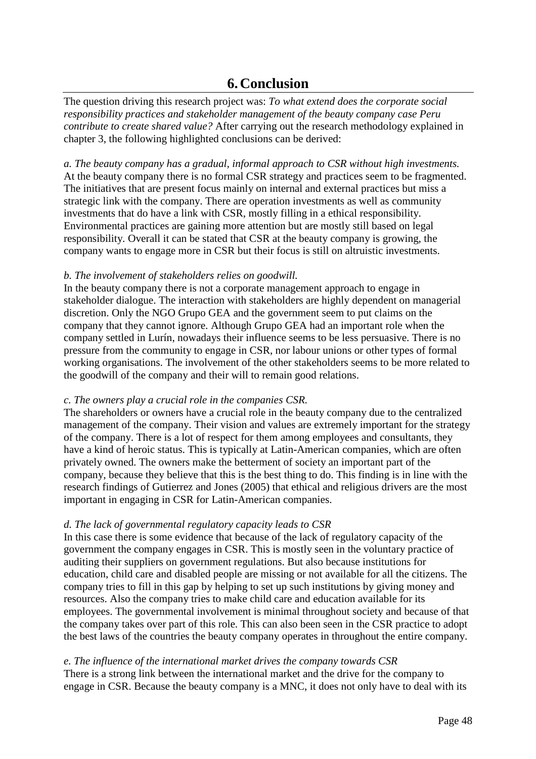# 6. Conclusion

The question driving this research project was: *To what extend does the corporate social responsibility practices and stakeholder management of the beauty company case Peru contribute to create shared value?* After carrying out the research methodology explained in chapter 3, the following highlighted conclusions can be derived:

*a. The beauty company has a gradual, informal approach to CSR without high investments.*
At the beauty company there is no formal CSR strategy and practices seem to be fragmented. The initiatives that are present focus mainly on internal and external practices but miss a strategic link with the company. There are operation investments as well as community investments that do have a link with CSR, mostly filling in a ethical responsibility. Environmental practices are gaining more attention but are mostly still based on legal responsibility. Overall it can be stated that CSR at the beauty company is growing, the company wants to engage more in CSR but their focus is still on altruistic investments.

*b. The involvement of stakeholders relies on goodwill.*
In the beauty company there is not a corporate management approach to engage in stakeholder dialogue. The interaction with stakeholders are highly dependent on managerial discretion. Only the NGO Grupo GEA and the government seem to put claims on the company that they cannot ignore. Although Grupo GEA had an important role when the company settled in Lurín, nowadays their influence seems to be less persuasive. There is no pressure from the community to engage in CSR, nor labour unions or other types of formal working organisations. The involvement of the other stakeholders seems to be more related to the goodwill of the company and their will to remain good relations.

*c. The owners play a crucial role in the companies CSR.*
The shareholders or owners have a crucial role in the beauty company due to the centralized management of the company. Their vision and values are extremely important for the strategy of the company. There is a lot of respect for them among employees and consultants, they have a kind of heroic status. This is typically at Latin-American companies, which are often privately owned. The owners make the betterment of society an important part of the company, because they believe that this is the best thing to do. This finding is in line with the research findings of Gutierrez and Jones (2005) that ethical and religious drivers are the most important in engaging in CSR for Latin-American companies.

*d. The lack of governmental regulatory capacity leads to CSR*
In this case there is some evidence that because of the lack of regulatory capacity of the government the company engages in CSR. This is mostly seen in the voluntary practice of auditing their suppliers on government regulations. But also because institutions for education, child care and disabled people are missing or not available for all the citizens. The company tries to fill in this gap by helping to set up such institutions by giving money and resources. Also the company tries to make child care and education available for its employees. The governmental involvement is minimal throughout society and because of that the company takes over part of this role. This can also been seen in the CSR practice to adopt the best laws of the countries the beauty company operates in throughout the entire company.

*e. The influence of the international market drives the company towards CSR*
There is a strong link between the international market and the drive for the company to engage in CSR. Because the beauty company is a MNC, it does not only have to deal with its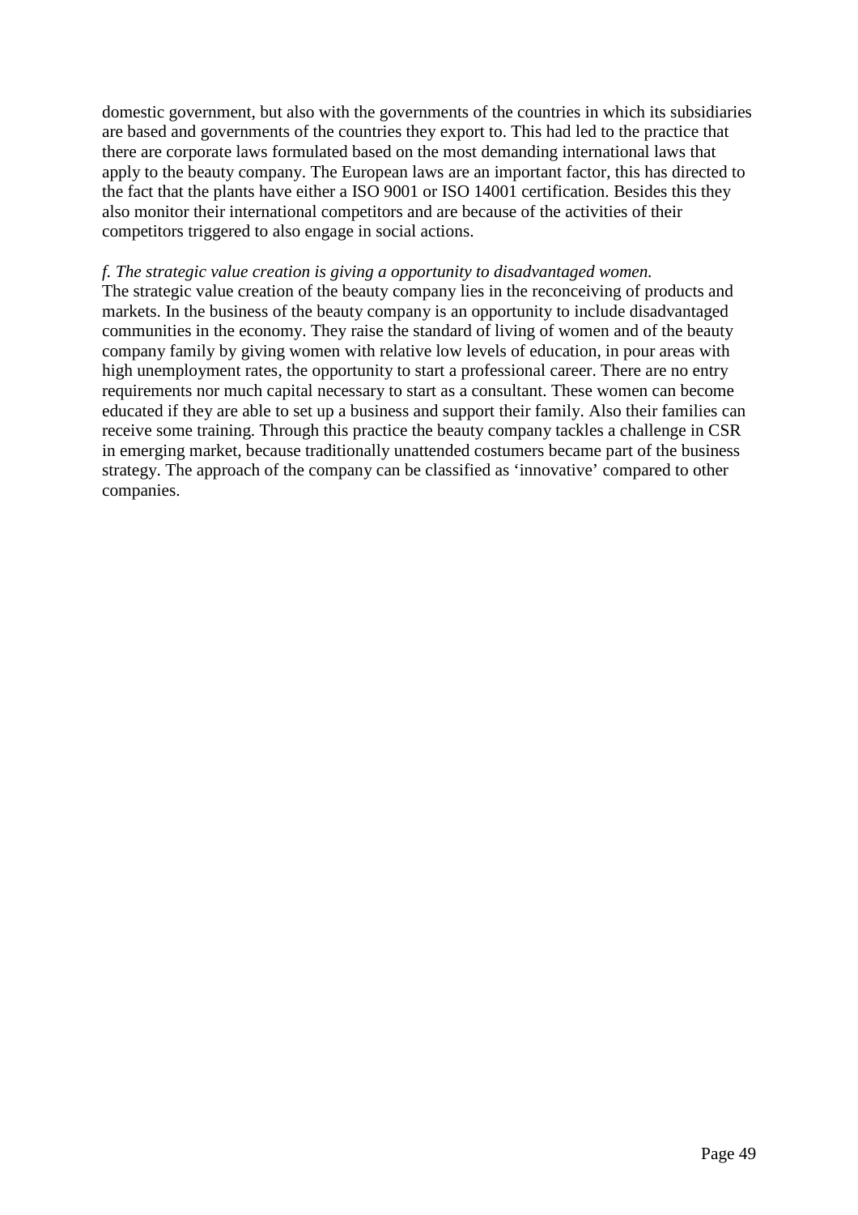domestic government, but also with the governments of the countries in which its subsidiaries are based and governments of the countries they export to. This had led to the practice that there are corporate laws formulated based on the most demanding international laws that apply to the beauty company. The European laws are an important factor, this has directed to the fact that the plants have either a ISO 9001 or ISO 14001 certification. Besides this they also monitor their international competitors and are because of the activities of their competitors triggered to also engage in social actions.

*f. The strategic value creation is giving a opportunity to disadvantaged women.*

The strategic value creation of the beauty company lies in the reconceiving of products and markets. In the business of the beauty company is an opportunity to include disadvantaged communities in the economy. They raise the standard of living of women and of the beauty company family by giving women with relative low levels of education, in pour areas with high unemployment rates, the opportunity to start a professional career. There are no entry requirements nor much capital necessary to start as a consultant. These women can become educated if they are able to set up a business and support their family. Also their families can receive some training. Through this practice the beauty company tackles a challenge in CSR in emerging market, because traditionally unattended costumers became part of the business strategy. The approach of the company can be classified as 'innovative' compared to other companies.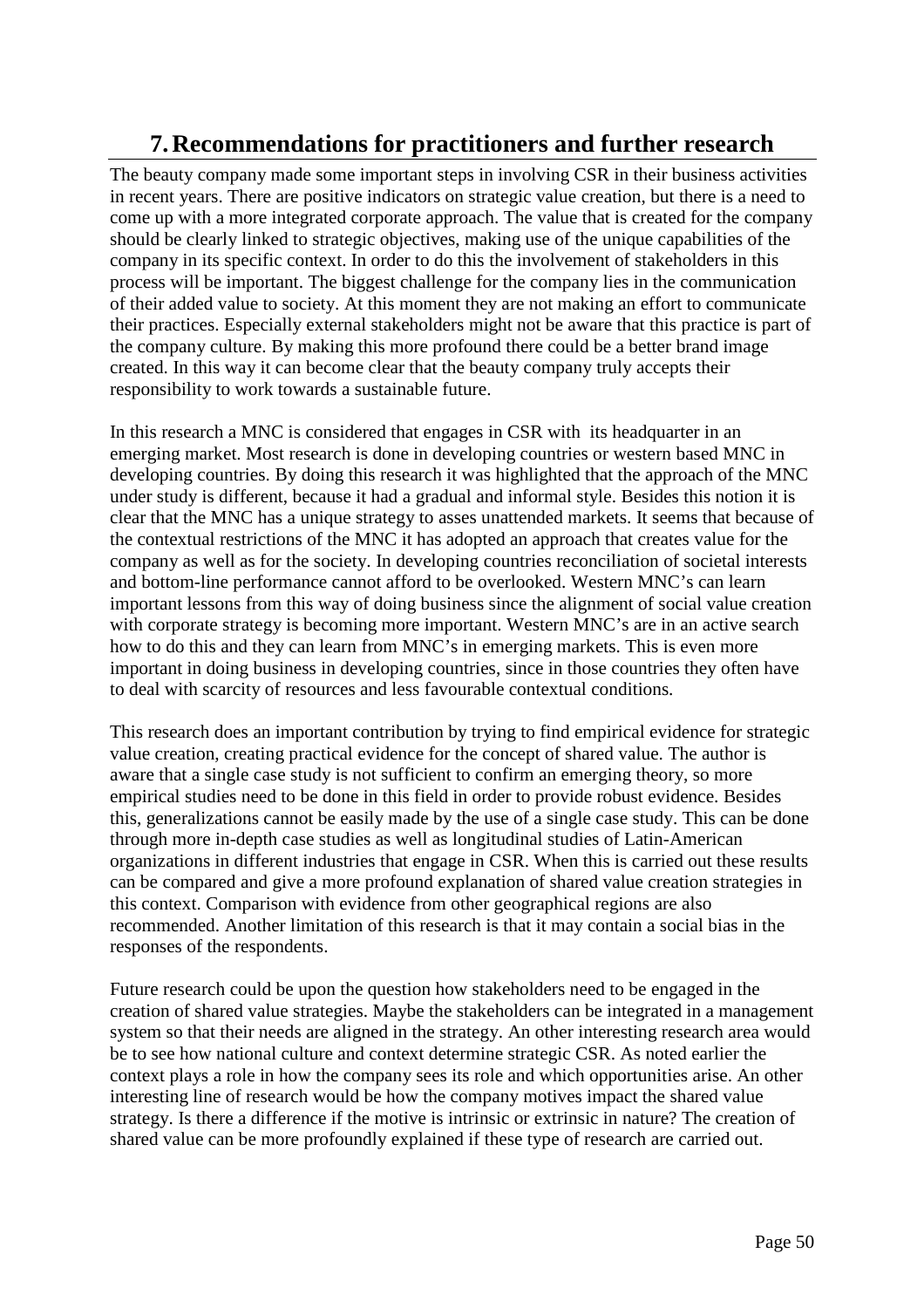# 7. Recommendations for practitioners and further research

The beauty company made some important steps in involving CSR in their business activities in recent years. There are positive indicators on strategic value creation, but there is a need to come up with a more integrated corporate approach. The value that is created for the company should be clearly linked to strategic objectives, making use of the unique capabilities of the company in its specific context. In order to do this the involvement of stakeholders in this process will be important. The biggest challenge for the company lies in the communication of their added value to society. At this moment they are not making an effort to communicate their practices. Especially external stakeholders might not be aware that this practice is part of the company culture. By making this more profound there could be a better brand image created. In this way it can become clear that the beauty company truly accepts their responsibility to work towards a sustainable future.

In this research a MNC is considered that engages in CSR with  its headquarter in an emerging market. Most research is done in developing countries or western based MNC in developing countries. By doing this research it was highlighted that the approach of the MNC under study is different, because it had a gradual and informal style. Besides this notion it is clear that the MNC has a unique strategy to asses unattended markets. It seems that because of the contextual restrictions of the MNC it has adopted an approach that creates value for the company as well as for the society. In developing countries reconciliation of societal interests and bottom-line performance cannot afford to be overlooked. Western MNC's can learn important lessons from this way of doing business since the alignment of social value creation with corporate strategy is becoming more important. Western MNC's are in an active search how to do this and they can learn from MNC's in emerging markets. This is even more important in doing business in developing countries, since in those countries they often have to deal with scarcity of resources and less favourable contextual conditions.

This research does an important contribution by trying to find empirical evidence for strategic value creation, creating practical evidence for the concept of shared value. The author is aware that a single case study is not sufficient to confirm an emerging theory, so more empirical studies need to be done in this field in order to provide robust evidence. Besides this, generalizations cannot be easily made by the use of a single case study. This can be done through more in-depth case studies as well as longitudinal studies of Latin-American organizations in different industries that engage in CSR. When this is carried out these results can be compared and give a more profound explanation of shared value creation strategies in this context. Comparison with evidence from other geographical regions are also recommended. Another limitation of this research is that it may contain a social bias in the responses of the respondents.

Future research could be upon the question how stakeholders need to be engaged in the creation of shared value strategies. Maybe the stakeholders can be integrated in a management system so that their needs are aligned in the strategy. An other interesting research area would be to see how national culture and context determine strategic CSR. As noted earlier the context plays a role in how the company sees its role and which opportunities arise. An other interesting line of research would be how the company motives impact the shared value strategy. Is there a difference if the motive is intrinsic or extrinsic in nature? The creation of shared value can be more profoundly explained if these type of research are carried out.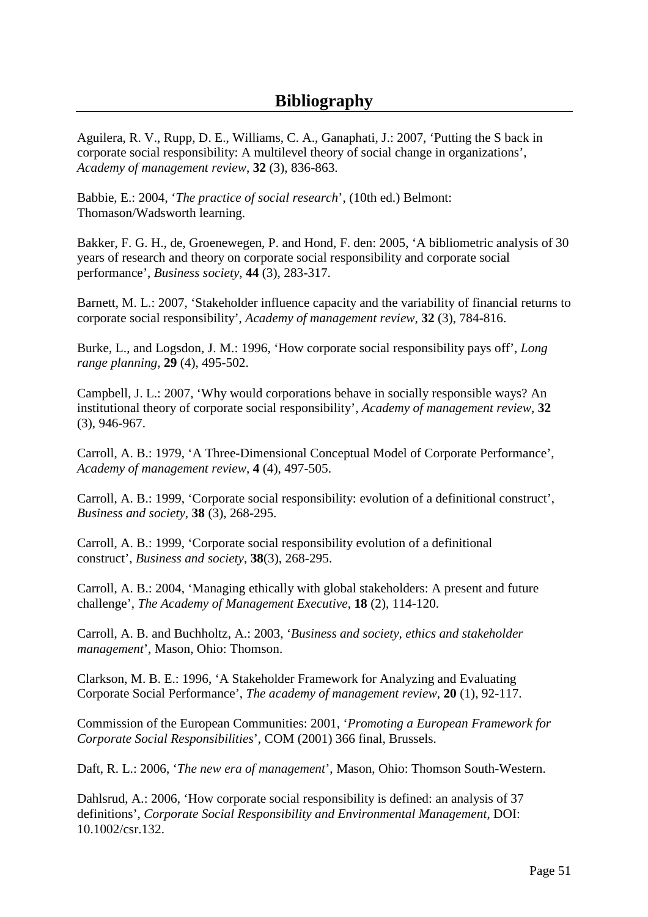# Bibliography

Aguilera, R. V., Rupp, D. E., Williams, C. A., Ganaphati, J.: 2007, 'Putting the S back in corporate social responsibility: A multilevel theory of social change in organizations', *Academy of management review*, **32** (3), 836-863.

Babbie, E.: 2004, '*The practice of social research*', (10th ed.) Belmont: Thomason/Wadsworth learning.

Bakker, F. G. H., de, Groenewegen, P. and Hond, F. den: 2005, 'A bibliometric analysis of 30 years of research and theory on corporate social responsibility and corporate social performance', *Business society*, **44** (3), 283-317.

Barnett, M. L.: 2007, 'Stakeholder influence capacity and the variability of financial returns to corporate social responsibility', *Academy of management review*, **32** (3), 784-816.

Burke, L., and Logsdon, J. M.: 1996, 'How corporate social responsibility pays off', *Long range planning*, **29** (4), 495-502.

Campbell, J. L.: 2007, 'Why would corporations behave in socially responsible ways? An institutional theory of corporate social responsibility', *Academy of management review*, **32** (3), 946-967.

Carroll, A. B.: 1979, 'A Three-Dimensional Conceptual Model of Corporate Performance', *Academy of management review*, **4** (4), 497-505.

Carroll, A. B.: 1999, 'Corporate social responsibility: evolution of a definitional construct', *Business and society*, **38** (3), 268-295.

Carroll, A. B.: 1999, 'Corporate social responsibility evolution of a definitional construct', *Business and society*, **38**(3), 268-295.

Carroll, A. B.: 2004, 'Managing ethically with global stakeholders: A present and future challenge', *The Academy of Management Executive*, **18** (2), 114-120.

Carroll, A. B. and Buchholtz, A.: 2003, '*Business and society, ethics and stakeholder management*', Mason, Ohio: Thomson.

Clarkson, M. B. E.: 1996, 'A Stakeholder Framework for Analyzing and Evaluating Corporate Social Performance', *The academy of management review*, **20** (1), 92-117.

Commission of the European Communities: 2001, '*Promoting a European Framework for Corporate Social Responsibilities*', COM (2001) 366 final, Brussels.

Daft, R. L.: 2006, '*The new era of management*', Mason, Ohio: Thomson South-Western.

Dahlsrud, A.: 2006, 'How corporate social responsibility is defined: an analysis of 37 definitions', *Corporate Social Responsibility and Environmental Management*, DOI: 10.1002/csr.132.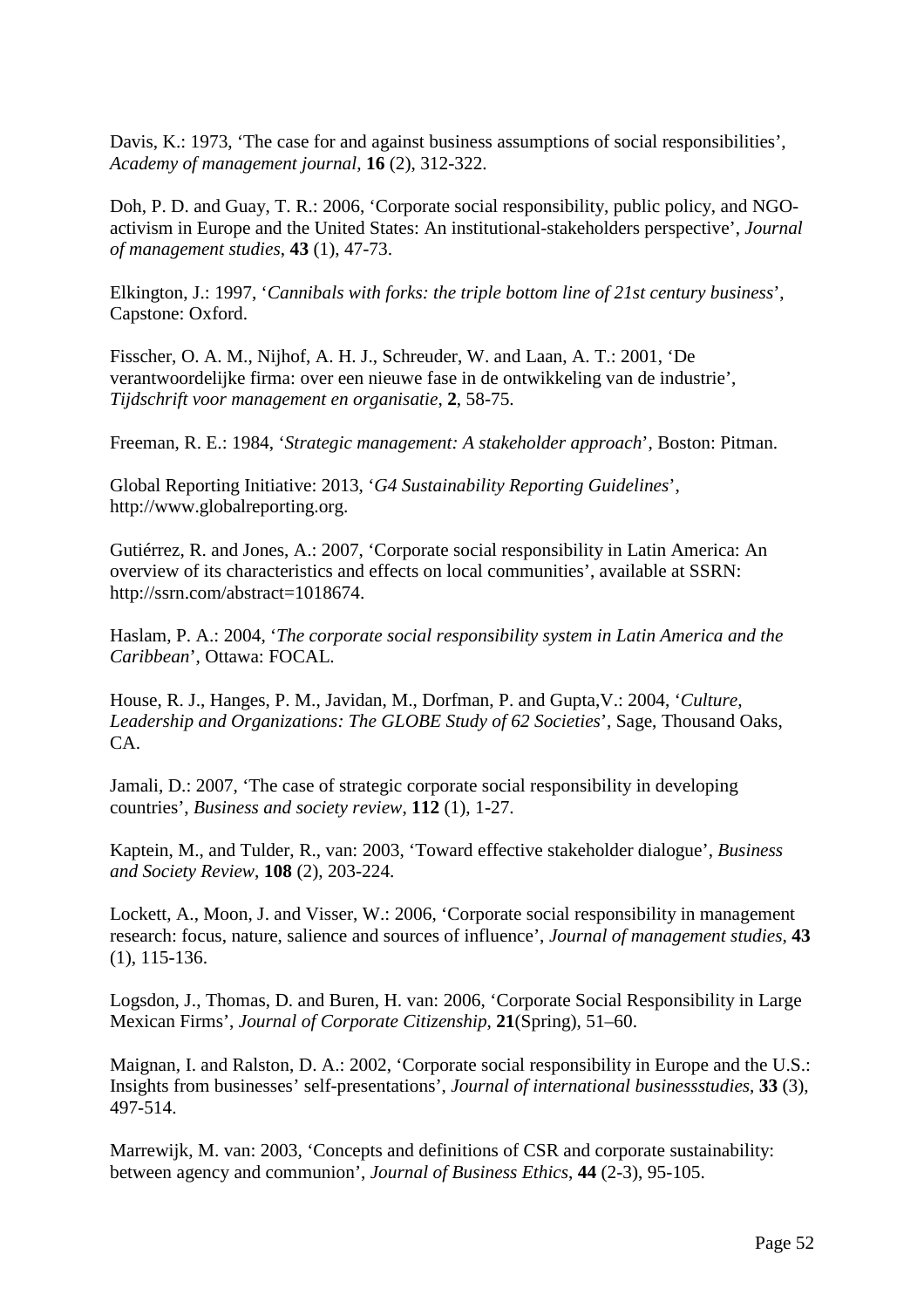Davis, K.: 1973, ‘The case for and against business assumptions of social responsibilities’, *Academy of management journal*, **16** (2), 312-322.

Doh, P. D. and Guay, T. R.: 2006, ‘Corporate social responsibility, public policy, and NGO-activism in Europe and the United States: An institutional-stakeholders perspective’, *Journal of management studies*, **43** (1), 47-73.

Elkington, J.: 1997, ‘*Cannibals with forks: the triple bottom line of 21st century business*’, Capstone: Oxford.

Fisscher, O. A. M., Nijhof, A. H. J., Schreuder, W. and Laan, A. T.: 2001, ‘De verantwoordelijke firma: over een nieuwe fase in de ontwikkeling van de industrie’, *Tijdschrift voor management en organisatie*, **2**, 58-75.

Freeman, R. E.: 1984, ‘*Strategic management: A stakeholder approach*’, Boston: Pitman.

Global Reporting Initiative: 2013, ‘*G4 Sustainability Reporting Guidelines*’, http://www.globalreporting.org.

Gutiérrez, R. and Jones, A.: 2007, ‘Corporate social responsibility in Latin America: An overview of its characteristics and effects on local communities’, available at SSRN: http://ssrn.com/abstract=1018674.

Haslam, P. A.: 2004, ‘*The corporate social responsibility system in Latin America and the Caribbean*’, Ottawa: FOCAL.

House, R. J., Hanges, P. M., Javidan, M., Dorfman, P. and Gupta,V.: 2004, ‘*Culture, Leadership and Organizations: The GLOBE Study of 62 Societies*’, Sage, Thousand Oaks, CA.

Jamali, D.: 2007, ‘The case of strategic corporate social responsibility in developing countries’, *Business and society review*, **112** (1), 1-27.

Kaptein, M., and Tulder, R., van: 2003, ‘Toward effective stakeholder dialogue’, *Business and Society Review*, **108** (2), 203-224.

Lockett, A., Moon, J. and Visser, W.: 2006, ‘Corporate social responsibility in management research: focus, nature, salience and sources of influence’, *Journal of management studies*, **43** (1), 115-136.

Logsdon, J., Thomas, D. and Buren, H. van: 2006, ‘Corporate Social Responsibility in Large Mexican Firms’, *Journal of Corporate Citizenship*, **21**(Spring), 51–60.

Maignan, I. and Ralston, D. A.: 2002, ‘Corporate social responsibility in Europe and the U.S.: Insights from businesses’ self-presentations’, *Journal of international businessstudies*, **33** (3), 497-514.

Marrewijk, M. van: 2003, ‘Concepts and definitions of CSR and corporate sustainability: between agency and communion’, *Journal of Business Ethics*, **44** (2-3), 95-105.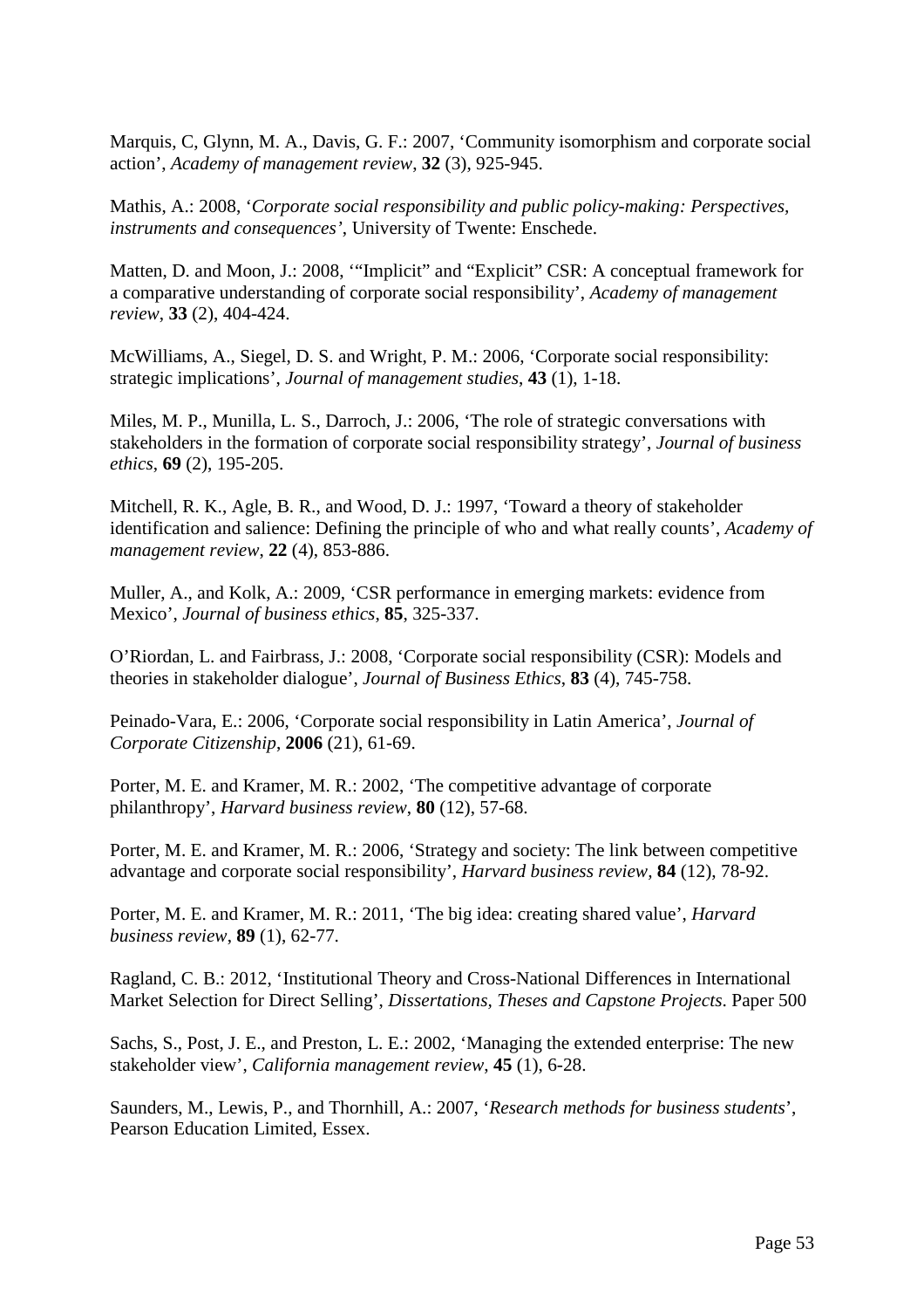Marquis, C, Glynn, M. A., Davis, G. F.: 2007, 'Community isomorphism and corporate social action', *Academy of management review*, **32** (3), 925-945.

Mathis, A.: 2008, '*Corporate social responsibility and public policy-making: Perspectives, instruments and consequences'*, University of Twente: Enschede.

Matten, D. and Moon, J.: 2008, '"Implicit" and "Explicit" CSR: A conceptual framework for a comparative understanding of corporate social responsibility', *Academy of management review*, **33** (2), 404-424.

McWilliams, A., Siegel, D. S. and Wright, P. M.: 2006, 'Corporate social responsibility: strategic implications', *Journal of management studies*, **43** (1), 1-18.

Miles, M. P., Munilla, L. S., Darroch, J.: 2006, 'The role of strategic conversations with stakeholders in the formation of corporate social responsibility strategy', *Journal of business ethics*, **69** (2), 195-205.

Mitchell, R. K., Agle, B. R., and Wood, D. J.: 1997, 'Toward a theory of stakeholder identification and salience: Defining the principle of who and what really counts', *Academy of management review*, **22** (4), 853-886.

Muller, A., and Kolk, A.: 2009, 'CSR performance in emerging markets: evidence from Mexico', *Journal of business ethics*, **85**, 325-337.

O'Riordan, L. and Fairbrass, J.: 2008, 'Corporate social responsibility (CSR): Models and theories in stakeholder dialogue', *Journal of Business Ethics*, **83** (4), 745-758.

Peinado-Vara, E.: 2006, 'Corporate social responsibility in Latin America', *Journal of Corporate Citizenship*, **2006** (21), 61-69.

Porter, M. E. and Kramer, M. R.: 2002, 'The competitive advantage of corporate philanthropy', *Harvard business review*, **80** (12), 57-68.

Porter, M. E. and Kramer, M. R.: 2006, 'Strategy and society: The link between competitive advantage and corporate social responsibility', *Harvard business review*, **84** (12), 78-92.

Porter, M. E. and Kramer, M. R.: 2011, 'The big idea: creating shared value', *Harvard business review*, **89** (1), 62-77.

Ragland, C. B.: 2012, 'Institutional Theory and Cross-National Differences in International Market Selection for Direct Selling', *Dissertations, Theses and Capstone Projects*. Paper 500

Sachs, S., Post, J. E., and Preston, L. E.: 2002, 'Managing the extended enterprise: The new stakeholder view', *California management review*, **45** (1), 6-28.

Saunders, M., Lewis, P., and Thornhill, A.: 2007, '*Research methods for business students*', Pearson Education Limited, Essex.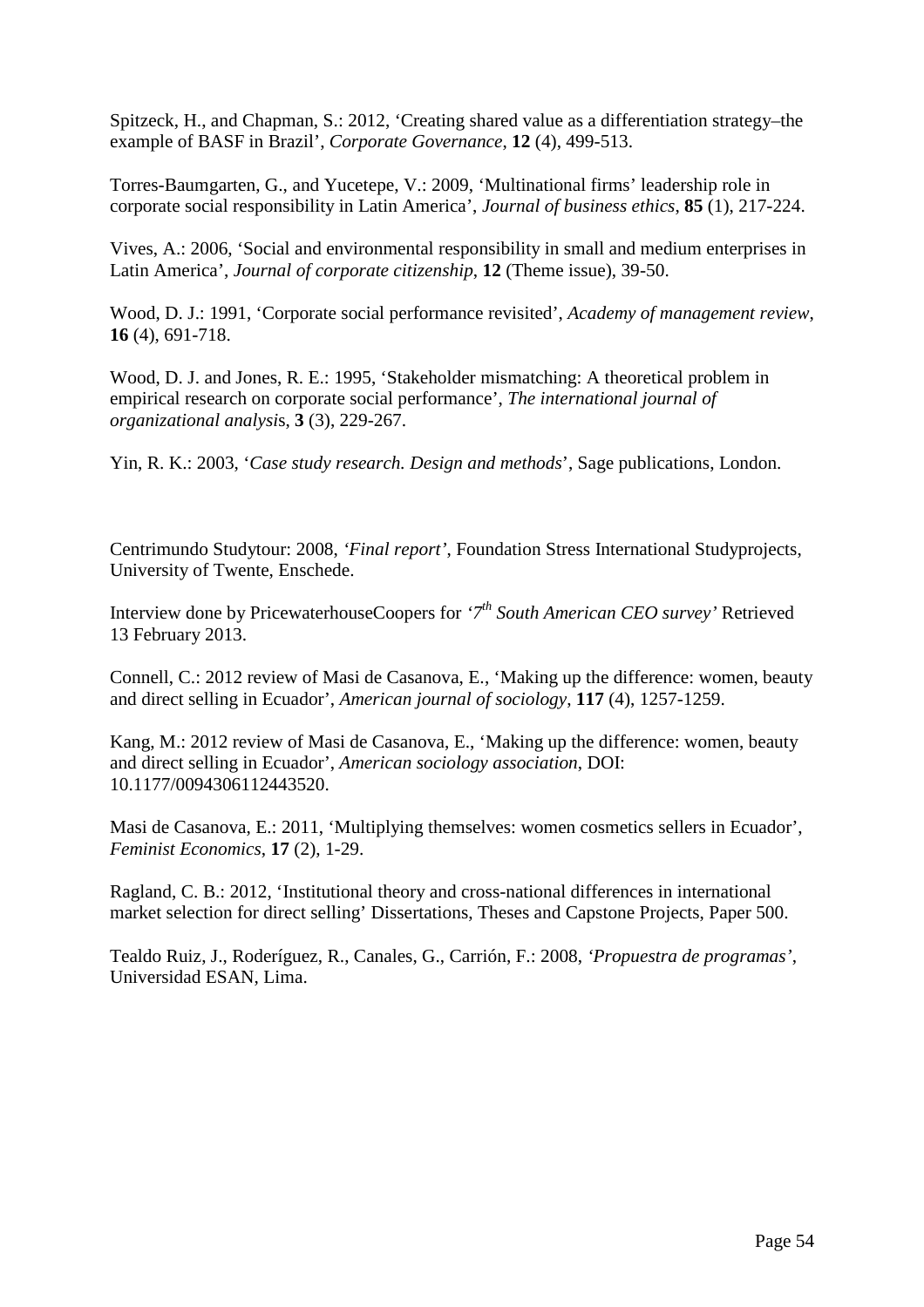Spitzeck, H., and Chapman, S.: 2012, 'Creating shared value as a differentiation strategy–the example of BASF in Brazil', *Corporate Governance*, **12** (4), 499-513.

Torres-Baumgarten, G., and Yucetepe, V.: 2009, 'Multinational firms' leadership role in corporate social responsibility in Latin America', *Journal of business ethics*, **85** (1), 217-224.

Vives, A.: 2006, 'Social and environmental responsibility in small and medium enterprises in Latin America', *Journal of corporate citizenship*, **12** (Theme issue), 39-50.

Wood, D. J.: 1991, 'Corporate social performance revisited', *Academy of management review*, **16** (4), 691-718.

Wood, D. J. and Jones, R. E.: 1995, 'Stakeholder mismatching: A theoretical problem in empirical research on corporate social performance', *The international journal of organizational analysis*, **3** (3), 229-267.

Yin, R. K.: 2003, '*Case study research. Design and methods*', Sage publications, London.

Centrimundo Studytour: 2008, *'Final report'*, Foundation Stress International Studyprojects, University of Twente, Enschede.

Interview done by PricewaterhouseCoopers for *'7th South American CEO survey'* Retrieved 13 February 2013.

Connell, C.: 2012 review of Masi de Casanova, E., 'Making up the difference: women, beauty and direct selling in Ecuador', *American journal of sociology*, **117** (4), 1257-1259.

Kang, M.: 2012 review of Masi de Casanova, E., 'Making up the difference: women, beauty and direct selling in Ecuador', *American sociology association*, DOI: 10.1177/0094306112443520.

Masi de Casanova, E.: 2011, 'Multiplying themselves: women cosmetics sellers in Ecuador', *Feminist Economics*, **17** (2), 1-29.

Ragland, C. B.: 2012, 'Institutional theory and cross-national differences in international market selection for direct selling' Dissertations, Theses and Capstone Projects, Paper 500.

Tealdo Ruiz, J., Roderíguez, R., Canales, G., Carrión, F.: 2008, *'Propuestra de programas'*, Universidad ESAN, Lima.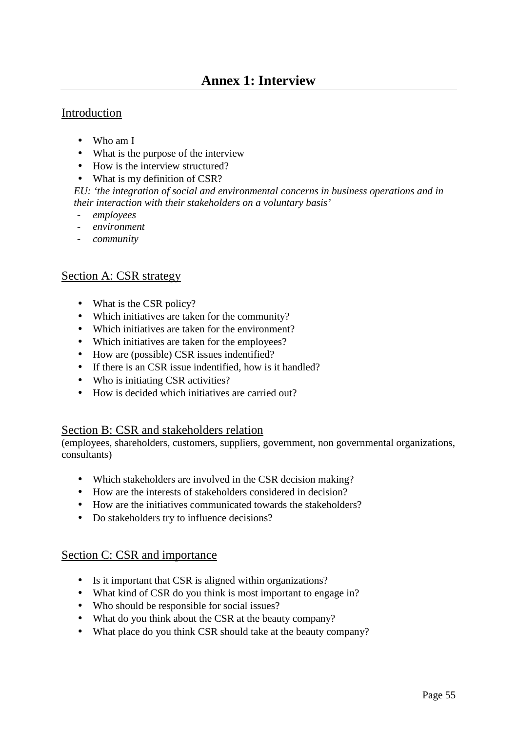# Annex 1: Interview

## Introduction

- Who am I
- What is the purpose of the interview
- How is the interview structured?
- What is my definition of CSR?

*EU: 'the integration of social and environmental concerns in business operations and in their interaction with their stakeholders on a voluntary basis'*

- *employees*
- *environment*
- *community*

## Section A: CSR strategy

- What is the CSR policy?
- Which initiatives are taken for the community?
- Which initiatives are taken for the environment?
- Which initiatives are taken for the employees?
- How are (possible) CSR issues indentified?
- If there is an CSR issue indentified, how is it handled?
- Who is initiating CSR activities?
- How is decided which initiatives are carried out?

## Section B: CSR and stakeholders relation

(employees, shareholders, customers, suppliers, government, non governmental organizations, consultants)

- Which stakeholders are involved in the CSR decision making?
- How are the interests of stakeholders considered in decision?
- How are the initiatives communicated towards the stakeholders?
- Do stakeholders try to influence decisions?

## Section C: CSR and importance

- Is it important that CSR is aligned within organizations?
- What kind of CSR do you think is most important to engage in?
- Who should be responsible for social issues?
- What do you think about the CSR at the beauty company?
- What place do you think CSR should take at the beauty company?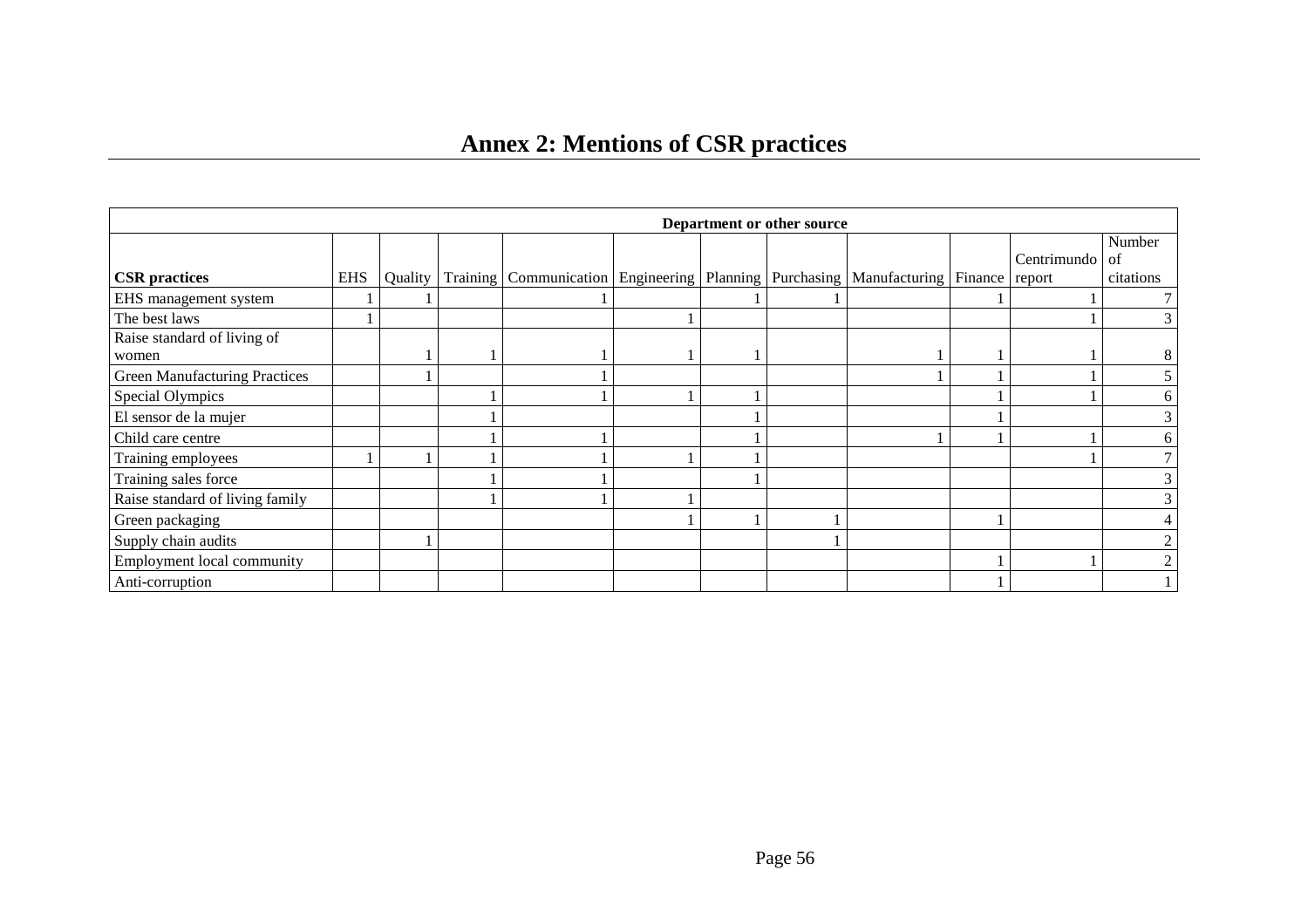# Annex 2: Mentions of CSR practices

| | Department or other source | | | | | | | | | | |
|---|---|---|---|---|---|---|---|---|---|---|---|
| **CSR practices** | EHS | Quality | Training | Communication | Engineering | Planning | Purchasing | Manufacturing | Finance | Centrimundo report | Number of citations |
| EHS management system | 1 | 1 | | 1 | | 1 | 1 | | 1 | 1 | 7 |
| The best laws | 1 | | | | 1 | | | | | 1 | 3 |
| Raise standard of living of women | | 1 | 1 | 1 | 1 | 1 | | 1 | 1 | 1 | 8 |
| Green Manufacturing Practices | | 1 | | 1 | | | | 1 | 1 | 1 | 5 |
| Special Olympics | | | 1 | 1 | 1 | 1 | | | 1 | 1 | 6 |
| El sensor de la mujer | | | 1 | | | 1 | | | 1 | | 3 |
| Child care centre | | | 1 | 1 | | 1 | | 1 | 1 | 1 | 6 |
| Training employees | 1 | 1 | 1 | 1 | 1 | 1 | | | | 1 | 7 |
| Training sales force | | | 1 | 1 | | 1 | | | | | 3 |
| Raise standard of living family | | | 1 | 1 | 1 | | | | | | 3 |
| Green packaging | | | | | 1 | 1 | 1 | | 1 | | 4 |
| Supply chain audits | | 1 | | | | | 1 | | | | 2 |
| Employment local community | | | | | | | | | 1 | 1 | 2 |
| Anti-corruption | | | | | | | | | 1 | | 1 |